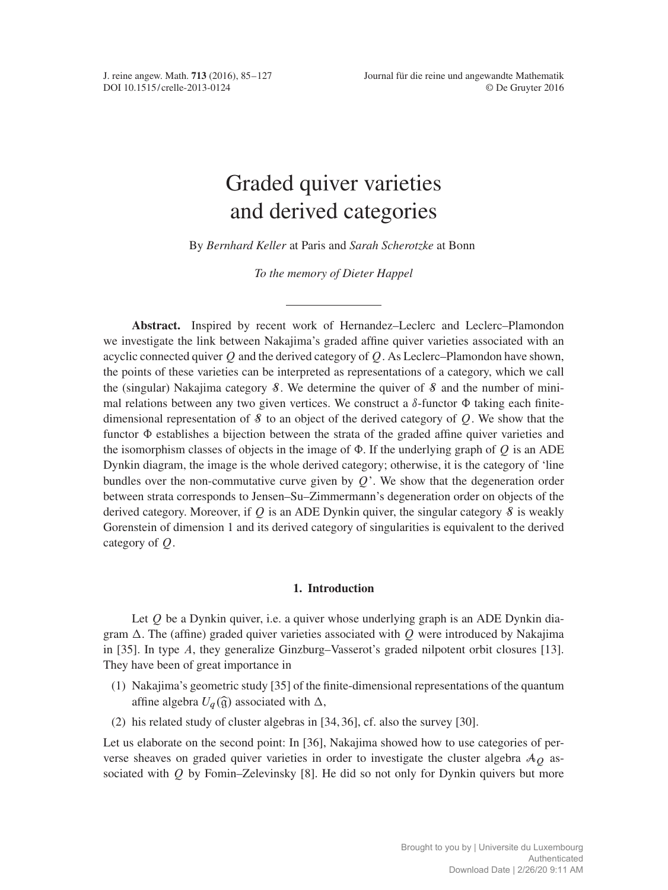# Graded quiver varieties and derived categories

By *Bernhard Keller* at Paris and *Sarah Scherotzke* at Bonn

*To the memory of Dieter Happel*

---

**Abstract.** Inspired by recent work of Hernandez–Leclerc and Leclerc–Plamondon we investigate the link between Nakajima's graded affine quiver varieties associated with an acyclic connected quiver $Q$ and the derived category of $Q$. As Leclerc–Plamondon have shown, the points of these varieties can be interpreted as representations of a category, which we call the (singular) Nakajima category $\mathcal{S}$. We determine the quiver of $\mathcal{S}$ and the number of minimal relations between any two given vertices. We construct a $\delta$-functor $\Phi$ taking each finite-dimensional representation of $\mathcal{S}$ to an object of the derived category of $Q$. We show that the functor $\Phi$ establishes a bijection between the strata of the graded affine quiver varieties and the isomorphism classes of objects in the image of $\Phi$. If the underlying graph of $Q$ is an ADE Dynkin diagram, the image is the whole derived category; otherwise, it is the category of 'line bundles over the non-commutative curve given by $Q$'. We show that the degeneration order between strata corresponds to Jensen–Su–Zimmermann's degeneration order on objects of the derived category. Moreover, if $Q$ is an ADE Dynkin quiver, the singular category $\mathcal{S}$ is weakly Gorenstein of dimension 1 and its derived category of singularities is equivalent to the derived category of $Q$.

## 1. Introduction

Let $Q$ be a Dynkin quiver, i.e. a quiver whose underlying graph is an ADE Dynkin diagram $\Delta$. The (affine) graded quiver varieties associated with $Q$ were introduced by Nakajima in [35]. In type $A$, they generalize Ginzburg–Vasserot's graded nilpotent orbit closures [13]. They have been of great importance in

(1) Nakajima's geometric study [35] of the finite-dimensional representations of the quantum affine algebra $U_q(\widehat{\mathfrak{g}})$ associated with $\Delta$,

(2) his related study of cluster algebras in [34, 36], cf. also the survey [30].

Let us elaborate on the second point: In [36], Nakajima showed how to use categories of perverse sheaves on graded quiver varieties in order to investigate the cluster algebra $\mathcal{A}_Q$ associated with $Q$ by Fomin–Zelevinsky [8]. He did so not only for Dynkin quivers but more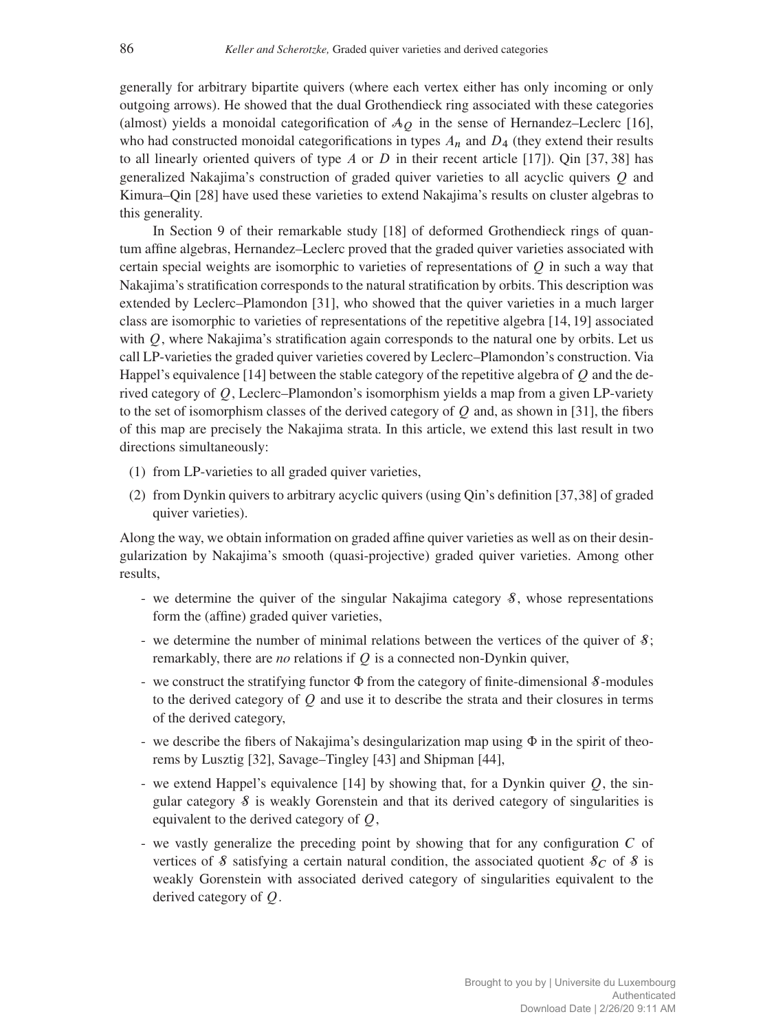generally for arbitrary bipartite quivers (where each vertex either has only incoming or only outgoing arrows). He showed that the dual Grothendieck ring associated with these categories (almost) yields a monoidal categorification of $\mathcal{A}_Q$ in the sense of Hernandez–Leclerc [16], who had constructed monoidal categorifications in types $A_n$ and $D_4$ (they extend their results to all linearly oriented quivers of type $A$ or $D$ in their recent article [17]). Qin [37, 38] has generalized Nakajima's construction of graded quiver varieties to all acyclic quivers $Q$ and Kimura–Qin [28] have used these varieties to extend Nakajima's results on cluster algebras to this generality.

In Section 9 of their remarkable study [18] of deformed Grothendieck rings of quantum affine algebras, Hernandez–Leclerc proved that the graded quiver varieties associated with certain special weights are isomorphic to varieties of representations of $Q$ in such a way that Nakajima's stratification corresponds to the natural stratification by orbits. This description was extended by Leclerc–Plamondon [31], who showed that the quiver varieties in a much larger class are isomorphic to varieties of representations of the repetitive algebra [14, 19] associated with $Q$, where Nakajima's stratification again corresponds to the natural one by orbits. Let us call LP-varieties the graded quiver varieties covered by Leclerc–Plamondon's construction. Via Happel's equivalence [14] between the stable category of the repetitive algebra of $Q$ and the derived category of $Q$, Leclerc–Plamondon's isomorphism yields a map from a given LP-variety to the set of isomorphism classes of the derived category of $Q$ and, as shown in [31], the fibers of this map are precisely the Nakajima strata. In this article, we extend this last result in two directions simultaneously:

(1) from LP-varieties to all graded quiver varieties,

(2) from Dynkin quivers to arbitrary acyclic quivers (using Qin's definition [37, 38] of graded quiver varieties).

Along the way, we obtain information on graded affine quiver varieties as well as on their desingularization by Nakajima's smooth (quasi-projective) graded quiver varieties. Among other results,

- we determine the quiver of the singular Nakajima category $\mathcal{S}$, whose representations form the (affine) graded quiver varieties,
- we determine the number of minimal relations between the vertices of the quiver of $\mathcal{S}$; remarkably, there are *no* relations if $Q$ is a connected non-Dynkin quiver,
- we construct the stratifying functor $\Phi$ from the category of finite-dimensional $\mathcal{S}$-modules to the derived category of $Q$ and use it to describe the strata and their closures in terms of the derived category,
- we describe the fibers of Nakajima's desingularization map using $\Phi$ in the spirit of theorems by Lusztig [32], Savage–Tingley [43] and Shipman [44],
- we extend Happel's equivalence [14] by showing that, for a Dynkin quiver $Q$, the singular category $\mathcal{S}$ is weakly Gorenstein and that its derived category of singularities is equivalent to the derived category of $Q$,
- we vastly generalize the preceding point by showing that for any configuration $C$ of vertices of $\mathcal{S}$ satisfying a certain natural condition, the associated quotient $\mathcal{S}_C$ of $\mathcal{S}$ is weakly Gorenstein with associated derived category of singularities equivalent to the derived category of $Q$.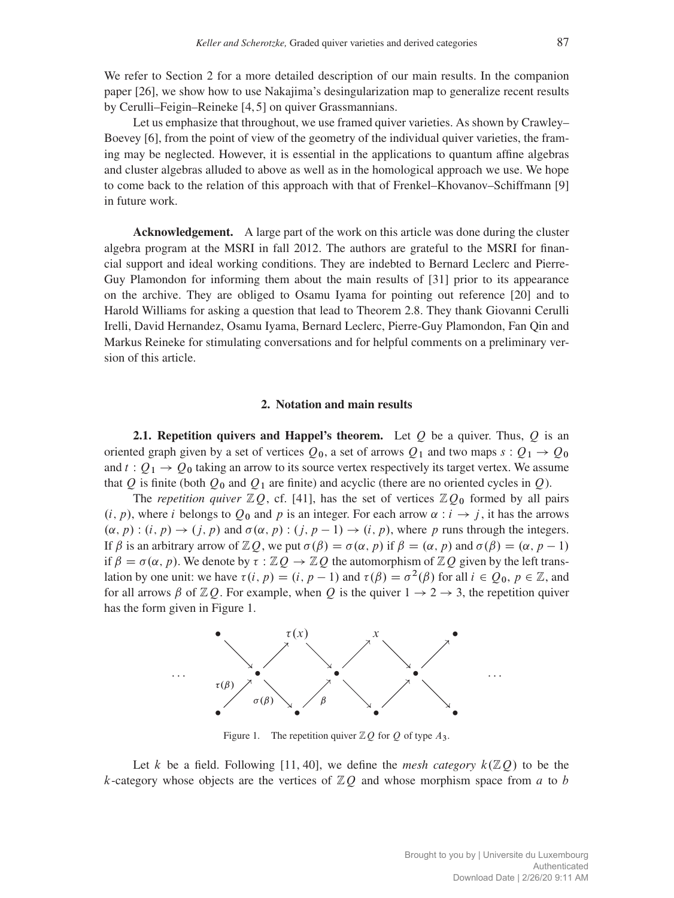We refer to Section 2 for a more detailed description of our main results. In the companion paper [26], we show how to use Nakajima's desingularization map to generalize recent results by Cerulli–Feigin–Reineke [4, 5] on quiver Grassmannians.

Let us emphasize that throughout, we use framed quiver varieties. As shown by Crawley–Boevey [6], from the point of view of the geometry of the individual quiver varieties, the framing may be neglected. However, it is essential in the applications to quantum affine algebras and cluster algebras alluded to above as well as in the homological approach we use. We hope to come back to the relation of this approach with that of Frenkel–Khovanov–Schiffmann [9] in future work.

**Acknowledgement.** A large part of the work on this article was done during the cluster algebra program at the MSRI in fall 2012. The authors are grateful to the MSRI for financial support and ideal working conditions. They are indebted to Bernard Leclerc and Pierre-Guy Plamondon for informing them about the main results of [31] prior to its appearance on the archive. They are obliged to Osamu Iyama for pointing out reference [20] and to Harold Williams for asking a question that lead to Theorem 2.8. They thank Giovanni Cerulli Irelli, David Hernandez, Osamu Iyama, Bernard Leclerc, Pierre-Guy Plamondon, Fan Qin and Markus Reineke for stimulating conversations and for helpful comments on a preliminary version of this article.

## 2. Notation and main results

**2.1. Repetition quivers and Happel's theorem.** Let $Q$ be a quiver. Thus, $Q$ is an oriented graph given by a set of vertices $Q_0$, a set of arrows $Q_1$ and two maps $s : Q_1 \to Q_0$ and $t : Q_1 \to Q_0$ taking an arrow to its source vertex respectively its target vertex. We assume that $Q$ is finite (both $Q_0$ and $Q_1$ are finite) and acyclic (there are no oriented cycles in $Q$).

The *repetition quiver* $\mathbb{Z}Q$, cf. [41], has the set of vertices $\mathbb{Z}Q_0$ formed by all pairs $(i, p)$, where $i$ belongs to $Q_0$ and $p$ is an integer. For each arrow $\alpha : i \to j$, it has the arrows $(\alpha, p) : (i, p) \to (j, p)$ and $\sigma(\alpha, p) : (j, p-1) \to (i, p)$, where $p$ runs through the integers. If $\beta$ is an arbitrary arrow of $\mathbb{Z}Q$, we put $\sigma(\beta) = \sigma(\alpha, p)$ if $\beta = (\alpha, p)$ and $\sigma(\beta) = (\alpha, p-1)$ if $\beta = \sigma(\alpha, p)$. We denote by $\tau : \mathbb{Z}Q \to \mathbb{Z}Q$ the automorphism of $\mathbb{Z}Q$ given by the left translation by one unit: we have $\tau(i, p) = (i, p-1)$ and $\tau(\beta) = \sigma^2(\beta)$ for all $i \in Q_0$, $p \in \mathbb{Z}$, and for all arrows $\beta$ of $\mathbb{Z}Q$. For example, when $Q$ is the quiver $1 \to 2 \to 3$, the repetition quiver has the form given in Figure 1.

Figure 1. The repetition quiver $\mathbb{Z}Q$ for $Q$ of type $A_3$.

Let $k$ be a field. Following [11, 40], we define the *mesh category* $k(\mathbb{Z}Q)$ to be the $k$-category whose objects are the vertices of $\mathbb{Z}Q$ and whose morphism space from $a$ to $b$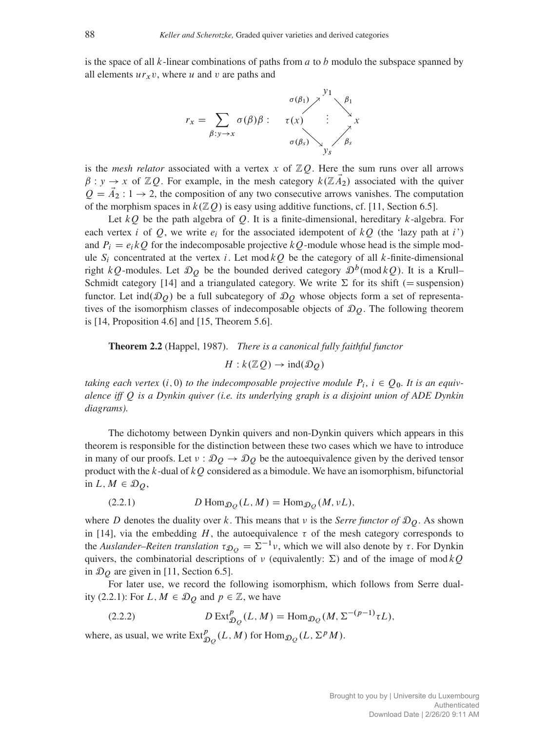is the space of all $k$-linear combinations of paths from $a$ to $b$ modulo the subspace spanned by all elements $ur_xv$, where $u$ and $v$ are paths and

$$r_x = \sum_{\beta : y \to x} \sigma(\beta)\beta : \qquad \begin{array}{ccccc} & & y_1 & & \\ & \sigma(\beta_1) \nearrow & & \searrow \beta_1 & \\ \tau(x) & & \vdots & & x \\ & \sigma(\beta_s) \searrow & & \nearrow \beta_s & \\ & & y_s & & \end{array}$$

is the *mesh relator* associated with a vertex $x$ of $\mathbb{Z}Q$. Here the sum runs over all arrows $\beta : y \to x$ of $\mathbb{Z}Q$. For example, in the mesh category $k(\mathbb{Z}\vec{A}_2)$ associated with the quiver $Q = \vec{A}_2 : 1 \to 2$, the composition of any two consecutive arrows vanishes. The computation of the morphism spaces in $k(\mathbb{Z}Q)$ is easy using additive functions, cf. [11, Section 6.5].

Let $kQ$ be the path algebra of $Q$. It is a finite-dimensional, hereditary $k$-algebra. For each vertex $i$ of $Q$, we write $e_i$ for the associated idempotent of $kQ$ (the 'lazy path at $i$') and $P_i = e_i kQ$ for the indecomposable projective $kQ$-module whose head is the simple module $S_i$ concentrated at the vertex $i$. Let $\operatorname{mod} kQ$ be the category of all $k$-finite-dimensional right $kQ$-modules. Let $\mathcal{D}_Q$ be the bounded derived category $\mathcal{D}^b(\operatorname{mod} kQ)$. It is a Krull–Schmidt category [14] and a triangulated category. We write $\Sigma$ for its shift ($=$ suspension) functor. Let $\operatorname{ind}(\mathcal{D}_Q)$ be a full subcategory of $\mathcal{D}_Q$ whose objects form a set of representatives of the isomorphism classes of indecomposable objects of $\mathcal{D}_Q$. The following theorem is [14, Proposition 4.6] and [15, Theorem 5.6].

**Theorem 2.2** (Happel, 1987). *There is a canonical fully faithful functor*

$$H : k(\mathbb{Z}Q) \to \operatorname{ind}(\mathcal{D}_Q)$$

*taking each vertex $(i, 0)$ to the indecomposable projective module $P_i$, $i \in Q_0$. It is an equivalence iff $Q$ is a Dynkin quiver (i.e. its underlying graph is a disjoint union of ADE Dynkin diagrams).*

The dichotomy between Dynkin quivers and non-Dynkin quivers which appears in this theorem is responsible for the distinction between these two cases which we have to introduce in many of our proofs. Let $\nu : \mathcal{D}_Q \to \mathcal{D}_Q$ be the autoequivalence given by the derived tensor product with the $k$-dual of $kQ$ considered as a bimodule. We have an isomorphism, bifunctorial in $L, M \in \mathcal{D}_Q$,

$$D \operatorname{Hom}_{\mathcal{D}_Q}(L, M) = \operatorname{Hom}_{\mathcal{D}_Q}(M, \nu L), \tag{2.2.1}$$

where $D$ denotes the duality over $k$. This means that $\nu$ is the *Serre functor of* $\mathcal{D}_Q$. As shown in [14], via the embedding $H$, the autoequivalence $\tau$ of the mesh category corresponds to the *Auslander–Reiten translation* $\tau_{\mathcal{D}_Q} = \Sigma^{-1}\nu$, which we will also denote by $\tau$. For Dynkin quivers, the combinatorial descriptions of $\nu$ (equivalently: $\Sigma$) and of the image of $\operatorname{mod} kQ$ in $\mathcal{D}_Q$ are given in [11, Section 6.5].

For later use, we record the following isomorphism, which follows from Serre duality (2.2.1): For $L, M \in \mathcal{D}_Q$ and $p \in \mathbb{Z}$, we have

$$D \operatorname{Ext}^p_{\mathcal{D}_Q}(L, M) = \operatorname{Hom}_{\mathcal{D}_Q}(M, \Sigma^{-(p-1)}\tau L), \tag{2.2.2}$$

where, as usual, we write $\operatorname{Ext}^p_{\mathcal{D}_Q}(L, M)$ for $\operatorname{Hom}_{\mathcal{D}_Q}(L, \Sigma^p M)$.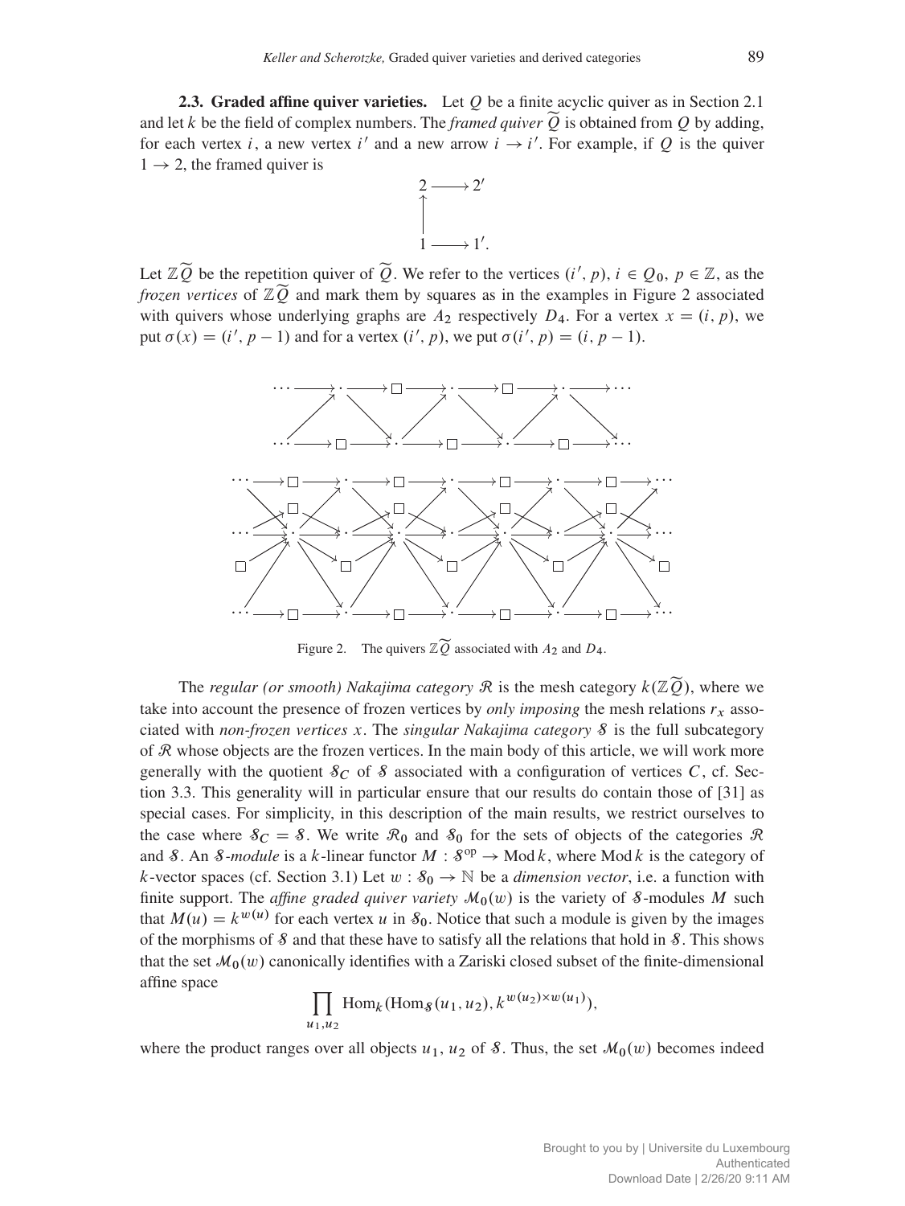**2.3. Graded affine quiver varieties.** Let $Q$ be a finite acyclic quiver as in Section 2.1 and let $k$ be the field of complex numbers. The *framed quiver* $\widetilde{Q}$ is obtained from $Q$ by adding, for each vertex $i$, a new vertex $i'$ and a new arrow $i \to i'$. For example, if $Q$ is the quiver $1 \to 2$, the framed quiver is

$$\begin{array}{ccc} 2 & \longrightarrow & 2' \\ \uparrow & & \\ 1 & \longrightarrow & 1'. \end{array}$$

Let $\mathbb{Z}\widetilde{Q}$ be the repetition quiver of $\widetilde{Q}$. We refer to the vertices $(i', p)$, $i \in Q_0$, $p \in \mathbb{Z}$, as the *frozen vertices* of $\mathbb{Z}\widetilde{Q}$ and mark them by squares as in the examples in Figure 2 associated with quivers whose underlying graphs are $A_2$ respectively $D_4$. For a vertex $x = (i, p)$, we put $\sigma(x) = (i', p - 1)$ and for a vertex $(i', p)$, we put $\sigma(i', p) = (i, p - 1)$.

Figure 2. The quivers $\mathbb{Z}\widetilde{Q}$ associated with $A_2$ and $D_4$.

The *regular (or smooth) Nakajima category* $\mathcal{R}$ is the mesh category $k(\mathbb{Z}\widetilde{Q})$, where we take into account the presence of frozen vertices by *only imposing* the mesh relations $r_x$ associated with *non-frozen vertices* $x$. The *singular Nakajima category* $\mathcal{S}$ is the full subcategory of $\mathcal{R}$ whose objects are the frozen vertices. In the main body of this article, we will work more generally with the quotient $\mathcal{S}_C$ of $\mathcal{S}$ associated with a configuration of vertices $C$, cf. Section 3.3. This generality will in particular ensure that our results do contain those of [31] as special cases. For simplicity, in this description of the main results, we restrict ourselves to the case where $\mathcal{S}_C = \mathcal{S}$. We write $\mathcal{R}_0$ and $\mathcal{S}_0$ for the sets of objects of the categories $\mathcal{R}$ and $\mathcal{S}$. An $\mathcal{S}$*-module* is a $k$-linear functor $M : \mathcal{S}^{\mathrm{op}} \to \operatorname{Mod} k$, where $\operatorname{Mod} k$ is the category of $k$-vector spaces (cf. Section 3.1) Let $w : \mathcal{S}_0 \to \mathbb{N}$ be a *dimension vector*, i.e. a function with finite support. The *affine graded quiver variety* $\mathcal{M}_0(w)$ is the variety of $\mathcal{S}$-modules $M$ such that $M(u) = k^{w(u)}$ for each vertex $u$ in $\mathcal{S}_0$. Notice that such a module is given by the images of the morphisms of $\mathcal{S}$ and that these have to satisfy all the relations that hold in $\mathcal{S}$. This shows that the set $\mathcal{M}_0(w)$ canonically identifies with a Zariski closed subset of the finite-dimensional affine space

$$\prod_{u_1, u_2} \operatorname{Hom}_k(\operatorname{Hom}_{\mathcal{S}}(u_1, u_2), k^{w(u_2) \times w(u_1)}),$$

where the product ranges over all objects $u_1$, $u_2$ of $\mathcal{S}$. Thus, the set $\mathcal{M}_0(w)$ becomes indeed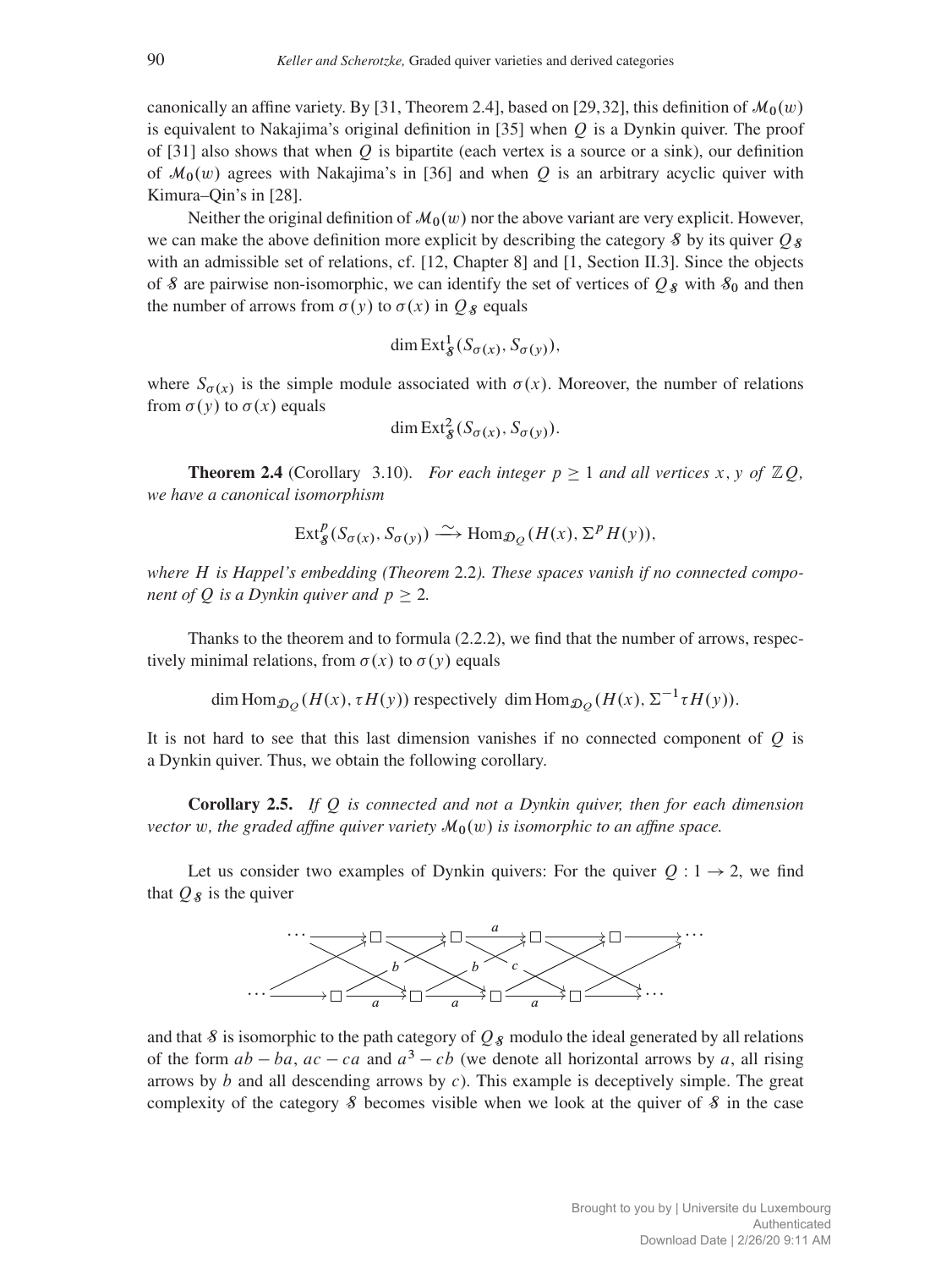canonically an affine variety. By [31, Theorem 2.4], based on [29, 32], this definition of $\mathcal{M}_0(w)$ is equivalent to Nakajima's original definition in [35] when $Q$ is a Dynkin quiver. The proof of [31] also shows that when $Q$ is bipartite (each vertex is a source or a sink), our definition of $\mathcal{M}_0(w)$ agrees with Nakajima's in [36] and when $Q$ is an arbitrary acyclic quiver with Kimura–Qin's in [28].

Neither the original definition of $\mathcal{M}_0(w)$ nor the above variant are very explicit. However, we can make the above definition more explicit by describing the category $\mathcal{S}$ by its quiver $Q_{\mathcal{S}}$ with an admissible set of relations, cf. [12, Chapter 8] and [1, Section II.3]. Since the objects of $\mathcal{S}$ are pairwise non-isomorphic, we can identify the set of vertices of $Q_{\mathcal{S}}$ with $\mathcal{S}_0$ and then the number of arrows from $\sigma(y)$ to $\sigma(x)$ in $Q_{\mathcal{S}}$ equals

$$\dim \operatorname{Ext}^1_{\mathcal{S}}(S_{\sigma(x)}, S_{\sigma(y)}),$$

where $S_{\sigma(x)}$ is the simple module associated with $\sigma(x)$. Moreover, the number of relations from $\sigma(y)$ to $\sigma(x)$ equals

$$\dim \operatorname{Ext}^2_{\mathcal{S}}(S_{\sigma(x)}, S_{\sigma(y)}).$$

**Theorem 2.4** (Corollary 3.10). *For each integer $p \geq 1$ and all vertices $x, y$ of $\mathbb{Z}Q$, we have a canonical isomorphism*

$$\operatorname{Ext}^p_{\mathcal{S}}(S_{\sigma(x)}, S_{\sigma(y)}) \xrightarrow{\sim} \operatorname{Hom}_{\mathcal{D}_Q}(H(x), \Sigma^p H(y)),$$

*where $H$ is Happel's embedding (Theorem 2.2). These spaces vanish if no connected component of $Q$ is a Dynkin quiver and $p \geq 2$.*

Thanks to the theorem and to formula (2.2.2), we find that the number of arrows, respectively minimal relations, from $\sigma(x)$ to $\sigma(y)$ equals

$$\dim \operatorname{Hom}_{\mathcal{D}_Q}(H(x), \tau H(y)) \text{ respectively } \dim \operatorname{Hom}_{\mathcal{D}_Q}(H(x), \Sigma^{-1}\tau H(y)).$$

It is not hard to see that this last dimension vanishes if no connected component of $Q$ is a Dynkin quiver. Thus, we obtain the following corollary.

**Corollary 2.5.** *If $Q$ is connected and not a Dynkin quiver, then for each dimension vector $w$, the graded affine quiver variety $\mathcal{M}_0(w)$ is isomorphic to an affine space.*

Let us consider two examples of Dynkin quivers: For the quiver $Q : 1 \to 2$, we find that $Q_{\mathcal{S}}$ is the quiver

and that $\mathcal{S}$ is isomorphic to the path category of $Q_{\mathcal{S}}$ modulo the ideal generated by all relations of the form $ab - ba$, $ac - ca$ and $a^3 - cb$ (we denote all horizontal arrows by $a$, all rising arrows by $b$ and all descending arrows by $c$). This example is deceptively simple. The great complexity of the category $\mathcal{S}$ becomes visible when we look at the quiver of $\mathcal{S}$ in the case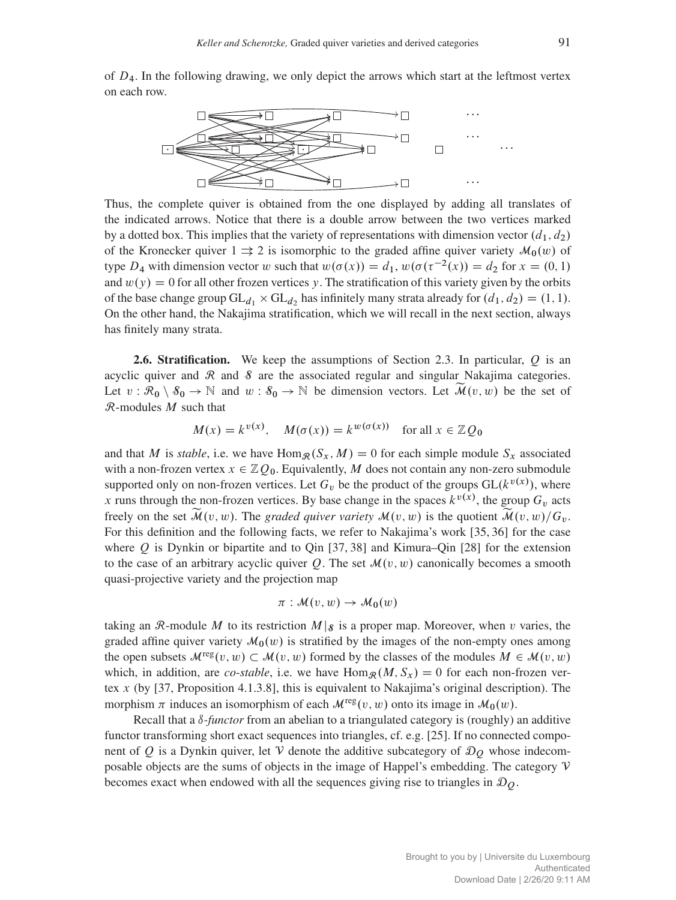of $D_4$. In the following drawing, we only depict the arrows which start at the leftmost vertex on each row.

Thus, the complete quiver is obtained from the one displayed by adding all translates of the indicated arrows. Notice that there is a double arrow between the two vertices marked by a dotted box. This implies that the variety of representations with dimension vector $(d_1, d_2)$ of the Kronecker quiver $1 \rightrightarrows 2$ is isomorphic to the graded affine quiver variety $\mathcal{M}_0(w)$ of type $D_4$ with dimension vector $w$ such that $w(\sigma(x)) = d_1$, $w(\sigma(\tau^{-2}(x)) = d_2$ for $x = (0, 1)$ and $w(y) = 0$ for all other frozen vertices $y$. The stratification of this variety given by the orbits of the base change group $\mathrm{GL}_{d_1} \times \mathrm{GL}_{d_2}$ has infinitely many strata already for $(d_1, d_2) = (1, 1)$. On the other hand, the Nakajima stratification, which we will recall in the next section, always has finitely many strata.

**2.6. Stratification.** We keep the assumptions of Section 2.3. In particular, $Q$ is an acyclic quiver and $\mathcal{R}$ and $\mathcal{S}$ are the associated regular and singular Nakajima categories. Let $v : \mathcal{R}_0 \setminus \mathcal{S}_0 \to \mathbb{N}$ and $w : \mathcal{S}_0 \to \mathbb{N}$ be dimension vectors. Let $\widetilde{\mathcal{M}}(v, w)$ be the set of $\mathcal{R}$-modules $M$ such that

$$M(x) = k^{v(x)}, \quad M(\sigma(x)) = k^{w(\sigma(x))} \quad \text{for all } x \in \mathbb{Z}Q_0$$

and that $M$ is *stable*, i.e. we have $\mathrm{Hom}_{\mathcal{R}}(S_x, M) = 0$ for each simple module $S_x$ associated with a non-frozen vertex $x \in \mathbb{Z}Q_0$. Equivalently, $M$ does not contain any non-zero submodule supported only on non-frozen vertices. Let $G_v$ be the product of the groups $\mathrm{GL}(k^{v(x)})$, where $x$ runs through the non-frozen vertices. By base change in the spaces $k^{v(x)}$, the group $G_v$ acts freely on the set $\widetilde{\mathcal{M}}(v, w)$. The *graded quiver variety* $\mathcal{M}(v, w)$ is the quotient $\widetilde{\mathcal{M}}(v, w)/G_v$. For this definition and the following facts, we refer to Nakajima's work [35, 36] for the case where $Q$ is Dynkin or bipartite and to Qin [37, 38] and Kimura–Qin [28] for the extension to the case of an arbitrary acyclic quiver $Q$. The set $\mathcal{M}(v, w)$ canonically becomes a smooth quasi-projective variety and the projection map

$$\pi : \mathcal{M}(v, w) \to \mathcal{M}_0(w)$$

taking an $\mathcal{R}$-module $M$ to its restriction $M|_{\mathcal{S}}$ is a proper map. Moreover, when $v$ varies, the graded affine quiver variety $\mathcal{M}_0(w)$ is stratified by the images of the non-empty ones among the open subsets $\mathcal{M}^{\mathrm{reg}}(v, w) \subset \mathcal{M}(v, w)$ formed by the classes of the modules $M \in \mathcal{M}(v, w)$ which, in addition, are *co-stable*, i.e. we have $\mathrm{Hom}_{\mathcal{R}}(M, S_x) = 0$ for each non-frozen vertex $x$ (by [37, Proposition 4.1.3.8], this is equivalent to Nakajima's original description). The morphism $\pi$ induces an isomorphism of each $\mathcal{M}^{\mathrm{reg}}(v, w)$ onto its image in $\mathcal{M}_0(w)$.

Recall that a *$\delta$-functor* from an abelian to a triangulated category is (roughly) an additive functor transforming short exact sequences into triangles, cf. e.g. [25]. If no connected component of $Q$ is a Dynkin quiver, let $\mathcal{V}$ denote the additive subcategory of $\mathcal{D}_Q$ whose indecomposable objects are the sums of objects in the image of Happel's embedding. The category $\mathcal{V}$ becomes exact when endowed with all the sequences giving rise to triangles in $\mathcal{D}_Q$.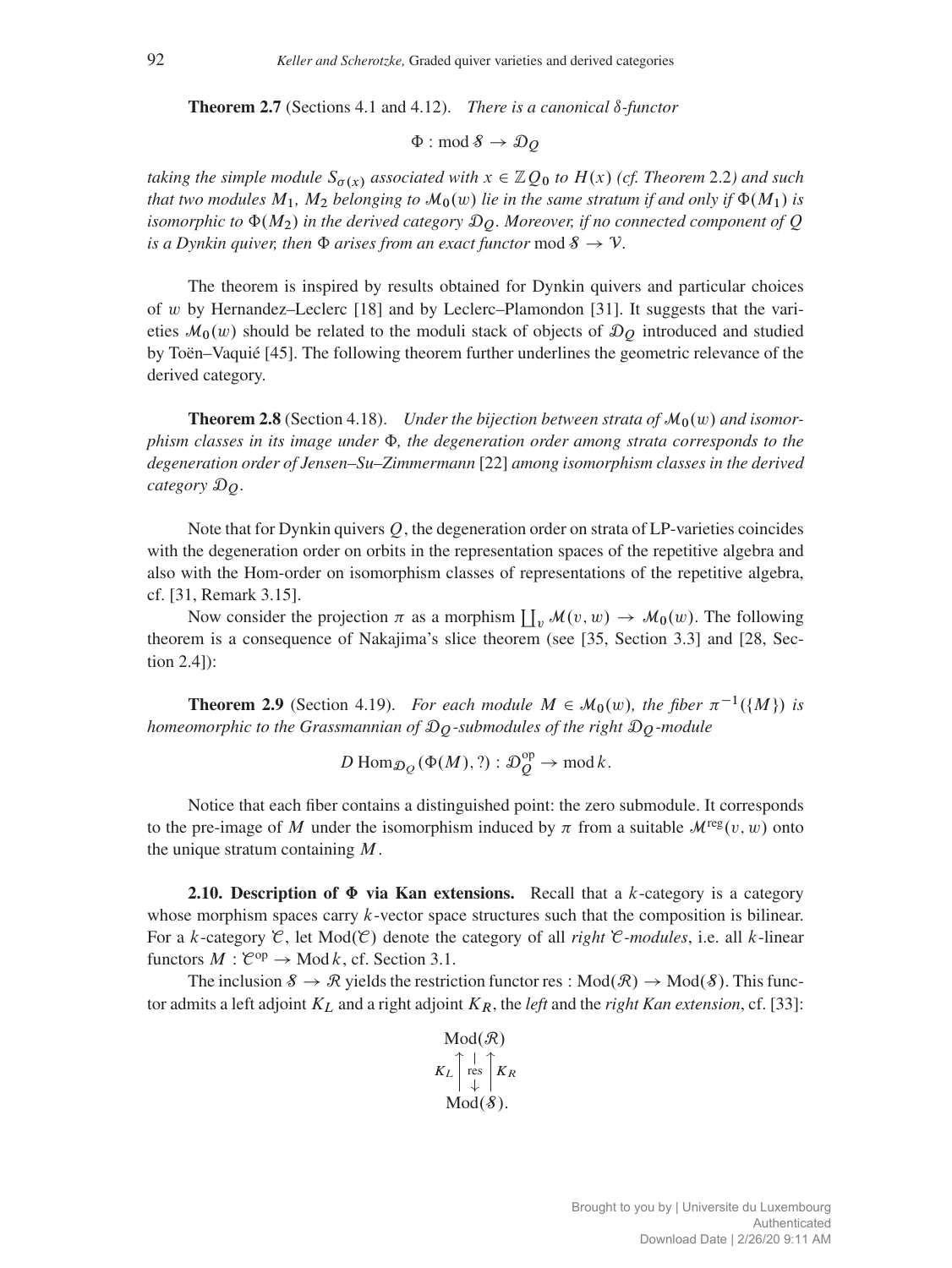**Theorem 2.7** (Sections 4.1 and 4.12). *There is a canonical $\delta$-functor*

$$\Phi : \operatorname{mod} \mathcal{S} \to \mathcal{D}_Q$$

*taking the simple module $S_{\sigma(x)}$ associated with $x \in \mathbb{Z}Q_0$ to $H(x)$ (cf. Theorem 2.2) and such that two modules $M_1$, $M_2$ belonging to $\mathcal{M}_0(w)$ lie in the same stratum if and only if $\Phi(M_1)$ is isomorphic to $\Phi(M_2)$ in the derived category $\mathcal{D}_Q$. Moreover, if no connected component of $Q$ is a Dynkin quiver, then $\Phi$ arises from an exact functor* $\operatorname{mod} \mathcal{S} \to \mathcal{V}$.

The theorem is inspired by results obtained for Dynkin quivers and particular choices of $w$ by Hernandez–Leclerc [18] and by Leclerc–Plamondon [31]. It suggests that the varieties $\mathcal{M}_0(w)$ should be related to the moduli stack of objects of $\mathcal{D}_Q$ introduced and studied by Toën–Vaquié [45]. The following theorem further underlines the geometric relevance of the derived category.

**Theorem 2.8** (Section 4.18). *Under the bijection between strata of $\mathcal{M}_0(w)$ and isomorphism classes in its image under $\Phi$, the degeneration order among strata corresponds to the degeneration order of Jensen–Su–Zimmermann* [22] *among isomorphism classes in the derived category $\mathcal{D}_Q$.*

Note that for Dynkin quivers $Q$, the degeneration order on strata of LP-varieties coincides with the degeneration order on orbits in the representation spaces of the repetitive algebra and also with the Hom-order on isomorphism classes of representations of the repetitive algebra, cf. [31, Remark 3.15].

Now consider the projection $\pi$ as a morphism $\coprod_v \mathcal{M}(v, w) \to \mathcal{M}_0(w)$. The following theorem is a consequence of Nakajima's slice theorem (see [35, Section 3.3] and [28, Section 2.4]):

**Theorem 2.9** (Section 4.19). *For each module $M \in \mathcal{M}_0(w)$, the fiber $\pi^{-1}(\{M\})$ is homeomorphic to the Grassmannian of $\mathcal{D}_Q$-submodules of the right $\mathcal{D}_Q$-module*

$$D \operatorname{Hom}_{\mathcal{D}_Q}(\Phi(M), ?) : \mathcal{D}_Q^{\mathrm{op}} \to \operatorname{mod} k.$$

Notice that each fiber contains a distinguished point: the zero submodule. It corresponds to the pre-image of $M$ under the isomorphism induced by $\pi$ from a suitable $\mathcal{M}^{\mathrm{reg}}(v, w)$ onto the unique stratum containing $M$.

**2.10. Description of $\Phi$ via Kan extensions.** Recall that a $k$-category is a category whose morphism spaces carry $k$-vector space structures such that the composition is bilinear. For a $k$-category $\mathcal{C}$, let $\operatorname{Mod}(\mathcal{C})$ denote the category of all *right $\mathcal{C}$-modules*, i.e. all $k$-linear functors $M : \mathcal{C}^{\mathrm{op}} \to \operatorname{Mod} k$, cf. Section 3.1.

The inclusion $\mathcal{S} \to \mathcal{R}$ yields the restriction functor $\operatorname{res} : \operatorname{Mod}(\mathcal{R}) \to \operatorname{Mod}(\mathcal{S})$. This functor admits a left adjoint $K_L$ and a right adjoint $K_R$, the *left* and the *right Kan extension*, cf. [33]:

$$\begin{array}{c} \operatorname{Mod}(\mathcal{R}) \\ K_L \Big\uparrow \ \Big\downarrow \operatorname{res} \ \Big\uparrow K_R \\ \operatorname{Mod}(\mathcal{S}). \end{array}$$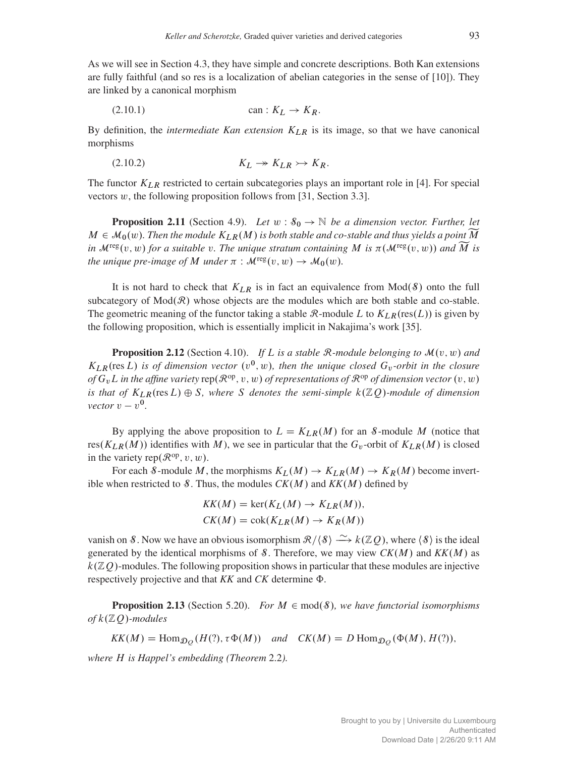As we will see in Section 4.3, they have simple and concrete descriptions. Both Kan extensions are fully faithful (and so res is a localization of abelian categories in the sense of [10]). They are linked by a canonical morphism

$$\text{can} : K_L \to K_R. \tag{2.10.1}$$

By definition, the *intermediate Kan extension* $K_{LR}$ is its image, so that we have canonical morphisms

$$K_L \twoheadrightarrow K_{LR} \rightarrowtail K_R. \tag{2.10.2}$$

The functor $K_{LR}$ restricted to certain subcategories plays an important role in [4]. For special vectors $w$, the following proposition follows from [31, Section 3.3].

**Proposition 2.11** (Section 4.9). *Let $w : \mathcal{S}_0 \to \mathbb{N}$ be a dimension vector. Further, let $M \in \mathcal{M}_0(w)$. Then the module $K_{LR}(M)$ is both stable and co-stable and thus yields a point $\widetilde{M}$ in $\mathcal{M}^{\mathrm{reg}}(v, w)$ for a suitable $v$. The unique stratum containing $M$ is $\pi(\mathcal{M}^{\mathrm{reg}}(v, w))$ and $\widetilde{M}$ is the unique pre-image of $M$ under $\pi : \mathcal{M}^{\mathrm{reg}}(v, w) \to \mathcal{M}_0(w)$.*

It is not hard to check that $K_{LR}$ is in fact an equivalence from $\mathrm{Mod}(\mathcal{S})$ onto the full subcategory of $\mathrm{Mod}(\mathcal{R})$ whose objects are the modules which are both stable and co-stable. The geometric meaning of the functor taking a stable $\mathcal{R}$-module $L$ to $K_{LR}(\mathrm{res}(L))$ is given by the following proposition, which is essentially implicit in Nakajima's work [35].

**Proposition 2.12** (Section 4.10). *If $L$ is a stable $\mathcal{R}$-module belonging to $\mathcal{M}(v, w)$ and $K_{LR}(\mathrm{res}\, L)$ is of dimension vector $(v^0, w)$, then the unique closed $G_v$-orbit in the closure of $G_v L$ in the affine variety $\mathrm{rep}(\mathcal{R}^{\mathrm{op}}, v, w)$ of representations of $\mathcal{R}^{\mathrm{op}}$ of dimension vector $(v, w)$ is that of $K_{LR}(\mathrm{res}\, L) \oplus S$, where $S$ denotes the semi-simple $k(\mathbb{Z}Q)$-module of dimension vector $v - v^0$.*

By applying the above proposition to $L = K_{LR}(M)$ for an $\mathcal{S}$-module $M$ (notice that $\mathrm{res}(K_{LR}(M))$ identifies with $M$), we see in particular that the $G_v$-orbit of $K_{LR}(M)$ is closed in the variety $\mathrm{rep}(\mathcal{R}^{\mathrm{op}}, v, w)$.

For each $\mathcal{S}$-module $M$, the morphisms $K_L(M) \to K_{LR}(M) \to K_R(M)$ become invertible when restricted to $\mathcal{S}$. Thus, the modules $CK(M)$ and $KK(M)$ defined by

$$KK(M) = \ker(K_L(M) \to K_{LR}(M)),$$
$$CK(M) = \mathrm{cok}(K_{LR}(M) \to K_R(M))$$

vanish on $\mathcal{S}$. Now we have an obvious isomorphism $\mathcal{R}/\langle \mathcal{S} \rangle \xrightarrow{\sim} k(\mathbb{Z}Q)$, where $\langle \mathcal{S} \rangle$ is the ideal generated by the identical morphisms of $\mathcal{S}$. Therefore, we may view $CK(M)$ and $KK(M)$ as $k(\mathbb{Z}Q)$-modules. The following proposition shows in particular that these modules are injective respectively projective and that $KK$ and $CK$ determine $\Phi$.

**Proposition 2.13** (Section 5.20). *For $M \in \mathrm{mod}(\mathcal{S})$, we have functorial isomorphisms of $k(\mathbb{Z}Q)$-modules*

$$KK(M) = \mathrm{Hom}_{\mathcal{D}_Q}(H(?), \tau\Phi(M)) \quad \text{and} \quad CK(M) = D\,\mathrm{Hom}_{\mathcal{D}_Q}(\Phi(M), H(?)),$$

*where $H$ is Happel's embedding (Theorem 2.2).*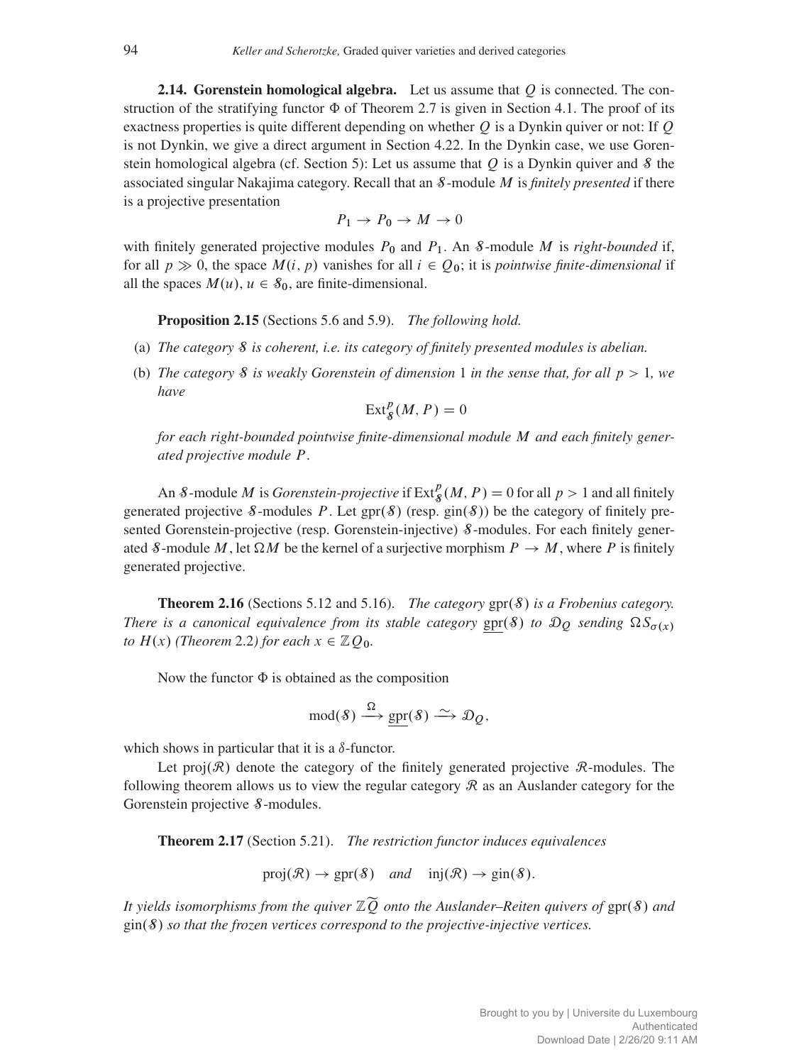**2.14. Gorenstein homological algebra.** Let us assume that $Q$ is connected. The construction of the stratifying functor $\Phi$ of Theorem 2.7 is given in Section 4.1. The proof of its exactness properties is quite different depending on whether $Q$ is a Dynkin quiver or not: If $Q$ is not Dynkin, we give a direct argument in Section 4.22. In the Dynkin case, we use Gorenstein homological algebra (cf. Section 5): Let us assume that $Q$ is a Dynkin quiver and $\mathcal{S}$ the associated singular Nakajima category. Recall that an $\mathcal{S}$-module $M$ is *finitely presented* if there is a projective presentation

$$P_1 \to P_0 \to M \to 0$$

with finitely generated projective modules $P_0$ and $P_1$. An $\mathcal{S}$-module $M$ is *right-bounded* if, for all $p \gg 0$, the space $M(i, p)$ vanishes for all $i \in Q_0$; it is *pointwise finite-dimensional* if all the spaces $M(u)$, $u \in \mathcal{S}_0$, are finite-dimensional.

**Proposition 2.15** (Sections 5.6 and 5.9). *The following hold.*

(a) *The category $\mathcal{S}$ is coherent, i.e. its category of finitely presented modules is abelian.*

(b) *The category $\mathcal{S}$ is weakly Gorenstein of dimension 1 in the sense that, for all $p > 1$, we have*

$$\operatorname{Ext}^p_{\mathcal{S}}(M, P) = 0$$

*for each right-bounded pointwise finite-dimensional module $M$ and each finitely generated projective module $P$.*

An $\mathcal{S}$-module $M$ is *Gorenstein-projective* if $\operatorname{Ext}^p_{\mathcal{S}}(M, P) = 0$ for all $p > 1$ and all finitely generated projective $\mathcal{S}$-modules $P$. Let $\operatorname{gpr}(\mathcal{S})$ (resp. $\operatorname{gin}(\mathcal{S})$) be the category of finitely presented Gorenstein-projective (resp. Gorenstein-injective) $\mathcal{S}$-modules. For each finitely generated $\mathcal{S}$-module $M$, let $\Omega M$ be the kernel of a surjective morphism $P \to M$, where $P$ is finitely generated projective.

**Theorem 2.16** (Sections 5.12 and 5.16). *The category $\operatorname{gpr}(\mathcal{S})$ is a Frobenius category. There is a canonical equivalence from its stable category $\underline{\operatorname{gpr}}(\mathcal{S})$ to $\mathcal{D}_Q$ sending $\Omega S_{\sigma(x)}$ to $H(x)$ (Theorem 2.2) for each $x \in \mathbb{Z}Q_0$.*

Now the functor $\Phi$ is obtained as the composition

$$\operatorname{mod}(\mathcal{S}) \xrightarrow{\Omega} \underline{\operatorname{gpr}}(\mathcal{S}) \xrightarrow{\sim} \mathcal{D}_Q,$$

which shows in particular that it is a $\delta$-functor.

Let $\operatorname{proj}(\mathcal{R})$ denote the category of the finitely generated projective $\mathcal{R}$-modules. The following theorem allows us to view the regular category $\mathcal{R}$ as an Auslander category for the Gorenstein projective $\mathcal{S}$-modules.

**Theorem 2.17** (Section 5.21). *The restriction functor induces equivalences*

$$\operatorname{proj}(\mathcal{R}) \to \operatorname{gpr}(\mathcal{S}) \quad \textit{and} \quad \operatorname{inj}(\mathcal{R}) \to \operatorname{gin}(\mathcal{S}).$$

*It yields isomorphisms from the quiver $\mathbb{Z}\widetilde{Q}$ onto the Auslander–Reiten quivers of $\operatorname{gpr}(\mathcal{S})$ and $\operatorname{gin}(\mathcal{S})$ so that the frozen vertices correspond to the projective-injective vertices.*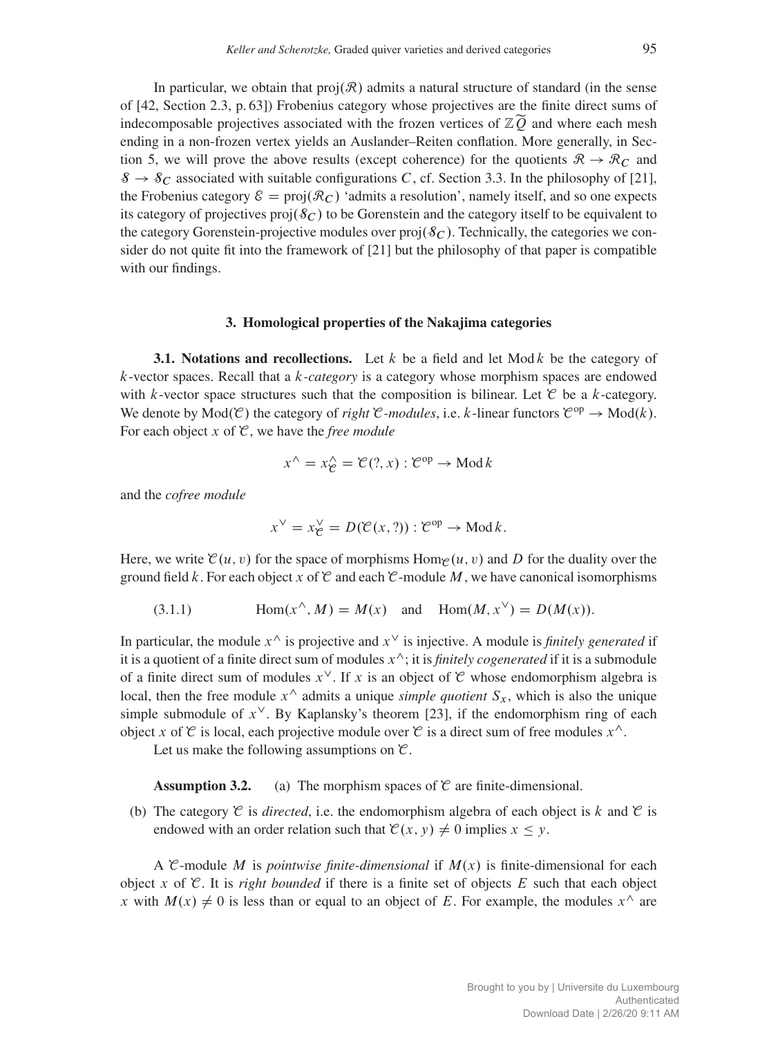In particular, we obtain that $\mathrm{proj}(\mathcal{R})$ admits a natural structure of standard (in the sense of [42, Section 2.3, p. 63]) Frobenius category whose projectives are the finite direct sums of indecomposable projectives associated with the frozen vertices of $\mathbb{Z}\widetilde{Q}$ and where each mesh ending in a non-frozen vertex yields an Auslander–Reiten conflation. More generally, in Section 5, we will prove the above results (except coherence) for the quotients $\mathcal{R} \to \mathcal{R}_C$ and $\mathcal{S} \to \mathcal{S}_C$ associated with suitable configurations $C$, cf. Section 3.3. In the philosophy of [21], the Frobenius category $\mathcal{E} = \mathrm{proj}(\mathcal{R}_C)$ 'admits a resolution', namely itself, and so one expects its category of projectives $\mathrm{proj}(\mathcal{S}_C)$ to be Gorenstein and the category itself to be equivalent to the category Gorenstein-projective modules over $\mathrm{proj}(\mathcal{S}_C)$. Technically, the categories we consider do not quite fit into the framework of [21] but the philosophy of that paper is compatible with our findings.

## 3. Homological properties of the Nakajima categories

**3.1. Notations and recollections.** Let $k$ be a field and let $\mathrm{Mod}\, k$ be the category of $k$-vector spaces. Recall that a *$k$-category* is a category whose morphism spaces are endowed with $k$-vector space structures such that the composition is bilinear. Let $\mathcal{C}$ be a $k$-category. We denote by $\mathrm{Mod}(\mathcal{C})$ the category of *right $\mathcal{C}$-modules*, i.e. $k$-linear functors $\mathcal{C}^{\mathrm{op}} \to \mathrm{Mod}(k)$. For each object $x$ of $\mathcal{C}$, we have the *free module*

$$x^\wedge = x^\wedge_{\mathcal{C}} = \mathcal{C}(?, x) : \mathcal{C}^{\mathrm{op}} \to \mathrm{Mod}\, k$$

and the *cofree module*

$$x^\vee = x^\vee_{\mathcal{C}} = D(\mathcal{C}(x, ?)) : \mathcal{C}^{\mathrm{op}} \to \mathrm{Mod}\, k.$$

Here, we write $\mathcal{C}(u, v)$ for the space of morphisms $\mathrm{Hom}_{\mathcal{C}}(u, v)$ and $D$ for the duality over the ground field $k$. For each object $x$ of $\mathcal{C}$ and each $\mathcal{C}$-module $M$, we have canonical isomorphisms

$$\mathrm{Hom}(x^\wedge, M) = M(x) \quad \text{and} \quad \mathrm{Hom}(M, x^\vee) = D(M(x)). \tag{3.1.1}$$

In particular, the module $x^\wedge$ is projective and $x^\vee$ is injective. A module is *finitely generated* if it is a quotient of a finite direct sum of modules $x^\wedge$; it is *finitely cogenerated* if it is a submodule of a finite direct sum of modules $x^\vee$. If $x$ is an object of $\mathcal{C}$ whose endomorphism algebra is local, then the free module $x^\wedge$ admits a unique *simple quotient* $S_x$, which is also the unique simple submodule of $x^\vee$. By Kaplansky's theorem [23], if the endomorphism ring of each object $x$ of $\mathcal{C}$ is local, each projective module over $\mathcal{C}$ is a direct sum of free modules $x^\wedge$.

Let us make the following assumptions on $\mathcal{C}$.

**Assumption 3.2.** (a) The morphism spaces of $\mathcal{C}$ are finite-dimensional.

(b) The category $\mathcal{C}$ is *directed*, i.e. the endomorphism algebra of each object is $k$ and $\mathcal{C}$ is endowed with an order relation such that $\mathcal{C}(x, y) \neq 0$ implies $x \leq y$.

A $\mathcal{C}$-module $M$ is *pointwise finite-dimensional* if $M(x)$ is finite-dimensional for each object $x$ of $\mathcal{C}$. It is *right bounded* if there is a finite set of objects $E$ such that each object $x$ with $M(x) \neq 0$ is less than or equal to an object of $E$. For example, the modules $x^\wedge$ are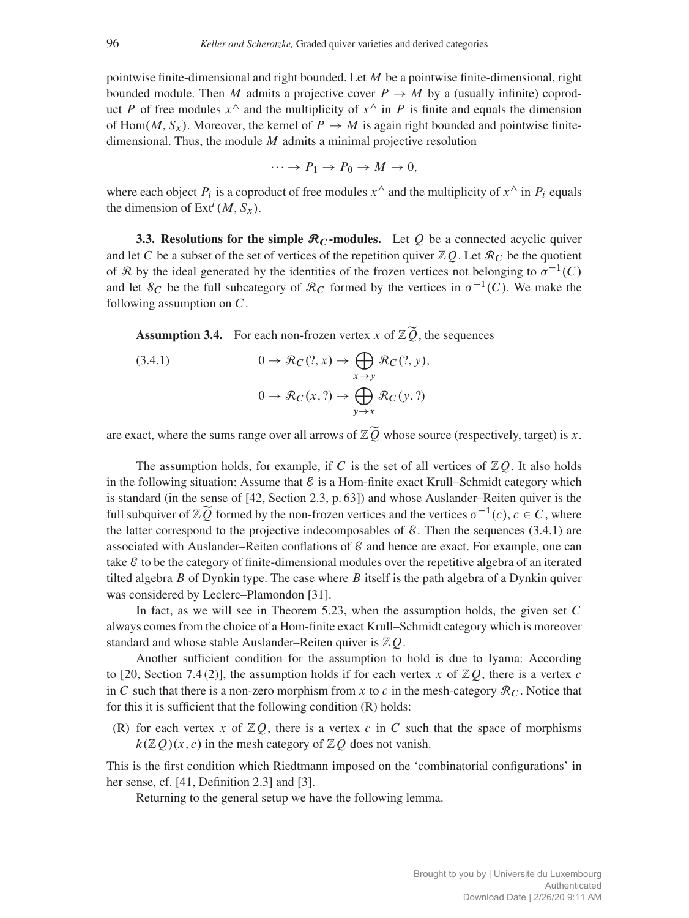pointwise finite-dimensional and right bounded. Let $M$ be a pointwise finite-dimensional, right bounded module. Then $M$ admits a projective cover $P \to M$ by a (usually infinite) coproduct $P$ of free modules $x^\wedge$ and the multiplicity of $x^\wedge$ in $P$ is finite and equals the dimension of $\mathrm{Hom}(M, S_x)$. Moreover, the kernel of $P \to M$ is again right bounded and pointwise finite-dimensional. Thus, the module $M$ admits a minimal projective resolution

$$\cdots \to P_1 \to P_0 \to M \to 0,$$

where each object $P_i$ is a coproduct of free modules $x^\wedge$ and the multiplicity of $x^\wedge$ in $P_i$ equals the dimension of $\mathrm{Ext}^i(M, S_x)$.

**3.3. Resolutions for the simple $\mathcal{R}_C$-modules.** Let $Q$ be a connected acyclic quiver and let $C$ be a subset of the set of vertices of the repetition quiver $\mathbb{Z}Q$. Let $\mathcal{R}_C$ be the quotient of $\mathcal{R}$ by the ideal generated by the identities of the frozen vertices not belonging to $\sigma^{-1}(C)$ and let $\mathcal{S}_C$ be the full subcategory of $\mathcal{R}_C$ formed by the vertices in $\sigma^{-1}(C)$. We make the following assumption on $C$.

**Assumption 3.4.** For each non-frozen vertex $x$ of $\mathbb{Z}\widetilde{Q}$, the sequences

$$0 \to \mathcal{R}_C(?, x) \to \bigoplus_{x \to y} \mathcal{R}_C(?, y), \tag{3.4.1}$$

$$0 \to \mathcal{R}_C(x, ?) \to \bigoplus_{y \to x} \mathcal{R}_C(y, ?)$$

are exact, where the sums range over all arrows of $\mathbb{Z}\widetilde{Q}$ whose source (respectively, target) is $x$.

The assumption holds, for example, if $C$ is the set of all vertices of $\mathbb{Z}Q$. It also holds in the following situation: Assume that $\mathcal{E}$ is a Hom-finite exact Krull–Schmidt category which is standard (in the sense of [42, Section 2.3, p. 63]) and whose Auslander–Reiten quiver is the full subquiver of $\mathbb{Z}\widetilde{Q}$ formed by the non-frozen vertices and the vertices $\sigma^{-1}(c)$, $c \in C$, where the latter correspond to the projective indecomposables of $\mathcal{E}$. Then the sequences (3.4.1) are associated with Auslander–Reiten conflations of $\mathcal{E}$ and hence are exact. For example, one can take $\mathcal{E}$ to be the category of finite-dimensional modules over the repetitive algebra of an iterated tilted algebra $B$ of Dynkin type. The case where $B$ itself is the path algebra of a Dynkin quiver was considered by Leclerc–Plamondon [31].

In fact, as we will see in Theorem 5.23, when the assumption holds, the given set $C$ always comes from the choice of a Hom-finite exact Krull–Schmidt category which is moreover standard and whose stable Auslander–Reiten quiver is $\mathbb{Z}Q$.

Another sufficient condition for the assumption to hold is due to Iyama: According to [20, Section 7.4 (2)], the assumption holds if for each vertex $x$ of $\mathbb{Z}Q$, there is a vertex $c$ in $C$ such that there is a non-zero morphism from $x$ to $c$ in the mesh-category $\mathcal{R}_C$. Notice that for this it is sufficient that the following condition (R) holds:

(R) for each vertex $x$ of $\mathbb{Z}Q$, there is a vertex $c$ in $C$ such that the space of morphisms $k(\mathbb{Z}Q)(x, c)$ in the mesh category of $\mathbb{Z}Q$ does not vanish.

This is the first condition which Riedtmann imposed on the 'combinatorial configurations' in her sense, cf. [41, Definition 2.3] and [3].

Returning to the general setup we have the following lemma.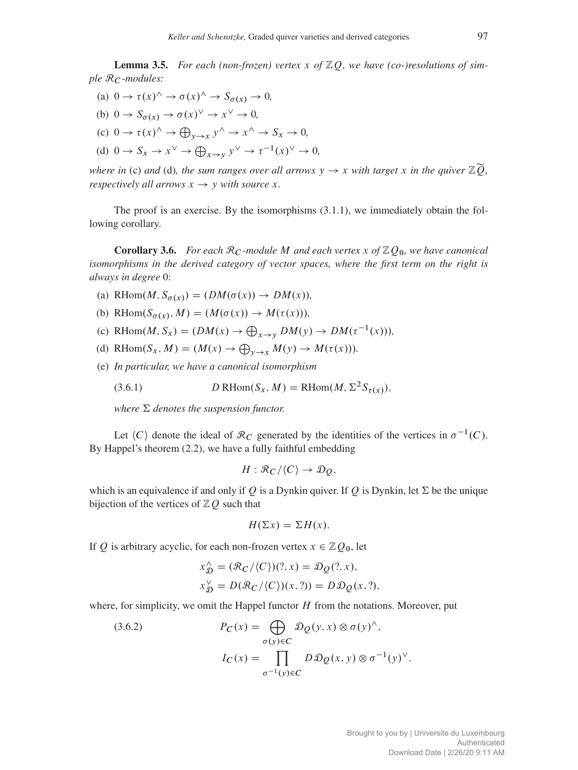**Lemma 3.5.** *For each (non-frozen) vertex $x$ of $\mathbb{Z}Q$, we have (co-)resolutions of simple $\mathcal{R}_C$-modules:*

(a) $0 \to \tau(x)^\wedge \to \sigma(x)^\wedge \to S_{\sigma(x)} \to 0$,

(b) $0 \to S_{\sigma(x)} \to \sigma(x)^\vee \to x^\vee \to 0$,

(c) $0 \to \tau(x)^\wedge \to \bigoplus_{y \to x} y^\wedge \to x^\wedge \to S_x \to 0$,

(d) $0 \to S_x \to x^\vee \to \bigoplus_{x \to y} y^\vee \to \tau^{-1}(x)^\vee \to 0$,

*where in* (c) *and* (d)*, the sum ranges over all arrows $y \to x$ with target $x$ in the quiver $\mathbb{Z}\widetilde{Q}$, respectively all arrows $x \to y$ with source $x$.*

The proof is an exercise. By the isomorphisms (3.1.1), we immediately obtain the following corollary.

**Corollary 3.6.** *For each $\mathcal{R}_C$-module $M$ and each vertex $x$ of $\mathbb{Z}Q_0$, we have canonical isomorphisms in the derived category of vector spaces, where the first term on the right is always in degree* 0:

(a) $\mathrm{RHom}(M, S_{\sigma(x)}) = (DM(\sigma(x)) \to DM(x))$,

(b) $\mathrm{RHom}(S_{\sigma(x)}, M) = (M(\sigma(x)) \to M(\tau(x)))$,

(c) $\mathrm{RHom}(M, S_x) = (DM(x) \to \bigoplus_{x \to y} DM(y) \to DM(\tau^{-1}(x)))$,

(d) $\mathrm{RHom}(S_x, M) = (M(x) \to \bigoplus_{y \to x} M(y) \to M(\tau(x)))$.

(e) *In particular, we have a canonical isomorphism*

$$D\,\mathrm{RHom}(S_x, M) = \mathrm{RHom}(M, \Sigma^2 S_{\tau(x)}), \tag{3.6.1}$$

*where $\Sigma$ denotes the suspension functor.*

Let $\langle C \rangle$ denote the ideal of $\mathcal{R}_C$ generated by the identities of the vertices in $\sigma^{-1}(C)$. By Happel's theorem (2.2), we have a fully faithful embedding

$$H : \mathcal{R}_C / \langle C \rangle \to \mathcal{D}_Q,$$

which is an equivalence if and only if $Q$ is a Dynkin quiver. If $Q$ is Dynkin, let $\Sigma$ be the unique bijection of the vertices of $\mathbb{Z}Q$ such that

$$H(\Sigma x) = \Sigma H(x).$$

If $Q$ is arbitrary acyclic, for each non-frozen vertex $x \in \mathbb{Z}Q_0$, let

$$x^\wedge_{\mathcal{D}} = (\mathcal{R}_C/\langle C \rangle)(?, x) = \mathcal{D}_Q(?, x),$$
$$x^\vee_{\mathcal{D}} = D(\mathcal{R}_C/\langle C \rangle)(x, ?)) = D\,\mathcal{D}_Q(x, ?),$$

where, for simplicity, we omit the Happel functor $H$ from the notations. Moreover, put

$$P_C(x) = \bigoplus_{\sigma(y) \in C} \mathcal{D}_Q(y, x) \otimes \sigma(y)^\wedge, \tag{3.6.2}$$
$$I_C(x) = \prod_{\sigma^{-1}(y) \in C} D\,\mathcal{D}_Q(x, y) \otimes \sigma^{-1}(y)^\vee.$$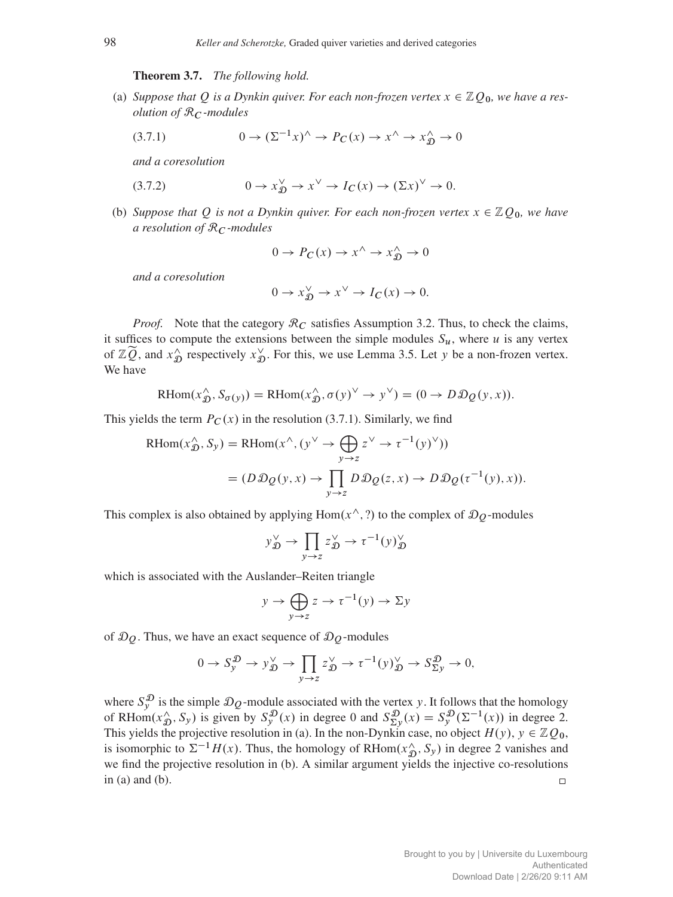**Theorem 3.7.** *The following hold.*

(a) *Suppose that $Q$ is a Dynkin quiver. For each non-frozen vertex $x \in \mathbb{Z}Q_0$, we have a resolution of $\mathcal{R}_C$-modules*

$$0 \to (\Sigma^{-1}x)^\wedge \to P_C(x) \to x^\wedge \to x^\wedge_{\mathcal{D}} \to 0 \tag{3.7.1}$$

*and a coresolution*

$$0 \to x^\vee_{\mathcal{D}} \to x^\vee \to I_C(x) \to (\Sigma x)^\vee \to 0. \tag{3.7.2}$$

(b) *Suppose that $Q$ is not a Dynkin quiver. For each non-frozen vertex $x \in \mathbb{Z}Q_0$, we have a resolution of $\mathcal{R}_C$-modules*

$$0 \to P_C(x) \to x^\wedge \to x^\wedge_{\mathcal{D}} \to 0$$

*and a coresolution*

$$0 \to x^\vee_{\mathcal{D}} \to x^\vee \to I_C(x) \to 0.$$

*Proof.* Note that the category $\mathcal{R}_C$ satisfies Assumption 3.2. Thus, to check the claims, it suffices to compute the extensions between the simple modules $S_u$, where $u$ is any vertex of $\mathbb{Z}\widetilde{Q}$, and $x^\wedge_{\mathcal{D}}$ respectively $x^\vee_{\mathcal{D}}$. For this, we use Lemma 3.5. Let $y$ be a non-frozen vertex. We have

$$\mathrm{RHom}(x^\wedge_{\mathcal{D}}, S_{\sigma(y)}) = \mathrm{RHom}(x^\wedge_{\mathcal{D}}, \sigma(y)^\vee \to y^\vee) = (0 \to D\mathcal{D}_Q(y,x)).$$

This yields the term $P_C(x)$ in the resolution (3.7.1). Similarly, we find

$$\begin{aligned}\mathrm{RHom}(x^\wedge_{\mathcal{D}}, S_y) &= \mathrm{RHom}(x^\wedge, (y^\vee \to \bigoplus_{y \to z} z^\vee \to \tau^{-1}(y)^\vee)) \\ &= (D\mathcal{D}_Q(y,x) \to \prod_{y\to z} D\mathcal{D}_Q(z,x) \to D\mathcal{D}_Q(\tau^{-1}(y),x)).\end{aligned}$$

This complex is also obtained by applying $\mathrm{Hom}(x^\wedge, ?)$ to the complex of $\mathcal{D}_Q$-modules

$$y^\vee_{\mathcal{D}} \to \prod_{y \to z} z^\vee_{\mathcal{D}} \to \tau^{-1}(y)^\vee_{\mathcal{D}}$$

which is associated with the Auslander–Reiten triangle

$$y \to \bigoplus_{y\to z} z \to \tau^{-1}(y) \to \Sigma y$$

of $\mathcal{D}_Q$. Thus, we have an exact sequence of $\mathcal{D}_Q$-modules

$$0 \to S^{\mathcal{D}}_y \to y^\vee_{\mathcal{D}} \to \prod_{y\to z} z^\vee_{\mathcal{D}} \to \tau^{-1}(y)^\vee_{\mathcal{D}} \to S^{\mathcal{D}}_{\Sigma y} \to 0,$$

where $S^{\mathcal{D}}_y$ is the simple $\mathcal{D}_Q$-module associated with the vertex $y$. It follows that the homology of $\mathrm{RHom}(x^\wedge_{\mathcal{D}}, S_y)$ is given by $S^{\mathcal{D}}_y(x)$ in degree 0 and $S^{\mathcal{D}}_{\Sigma y}(x) = S^{\mathcal{D}}_y(\Sigma^{-1}(x))$ in degree 2. This yields the projective resolution in (a). In the non-Dynkin case, no object $H(y)$, $y \in \mathbb{Z}Q_0$, is isomorphic to $\Sigma^{-1}H(x)$. Thus, the homology of $\mathrm{RHom}(x^\wedge_{\mathcal{D}}, S_y)$ in degree 2 vanishes and we find the projective resolution in (b). A similar argument yields the injective co-resolutions in (a) and (b). $\square$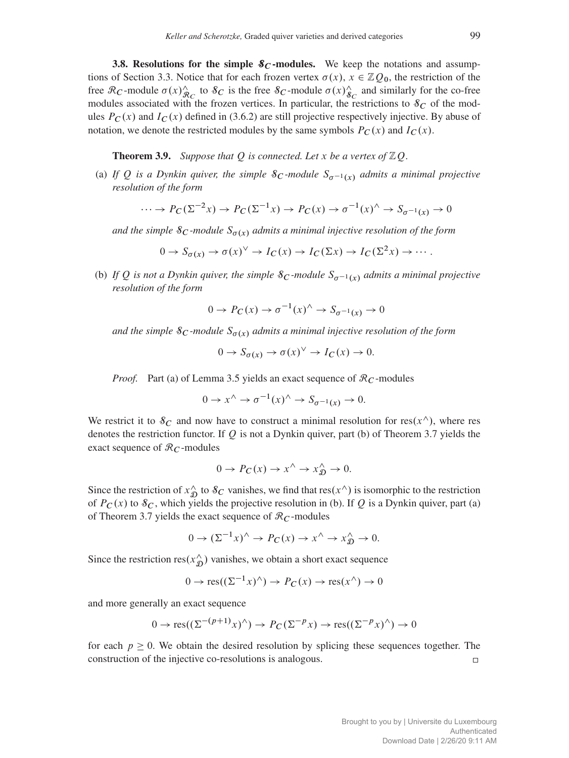**3.8. Resolutions for the simple $\mathcal{S}_C$-modules.** We keep the notations and assumptions of Section 3.3. Notice that for each frozen vertex $\sigma(x)$, $x \in \mathbb{Z}Q_0$, the restriction of the free $\mathcal{R}_C$-module $\sigma(x)^{\wedge}_{\mathcal{R}_C}$ to $\mathcal{S}_C$ is the free $\mathcal{S}_C$-module $\sigma(x)^{\wedge}_{\mathcal{S}_C}$ and similarly for the co-free modules associated with the frozen vertices. In particular, the restrictions to $\mathcal{S}_C$ of the modules $P_C(x)$ and $I_C(x)$ defined in (3.6.2) are still projective respectively injective. By abuse of notation, we denote the restricted modules by the same symbols $P_C(x)$ and $I_C(x)$.

**Theorem 3.9.** *Suppose that $Q$ is connected. Let $x$ be a vertex of $\mathbb{Z}Q$.*

(a) *If $Q$ is a Dynkin quiver, the simple $\mathcal{S}_C$-module $S_{\sigma^{-1}(x)}$ admits a minimal projective resolution of the form*

$$\cdots \to P_C(\Sigma^{-2}x) \to P_C(\Sigma^{-1}x) \to P_C(x) \to \sigma^{-1}(x)^{\wedge} \to S_{\sigma^{-1}(x)} \to 0$$

*and the simple $\mathcal{S}_C$-module $S_{\sigma(x)}$ admits a minimal injective resolution of the form*

$$0 \to S_{\sigma(x)} \to \sigma(x)^{\vee} \to I_C(x) \to I_C(\Sigma x) \to I_C(\Sigma^2 x) \to \cdots .$$

(b) *If $Q$ is not a Dynkin quiver, the simple $\mathcal{S}_C$-module $S_{\sigma^{-1}(x)}$ admits a minimal projective resolution of the form*

$$0 \to P_C(x) \to \sigma^{-1}(x)^{\wedge} \to S_{\sigma^{-1}(x)} \to 0$$

*and the simple $\mathcal{S}_C$-module $S_{\sigma(x)}$ admits a minimal injective resolution of the form*

$$0 \to S_{\sigma(x)} \to \sigma(x)^{\vee} \to I_C(x) \to 0.$$

*Proof.* Part (a) of Lemma 3.5 yields an exact sequence of $\mathcal{R}_C$-modules

$$0 \to x^{\wedge} \to \sigma^{-1}(x)^{\wedge} \to S_{\sigma^{-1}(x)} \to 0.$$

We restrict it to $\mathcal{S}_C$ and now have to construct a minimal resolution for $\operatorname{res}(x^{\wedge})$, where res denotes the restriction functor. If $Q$ is not a Dynkin quiver, part (b) of Theorem 3.7 yields the exact sequence of $\mathcal{R}_C$-modules

$$0 \to P_C(x) \to x^{\wedge} \to x^{\wedge}_{\mathcal{D}} \to 0.$$

Since the restriction of $x^{\wedge}_{\mathcal{D}}$ to $\mathcal{S}_C$ vanishes, we find that $\operatorname{res}(x^{\wedge})$ is isomorphic to the restriction of $P_C(x)$ to $\mathcal{S}_C$, which yields the projective resolution in (b). If $Q$ is a Dynkin quiver, part (a) of Theorem 3.7 yields the exact sequence of $\mathcal{R}_C$-modules

$$0 \to (\Sigma^{-1}x)^{\wedge} \to P_C(x) \to x^{\wedge} \to x^{\wedge}_{\mathcal{D}} \to 0.$$

Since the restriction $\operatorname{res}(x^{\wedge}_{\mathcal{D}})$ vanishes, we obtain a short exact sequence

$$0 \to \operatorname{res}((\Sigma^{-1}x)^{\wedge}) \to P_C(x) \to \operatorname{res}(x^{\wedge}) \to 0$$

and more generally an exact sequence

$$0 \to \operatorname{res}((\Sigma^{-(p+1)}x)^{\wedge}) \to P_C(\Sigma^{-p}x) \to \operatorname{res}((\Sigma^{-p}x)^{\wedge}) \to 0$$

for each $p \geq 0$. We obtain the desired resolution by splicing these sequences together. The construction of the injective co-resolutions is analogous. $\square$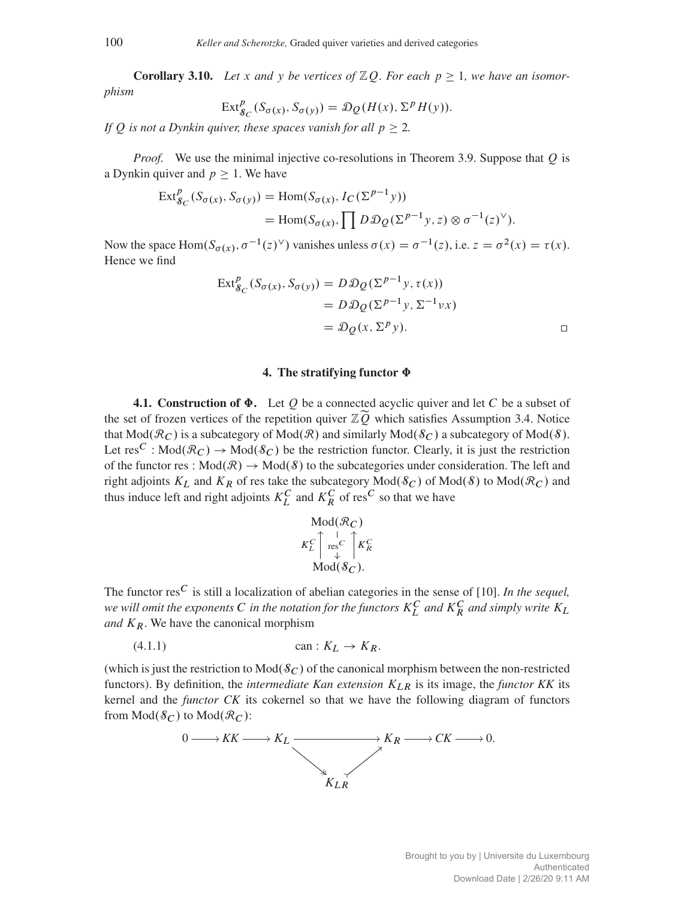**Corollary 3.10.** *Let $x$ and $y$ be vertices of $\mathbb{Z}Q$. For each $p \geq 1$, we have an isomorphism*

$$\mathrm{Ext}^p_{\mathcal{S}_C}(S_{\sigma(x)}, S_{\sigma(y)}) = \mathcal{D}_Q(H(x), \Sigma^p H(y)).$$

*If $Q$ is not a Dynkin quiver, these spaces vanish for all $p \geq 2$.*

*Proof.* We use the minimal injective co-resolutions in Theorem 3.9. Suppose that $Q$ is a Dynkin quiver and $p \geq 1$. We have

$$\begin{aligned}\mathrm{Ext}^p_{\mathcal{S}_C}(S_{\sigma(x)}, S_{\sigma(y)}) &= \mathrm{Hom}(S_{\sigma(x)}, I_C(\Sigma^{p-1} y)) \\ &= \mathrm{Hom}(S_{\sigma(x)}, \prod D\mathcal{D}_Q(\Sigma^{p-1} y, z) \otimes \sigma^{-1}(z)^\vee).\end{aligned}$$

Now the space $\mathrm{Hom}(S_{\sigma(x)}, \sigma^{-1}(z)^\vee)$ vanishes unless $\sigma(x) = \sigma^{-1}(z)$, i.e. $z = \sigma^2(x) = \tau(x)$. Hence we find

$$\begin{aligned}\mathrm{Ext}^p_{\mathcal{S}_C}(S_{\sigma(x)}, S_{\sigma(y)}) &= D\mathcal{D}_Q(\Sigma^{p-1} y, \tau(x)) \\ &= D\mathcal{D}_Q(\Sigma^{p-1} y, \Sigma^{-1}\nu x) \\ &= \mathcal{D}_Q(x, \Sigma^p y).\end{aligned}$$

□

## 4. The stratifying functor $\Phi$

**4.1. Construction of $\Phi$.** Let $Q$ be a connected acyclic quiver and let $C$ be a subset of the set of frozen vertices of the repetition quiver $\mathbb{Z}\widetilde{Q}$ which satisfies Assumption 3.4. Notice that $\mathrm{Mod}(\mathcal{R}_C)$ is a subcategory of $\mathrm{Mod}(\mathcal{R})$ and similarly $\mathrm{Mod}(\mathcal{S}_C)$ a subcategory of $\mathrm{Mod}(\mathcal{S})$. Let $\mathrm{res}^C : \mathrm{Mod}(\mathcal{R}_C) \to \mathrm{Mod}(\mathcal{S}_C)$ be the restriction functor. Clearly, it is just the restriction of the functor $\mathrm{res} : \mathrm{Mod}(\mathcal{R}) \to \mathrm{Mod}(\mathcal{S})$ to the subcategories under consideration. The left and right adjoints $K_L$ and $K_R$ of res take the subcategory $\mathrm{Mod}(\mathcal{S}_C)$ of $\mathrm{Mod}(\mathcal{S})$ to $\mathrm{Mod}(\mathcal{R}_C)$ and thus induce left and right adjoints $K_L^C$ and $K_R^C$ of $\mathrm{res}^C$ so that we have

$$\begin{array}{c}\mathrm{Mod}(\mathcal{R}_C) \\ K_L^C \uparrow \quad \downarrow \mathrm{res}^C \quad \uparrow K_R^C \\ \mathrm{Mod}(\mathcal{S}_C).\end{array}$$

The functor $\mathrm{res}^C$ is still a localization of abelian categories in the sense of [10]. *In the sequel, we will omit the exponents $C$ in the notation for the functors $K_L^C$ and $K_R^C$ and simply write $K_L$ and $K_R$.* We have the canonical morphism

$$\mathrm{can} : K_L \to K_R. \tag{4.1.1}$$

(which is just the restriction to $\mathrm{Mod}(\mathcal{S}_C)$ of the canonical morphism between the non-restricted functors). By definition, the *intermediate Kan extension $K_{LR}$* is its image, the *functor KK* its kernel and the *functor CK* its cokernel so that we have the following diagram of functors from $\mathrm{Mod}(\mathcal{S}_C)$ to $\mathrm{Mod}(\mathcal{R}_C)$:

$$0 \longrightarrow KK \longrightarrow K_L \longrightarrow K_R \longrightarrow CK \longrightarrow 0,$$

where $K_L \to K_R$ factors as $K_L \twoheadrightarrow K_{LR} \rightarrowtail K_R$.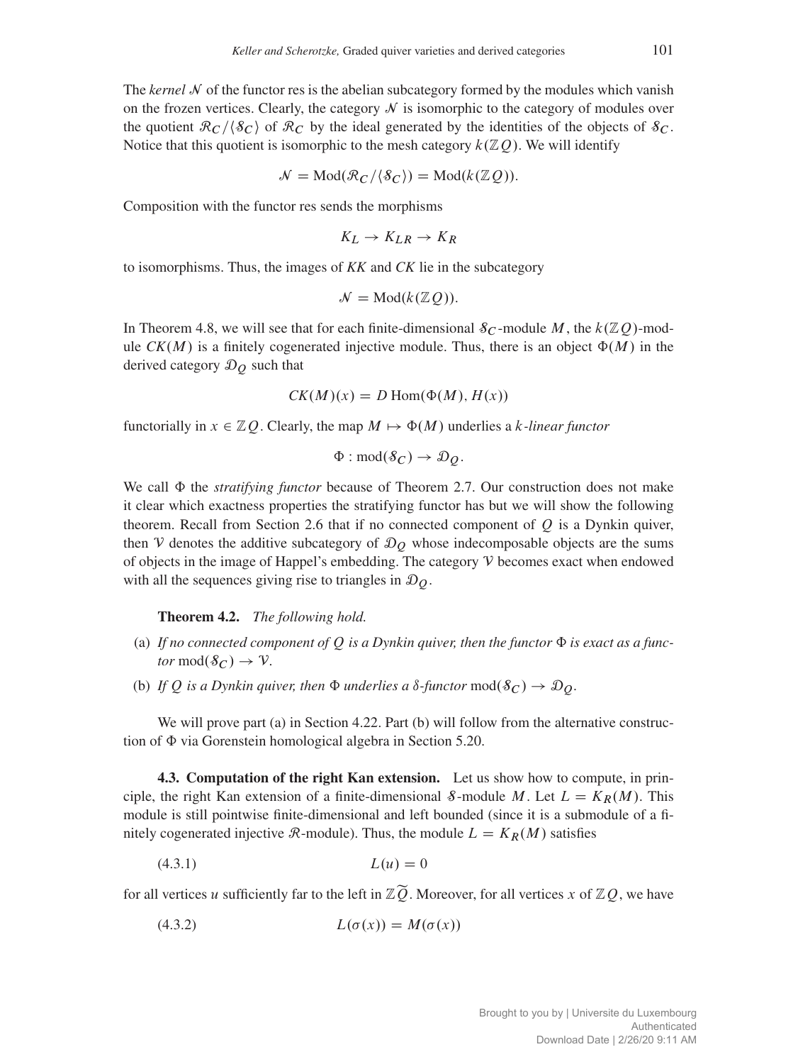The *kernel* $\mathcal{N}$ of the functor res is the abelian subcategory formed by the modules which vanish on the frozen vertices. Clearly, the category $\mathcal{N}$ is isomorphic to the category of modules over the quotient $\mathcal{R}_C/\langle \mathcal{S}_C \rangle$ of $\mathcal{R}_C$ by the ideal generated by the identities of the objects of $\mathcal{S}_C$. Notice that this quotient is isomorphic to the mesh category $k(\mathbb{Z}Q)$. We will identify

$$\mathcal{N} = \mathrm{Mod}(\mathcal{R}_C/\langle \mathcal{S}_C \rangle) = \mathrm{Mod}(k(\mathbb{Z}Q)).$$

Composition with the functor res sends the morphisms

$$K_L \to K_{LR} \to K_R$$

to isomorphisms. Thus, the images of *KK* and *CK* lie in the subcategory

$$\mathcal{N} = \mathrm{Mod}(k(\mathbb{Z}Q)).$$

In Theorem 4.8, we will see that for each finite-dimensional $\mathcal{S}_C$-module $M$, the $k(\mathbb{Z}Q)$-module $CK(M)$ is a finitely cogenerated injective module. Thus, there is an object $\Phi(M)$ in the derived category $\mathcal{D}_Q$ such that

$$CK(M)(x) = D\,\mathrm{Hom}(\Phi(M), H(x))$$

functorially in $x \in \mathbb{Z}Q$. Clearly, the map $M \mapsto \Phi(M)$ underlies a *$k$-linear functor*

$$\Phi : \mathrm{mod}(\mathcal{S}_C) \to \mathcal{D}_Q.$$

We call $\Phi$ the *stratifying functor* because of Theorem 2.7. Our construction does not make it clear which exactness properties the stratifying functor has but we will show the following theorem. Recall from Section 2.6 that if no connected component of $Q$ is a Dynkin quiver, then $\mathcal{V}$ denotes the additive subcategory of $\mathcal{D}_Q$ whose indecomposable objects are the sums of objects in the image of Happel's embedding. The category $\mathcal{V}$ becomes exact when endowed with all the sequences giving rise to triangles in $\mathcal{D}_Q$.

**Theorem 4.2.** *The following hold.*

(a) *If no connected component of $Q$ is a Dynkin quiver, then the functor $\Phi$ is exact as a functor $\mathrm{mod}(\mathcal{S}_C) \to \mathcal{V}$.*

(b) *If $Q$ is a Dynkin quiver, then $\Phi$ underlies a $\delta$-functor $\mathrm{mod}(\mathcal{S}_C) \to \mathcal{D}_Q$.*

We will prove part (a) in Section 4.22. Part (b) will follow from the alternative construction of $\Phi$ via Gorenstein homological algebra in Section 5.20.

**4.3. Computation of the right Kan extension.** Let us show how to compute, in principle, the right Kan extension of a finite-dimensional $\mathcal{S}$-module $M$. Let $L = K_R(M)$. This module is still pointwise finite-dimensional and left bounded (since it is a submodule of a finitely cogenerated injective $\mathcal{R}$-module). Thus, the module $L = K_R(M)$ satisfies

$$L(u) = 0 \tag{4.3.1}$$

for all vertices $u$ sufficiently far to the left in $\mathbb{Z}\widetilde{Q}$. Moreover, for all vertices $x$ of $\mathbb{Z}Q$, we have

$$L(\sigma(x)) = M(\sigma(x)) \tag{4.3.2}$$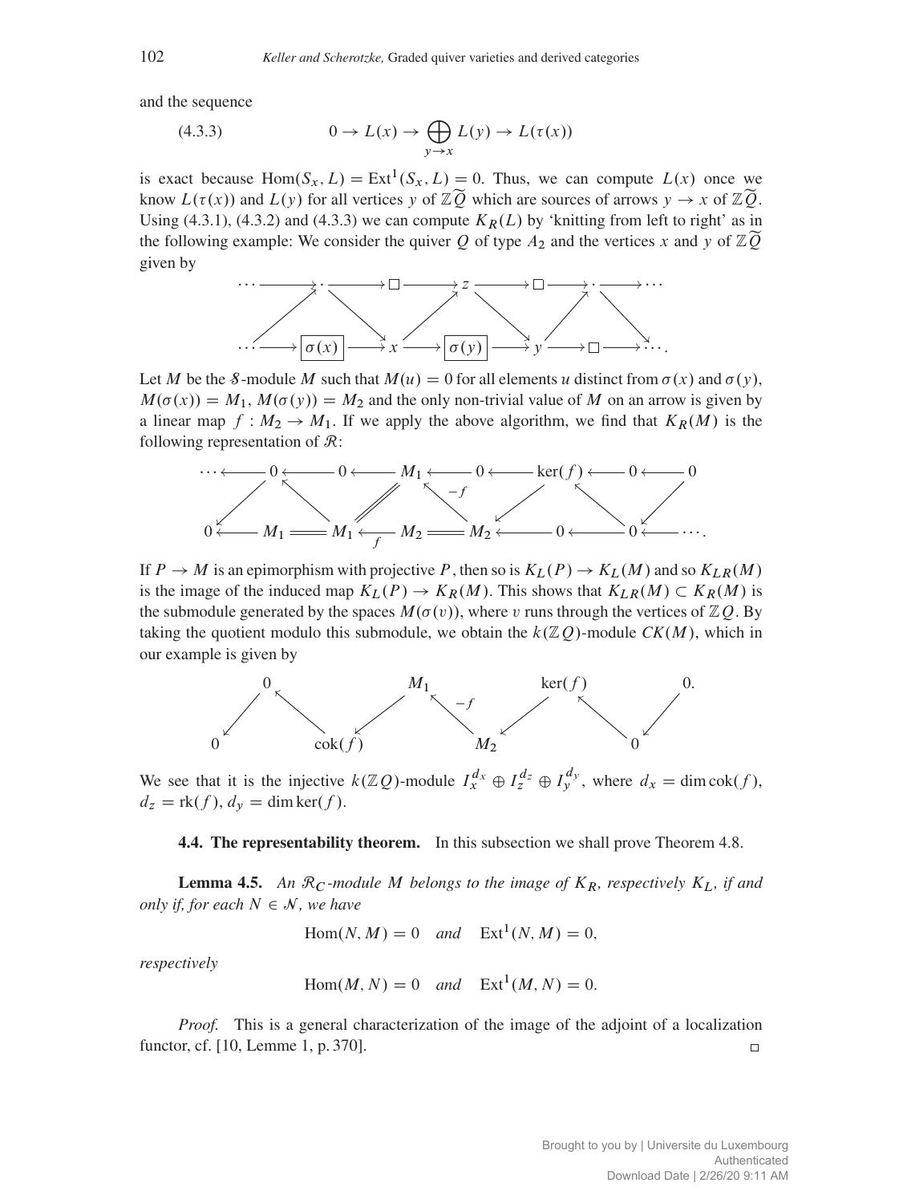and the sequence

$$0 \to L(x) \to \bigoplus_{y \to x} L(y) \to L(\tau(x)) \tag{4.3.3}$$

is exact because $\mathrm{Hom}(S_x, L) = \mathrm{Ext}^1(S_x, L) = 0$. Thus, we can compute $L(x)$ once we know $L(\tau(x))$ and $L(y)$ for all vertices $y$ of $\mathbb{Z}\widetilde{Q}$ which are sources of arrows $y \to x$ of $\mathbb{Z}\widetilde{Q}$. Using (4.3.1), (4.3.2) and (4.3.3) we can compute $K_R(L)$ by 'knitting from left to right' as in the following example: We consider the quiver $Q$ of type $A_2$ and the vertices $x$ and $y$ of $\mathbb{Z}\widetilde{Q}$ given by

$$\begin{array}{ccccccccccccc}
\cdots & \longrightarrow & \cdot & \longrightarrow & \square & \longrightarrow & z & \longrightarrow & \square & \longrightarrow & \cdot & \longrightarrow & \cdots \\
& \nearrow & & \searrow & & \nearrow & & \searrow & & \nearrow & & \searrow & \\
\cdots & \longrightarrow & \boxed{\sigma(x)} & \longrightarrow & x & \longrightarrow & \boxed{\sigma(y)} & \longrightarrow & y & \longrightarrow & \square & \longrightarrow & \cdots .
\end{array}$$

Let $M$ be the $\mathcal{S}$-module $M$ such that $M(u) = 0$ for all elements $u$ distinct from $\sigma(x)$ and $\sigma(y)$, $M(\sigma(x)) = M_1$, $M(\sigma(y)) = M_2$ and the only non-trivial value of $M$ on an arrow is given by a linear map $f : M_2 \to M_1$. If we apply the above algorithm, we find that $K_R(M)$ is the following representation of $\mathcal{R}$:

$$\begin{array}{ccccccccccccccc}
\cdots & \longleftarrow & 0 & \longleftarrow & 0 & \longleftarrow & M_1 & \longleftarrow & 0 & \longleftarrow & \ker(f) & \longleftarrow & 0 & \longleftarrow & 0 \\
& \swarrow & & \nwarrow & & \mathbin{/\!/} & & \nwarrow^{-f} & & \swarrow & & \nwarrow & & \swarrow & \\
0 & \longleftarrow & M_1 & = & M_1 & \underset{f}{\longleftarrow} & M_2 & = & M_2 & \longleftarrow & 0 & \longleftarrow & 0 & \longleftarrow & \cdots .
\end{array}$$

If $P \to M$ is an epimorphism with projective $P$, then so is $K_L(P) \to K_L(M)$ and so $K_{LR}(M)$ is the image of the induced map $K_L(P) \to K_R(M)$. This shows that $K_{LR}(M) \subset K_R(M)$ is the submodule generated by the spaces $M(\sigma(v))$, where $v$ runs through the vertices of $\mathbb{Z}Q$. By taking the quotient modulo this submodule, we obtain the $k(\mathbb{Z}Q)$-module $CK(M)$, which in our example is given by

$$\begin{array}{ccccccccccccc}
& & 0 & & & & M_1 & & & & \ker(f) & & & & 0. \\
& \swarrow & & \nwarrow & & \swarrow & & \nwarrow^{-f} & & \swarrow & & \nwarrow & & \swarrow & \\
0 & & & & \mathrm{cok}(f) & & & & M_2 & & & & 0 & &
\end{array}$$

We see that it is the injective $k(\mathbb{Z}Q)$-module $I_x^{d_x} \oplus I_z^{d_z} \oplus I_y^{d_y}$, where $d_x = \dim \mathrm{cok}(f)$, $d_z = \mathrm{rk}(f)$, $d_y = \dim \ker(f)$.

**4.4. The representability theorem.** In this subsection we shall prove Theorem 4.8.

**Lemma 4.5.** *An $\mathcal{R}_C$-module $M$ belongs to the image of $K_R$, respectively $K_L$, if and only if, for each $N \in \mathcal{N}$, we have*

$$\mathrm{Hom}(N, M) = 0 \quad \textit{and} \quad \mathrm{Ext}^1(N, M) = 0,$$

*respectively*

$$\mathrm{Hom}(M, N) = 0 \quad \textit{and} \quad \mathrm{Ext}^1(M, N) = 0.$$

*Proof.* This is a general characterization of the image of the adjoint of a localization functor, cf. [10, Lemme 1, p. 370]. □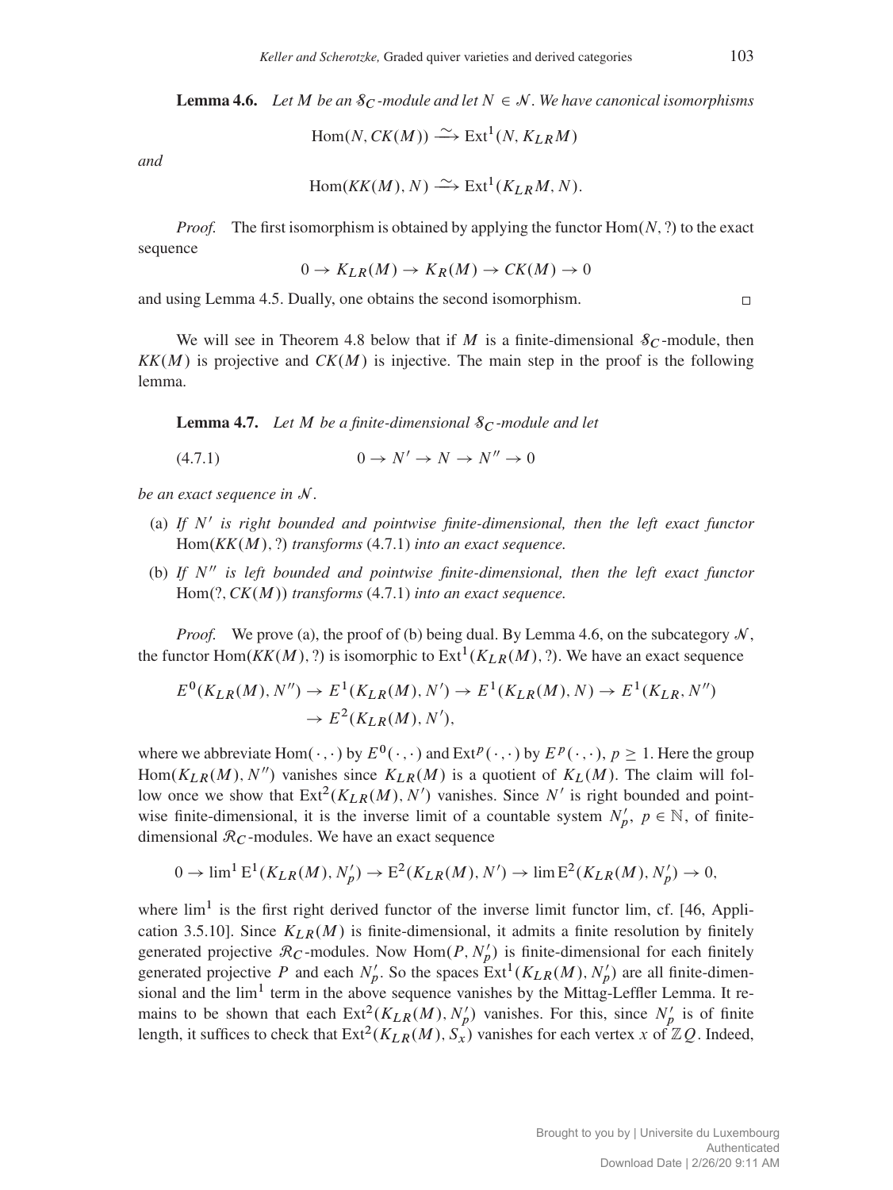**Lemma 4.6.** *Let $M$ be an $\mathcal{S}_C$-module and let $N \in \mathcal{N}$. We have canonical isomorphisms*

$$\operatorname{Hom}(N, CK(M)) \xrightarrow{\sim} \operatorname{Ext}^1(N, K_{LR}M)$$

*and*

$$\operatorname{Hom}(KK(M), N) \xrightarrow{\sim} \operatorname{Ext}^1(K_{LR}M, N).$$

*Proof.* The first isomorphism is obtained by applying the functor $\operatorname{Hom}(N, ?)$ to the exact sequence

$$0 \to K_{LR}(M) \to K_R(M) \to CK(M) \to 0$$

and using Lemma 4.5. Dually, one obtains the second isomorphism. □

We will see in Theorem 4.8 below that if $M$ is a finite-dimensional $\mathcal{S}_C$-module, then $KK(M)$ is projective and $CK(M)$ is injective. The main step in the proof is the following lemma.

**Lemma 4.7.** *Let $M$ be a finite-dimensional $\mathcal{S}_C$-module and let*

$$0 \to N' \to N \to N'' \to 0 \tag{4.7.1}$$

*be an exact sequence in $\mathcal{N}$.*

(a) *If $N'$ is right bounded and pointwise finite-dimensional, then the left exact functor $\operatorname{Hom}(KK(M), ?)$ transforms (4.7.1) into an exact sequence.*

(b) *If $N''$ is left bounded and pointwise finite-dimensional, then the left exact functor $\operatorname{Hom}(?, CK(M))$ transforms (4.7.1) into an exact sequence.*

*Proof.* We prove (a), the proof of (b) being dual. By Lemma 4.6, on the subcategory $\mathcal{N}$, the functor $\operatorname{Hom}(KK(M), ?)$ is isomorphic to $\operatorname{Ext}^1(K_{LR}(M), ?)$. We have an exact sequence

$$E^0(K_{LR}(M), N'') \to E^1(K_{LR}(M), N') \to E^1(K_{LR}(M), N) \to E^1(K_{LR}, N'') \\ \to E^2(K_{LR}(M), N'),$$

where we abbreviate $\operatorname{Hom}(\cdot,\cdot)$ by $E^0(\cdot,\cdot)$ and $\operatorname{Ext}^p(\cdot,\cdot)$ by $E^p(\cdot,\cdot)$, $p \geq 1$. Here the group $\operatorname{Hom}(K_{LR}(M), N'')$ vanishes since $K_{LR}(M)$ is a quotient of $K_L(M)$. The claim will follow once we show that $\operatorname{Ext}^2(K_{LR}(M), N')$ vanishes. Since $N'$ is right bounded and pointwise finite-dimensional, it is the inverse limit of a countable system $N'_p$, $p \in \mathbb{N}$, of finite-dimensional $\mathcal{R}_C$-modules. We have an exact sequence

$$0 \to \lim{}^1 \operatorname{E}^1(K_{LR}(M), N'_p) \to \operatorname{E}^2(K_{LR}(M), N') \to \lim \operatorname{E}^2(K_{LR}(M), N'_p) \to 0,$$

where $\lim^1$ is the first right derived functor of the inverse limit functor lim, cf. [46, Application 3.5.10]. Since $K_{LR}(M)$ is finite-dimensional, it admits a finite resolution by finitely generated projective $\mathcal{R}_C$-modules. Now $\operatorname{Hom}(P, N'_p)$ is finite-dimensional for each finitely generated projective $P$ and each $N'_p$. So the spaces $\operatorname{Ext}^1(K_{LR}(M), N'_p)$ are all finite-dimensional and the $\lim^1$ term in the above sequence vanishes by the Mittag-Leffler Lemma. It remains to be shown that each $\operatorname{Ext}^2(K_{LR}(M), N'_p)$ vanishes. For this, since $N'_p$ is of finite length, it suffices to check that $\operatorname{Ext}^2(K_{LR}(M), S_x)$ vanishes for each vertex $x$ of $\mathbb{Z}Q$. Indeed,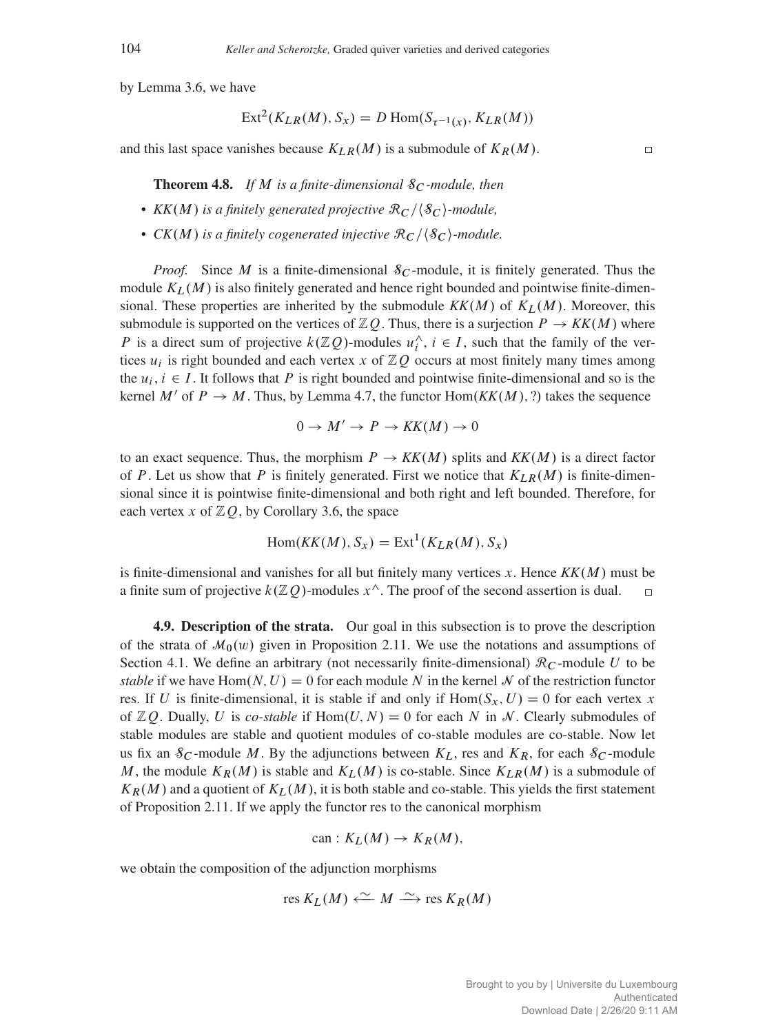by Lemma 3.6, we have

$$\mathrm{Ext}^2(K_{LR}(M), S_x) = D\,\mathrm{Hom}(S_{\tau^{-1}(x)}, K_{LR}(M))$$

and this last space vanishes because $K_{LR}(M)$ is a submodule of $K_R(M)$. $\square$

**Theorem 4.8.** *If $M$ is a finite-dimensional $\mathcal{S}_C$-module, then*

- *$KK(M)$ is a finitely generated projective $\mathcal{R}_C/\langle \mathcal{S}_C \rangle$-module,*
- *$CK(M)$ is a finitely cogenerated injective $\mathcal{R}_C/\langle \mathcal{S}_C \rangle$-module.*

*Proof.* Since $M$ is a finite-dimensional $\mathcal{S}_C$-module, it is finitely generated. Thus the module $K_L(M)$ is also finitely generated and hence right bounded and pointwise finite-dimensional. These properties are inherited by the submodule $KK(M)$ of $K_L(M)$. Moreover, this submodule is supported on the vertices of $\mathbb{Z}Q$. Thus, there is a surjection $P \to KK(M)$ where $P$ is a direct sum of projective $k(\mathbb{Z}Q)$-modules $u_i^{\wedge}$, $i \in I$, such that the family of the vertices $u_i$ is right bounded and each vertex $x$ of $\mathbb{Z}Q$ occurs at most finitely many times among the $u_i$, $i \in I$. It follows that $P$ is right bounded and pointwise finite-dimensional and so is the kernel $M'$ of $P \to M$. Thus, by Lemma 4.7, the functor $\mathrm{Hom}(KK(M), ?)$ takes the sequence

$$0 \to M' \to P \to KK(M) \to 0$$

to an exact sequence. Thus, the morphism $P \to KK(M)$ splits and $KK(M)$ is a direct factor of $P$. Let us show that $P$ is finitely generated. First we notice that $K_{LR}(M)$ is finite-dimensional since it is pointwise finite-dimensional and both right and left bounded. Therefore, for each vertex $x$ of $\mathbb{Z}Q$, by Corollary 3.6, the space

$$\mathrm{Hom}(KK(M), S_x) = \mathrm{Ext}^1(K_{LR}(M), S_x)$$

is finite-dimensional and vanishes for all but finitely many vertices $x$. Hence $KK(M)$ must be a finite sum of projective $k(\mathbb{Z}Q)$-modules $x^{\wedge}$. The proof of the second assertion is dual. $\square$

**4.9. Description of the strata.** Our goal in this subsection is to prove the description of the strata of $\mathcal{M}_0(w)$ given in Proposition 2.11. We use the notations and assumptions of Section 4.1. We define an arbitrary (not necessarily finite-dimensional) $\mathcal{R}_C$-module $U$ to be *stable* if we have $\mathrm{Hom}(N, U) = 0$ for each module $N$ in the kernel $\mathcal{N}$ of the restriction functor res. If $U$ is finite-dimensional, it is stable if and only if $\mathrm{Hom}(S_x, U) = 0$ for each vertex $x$ of $\mathbb{Z}Q$. Dually, $U$ is *co-stable* if $\mathrm{Hom}(U, N) = 0$ for each $N$ in $\mathcal{N}$. Clearly submodules of stable modules are stable and quotient modules of co-stable modules are co-stable. Now let us fix an $\mathcal{S}_C$-module $M$. By the adjunctions between $K_L$, res and $K_R$, for each $\mathcal{S}_C$-module $M$, the module $K_R(M)$ is stable and $K_L(M)$ is co-stable. Since $K_{LR}(M)$ is a submodule of $K_R(M)$ and a quotient of $K_L(M)$, it is both stable and co-stable. This yields the first statement of Proposition 2.11. If we apply the functor res to the canonical morphism

$$\mathrm{can} : K_L(M) \to K_R(M),$$

we obtain the composition of the adjunction morphisms

$$\mathrm{res}\, K_L(M) \xleftarrow{\sim} M \xrightarrow{\sim} \mathrm{res}\, K_R(M)$$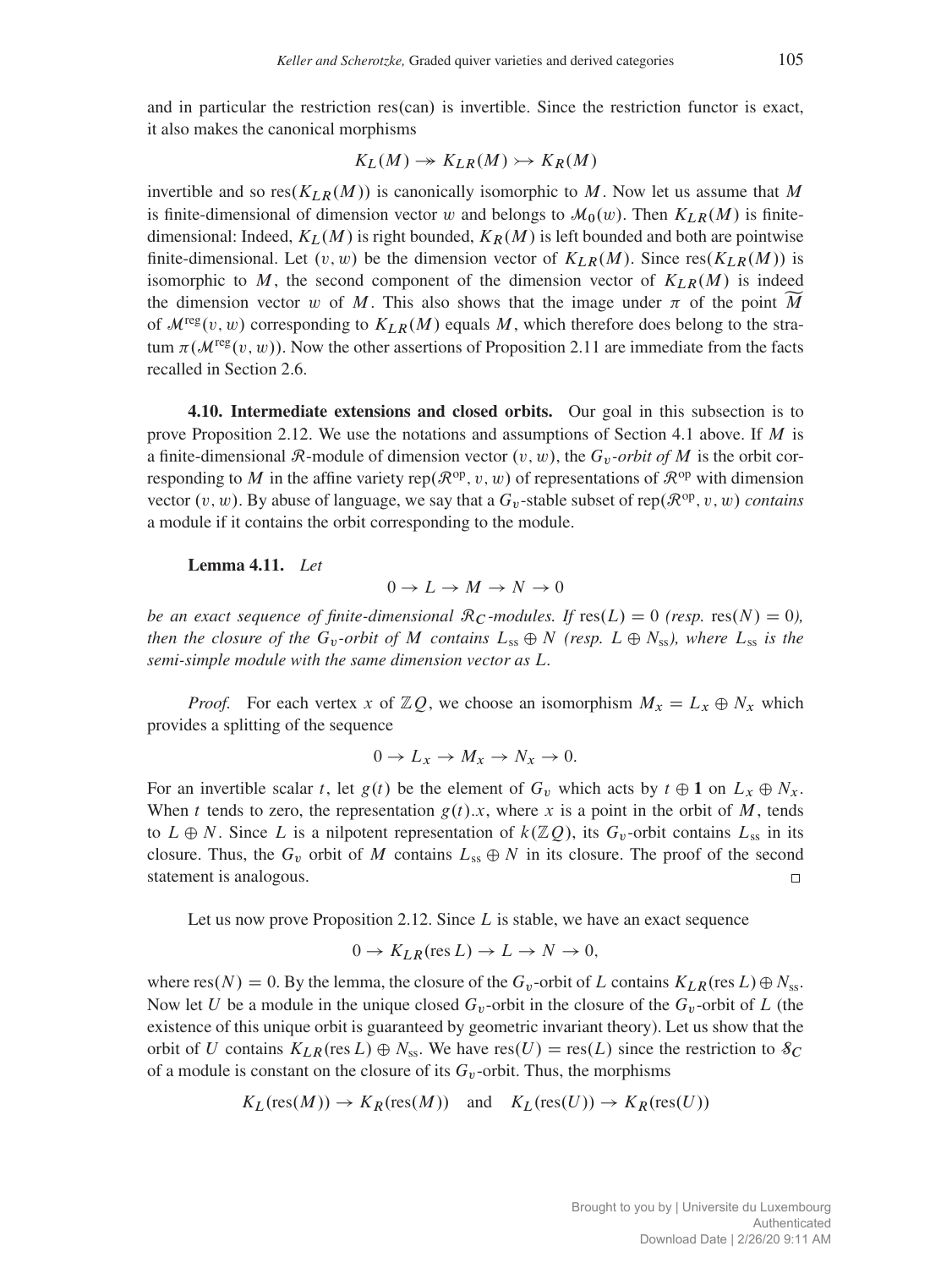and in particular the restriction res(can) is invertible. Since the restriction functor is exact, it also makes the canonical morphisms

$$K_L(M) \twoheadrightarrow K_{LR}(M) \rightarrowtail K_R(M)$$

invertible and so $\operatorname{res}(K_{LR}(M))$ is canonically isomorphic to $M$. Now let us assume that $M$ is finite-dimensional of dimension vector $w$ and belongs to $\mathcal{M}_0(w)$. Then $K_{LR}(M)$ is finite-dimensional: Indeed, $K_L(M)$ is right bounded, $K_R(M)$ is left bounded and both are pointwise finite-dimensional. Let $(v, w)$ be the dimension vector of $K_{LR}(M)$. Since $\operatorname{res}(K_{LR}(M))$ is isomorphic to $M$, the second component of the dimension vector of $K_{LR}(M)$ is indeed the dimension vector $w$ of $M$. This also shows that the image under $\pi$ of the point $\widetilde{M}$ of $\mathcal{M}^{\mathrm{reg}}(v, w)$ corresponding to $K_{LR}(M)$ equals $M$, which therefore does belong to the stratum $\pi(\mathcal{M}^{\mathrm{reg}}(v, w))$. Now the other assertions of Proposition 2.11 are immediate from the facts recalled in Section 2.6.

**4.10. Intermediate extensions and closed orbits.** Our goal in this subsection is to prove Proposition 2.12. We use the notations and assumptions of Section 4.1 above. If $M$ is a finite-dimensional $\mathcal{R}$-module of dimension vector $(v, w)$, the *$G_v$-orbit of $M$* is the orbit corresponding to $M$ in the affine variety $\operatorname{rep}(\mathcal{R}^{\mathrm{op}}, v, w)$ of representations of $\mathcal{R}^{\mathrm{op}}$ with dimension vector $(v, w)$. By abuse of language, we say that a $G_v$-stable subset of $\operatorname{rep}(\mathcal{R}^{\mathrm{op}}, v, w)$ *contains* a module if it contains the orbit corresponding to the module.

**Lemma 4.11.** *Let*

$$0 \to L \to M \to N \to 0$$

*be an exact sequence of finite-dimensional $\mathcal{R}_C$-modules. If $\operatorname{res}(L) = 0$ (resp. $\operatorname{res}(N) = 0$), then the closure of the $G_v$-orbit of $M$ contains $L_{\mathrm{ss}} \oplus N$ (resp. $L \oplus N_{\mathrm{ss}}$), where $L_{\mathrm{ss}}$ is the semi-simple module with the same dimension vector as $L$.*

*Proof.* For each vertex $x$ of $\mathbb{Z}Q$, we choose an isomorphism $M_x = L_x \oplus N_x$ which provides a splitting of the sequence

$$0 \to L_x \to M_x \to N_x \to 0.$$

For an invertible scalar $t$, let $g(t)$ be the element of $G_v$ which acts by $t \oplus \mathbf{1}$ on $L_x \oplus N_x$. When $t$ tends to zero, the representation $g(t).x$, where $x$ is a point in the orbit of $M$, tends to $L \oplus N$. Since $L$ is a nilpotent representation of $k(\mathbb{Z}Q)$, its $G_v$-orbit contains $L_{\mathrm{ss}}$ in its closure. Thus, the $G_v$ orbit of $M$ contains $L_{\mathrm{ss}} \oplus N$ in its closure. The proof of the second statement is analogous. $\square$

Let us now prove Proposition 2.12. Since $L$ is stable, we have an exact sequence

$$0 \to K_{LR}(\operatorname{res} L) \to L \to N \to 0,$$

where $\operatorname{res}(N) = 0$. By the lemma, the closure of the $G_v$-orbit of $L$ contains $K_{LR}(\operatorname{res} L) \oplus N_{\mathrm{ss}}$. Now let $U$ be a module in the unique closed $G_v$-orbit in the closure of the $G_v$-orbit of $L$ (the existence of this unique orbit is guaranteed by geometric invariant theory). Let us show that the orbit of $U$ contains $K_{LR}(\operatorname{res} L) \oplus N_{\mathrm{ss}}$. We have $\operatorname{res}(U) = \operatorname{res}(L)$ since the restriction to $\mathcal{S}_C$ of a module is constant on the closure of its $G_v$-orbit. Thus, the morphisms

$$K_L(\operatorname{res}(M)) \to K_R(\operatorname{res}(M)) \quad \text{and} \quad K_L(\operatorname{res}(U)) \to K_R(\operatorname{res}(U))$$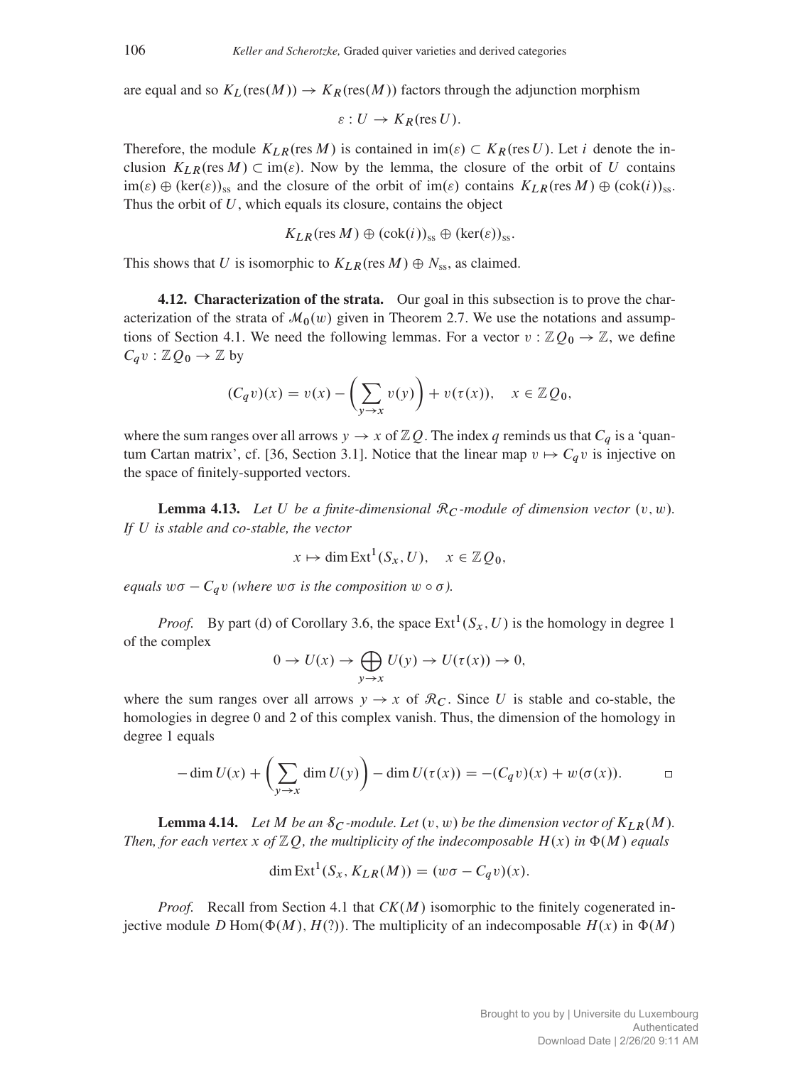are equal and so $K_L(\mathrm{res}(M)) \to K_R(\mathrm{res}(M))$ factors through the adjunction morphism

$$\varepsilon : U \to K_R(\mathrm{res}\, U).$$

Therefore, the module $K_{LR}(\mathrm{res}\, M)$ is contained in $\mathrm{im}(\varepsilon) \subset K_R(\mathrm{res}\, U)$. Let $i$ denote the inclusion $K_{LR}(\mathrm{res}\, M) \subset \mathrm{im}(\varepsilon)$. Now by the lemma, the closure of the orbit of $U$ contains $\mathrm{im}(\varepsilon) \oplus (\ker(\varepsilon))_{\mathrm{ss}}$ and the closure of the orbit of $\mathrm{im}(\varepsilon)$ contains $K_{LR}(\mathrm{res}\, M) \oplus (\mathrm{cok}(i))_{\mathrm{ss}}$. Thus the orbit of $U$, which equals its closure, contains the object

$$K_{LR}(\mathrm{res}\, M) \oplus (\mathrm{cok}(i))_{\mathrm{ss}} \oplus (\ker(\varepsilon))_{\mathrm{ss}}.$$

This shows that $U$ is isomorphic to $K_{LR}(\mathrm{res}\, M) \oplus N_{\mathrm{ss}}$, as claimed.

**4.12. Characterization of the strata.** Our goal in this subsection is to prove the characterization of the strata of $\mathcal{M}_0(w)$ given in Theorem 2.7. We use the notations and assumptions of Section 4.1. We need the following lemmas. For a vector $v : \mathbb{Z}Q_0 \to \mathbb{Z}$, we define $C_q v : \mathbb{Z}Q_0 \to \mathbb{Z}$ by

$$(C_q v)(x) = v(x) - \left(\sum_{y \to x} v(y)\right) + v(\tau(x)), \quad x \in \mathbb{Z}Q_0,$$

where the sum ranges over all arrows $y \to x$ of $\mathbb{Z}Q$. The index $q$ reminds us that $C_q$ is a 'quantum Cartan matrix', cf. [36, Section 3.1]. Notice that the linear map $v \mapsto C_q v$ is injective on the space of finitely-supported vectors.

**Lemma 4.13.** *Let $U$ be a finite-dimensional $\mathcal{R}_C$-module of dimension vector $(v, w)$. If $U$ is stable and co-stable, the vector*

$$x \mapsto \dim \mathrm{Ext}^1(S_x, U), \quad x \in \mathbb{Z}Q_0,$$

*equals $w\sigma - C_q v$ (where $w\sigma$ is the composition $w \circ \sigma$).*

*Proof.* By part (d) of Corollary 3.6, the space $\mathrm{Ext}^1(S_x, U)$ is the homology in degree 1 of the complex

$$0 \to U(x) \to \bigoplus_{y \to x} U(y) \to U(\tau(x)) \to 0,$$

where the sum ranges over all arrows $y \to x$ of $\mathcal{R}_C$. Since $U$ is stable and co-stable, the homologies in degree 0 and 2 of this complex vanish. Thus, the dimension of the homology in degree 1 equals

$$-\dim U(x) + \left(\sum_{y \to x} \dim U(y)\right) - \dim U(\tau(x)) = -(C_q v)(x) + w(\sigma(x)). \qquad \square$$

**Lemma 4.14.** *Let $M$ be an $\mathcal{S}_C$-module. Let $(v, w)$ be the dimension vector of $K_{LR}(M)$. Then, for each vertex $x$ of $\mathbb{Z}Q$, the multiplicity of the indecomposable $H(x)$ in $\Phi(M)$ equals*

$$\dim \mathrm{Ext}^1(S_x, K_{LR}(M)) = (w\sigma - C_q v)(x).$$

*Proof.* Recall from Section 4.1 that $CK(M)$ isomorphic to the finitely cogenerated injective module $D\,\mathrm{Hom}(\Phi(M), H(?))$. The multiplicity of an indecomposable $H(x)$ in $\Phi(M)$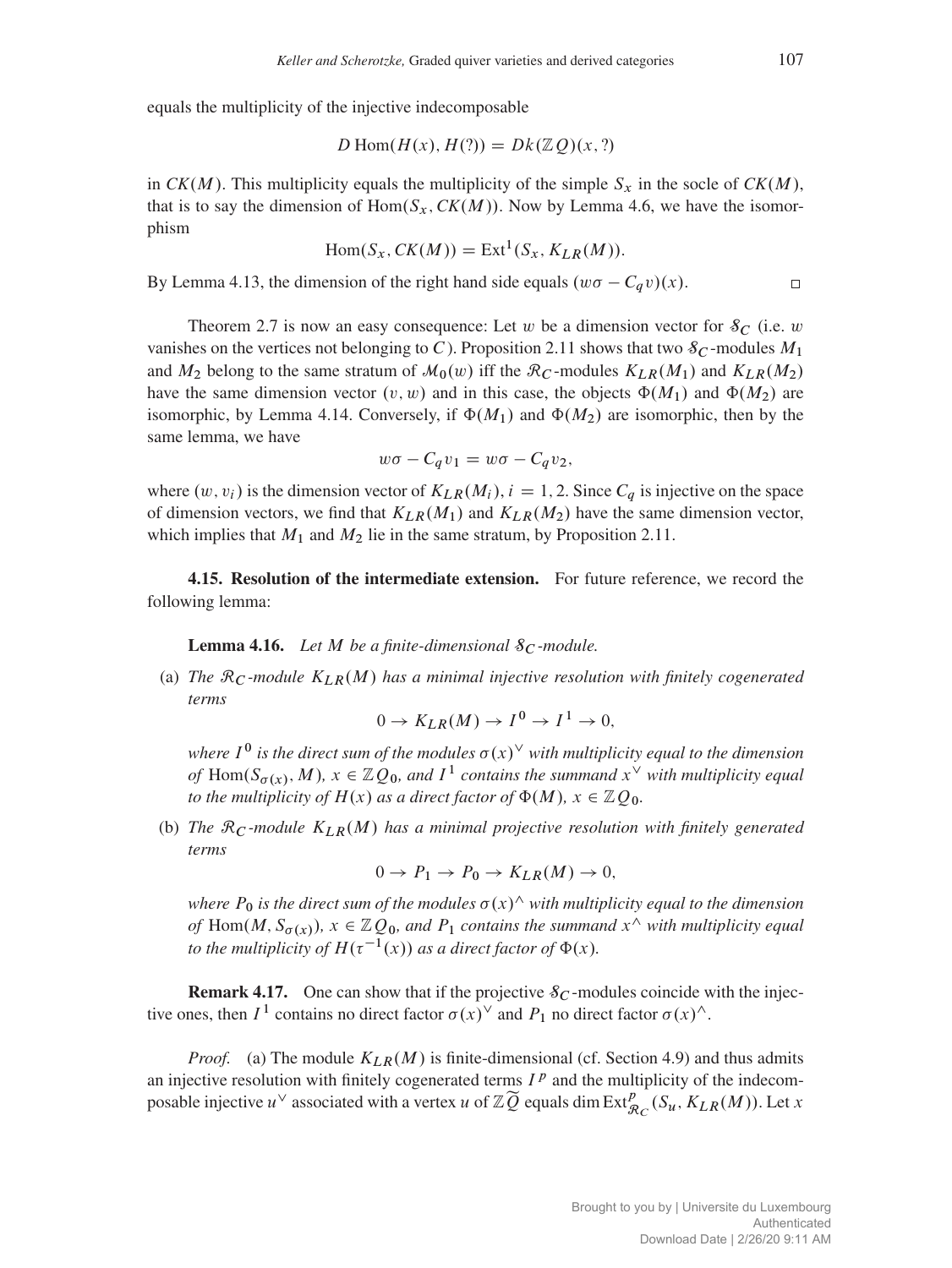equals the multiplicity of the injective indecomposable

$$D\operatorname{Hom}(H(x), H(?)) = Dk(\mathbb{Z}Q)(x, ?)$$

in $CK(M)$. This multiplicity equals the multiplicity of the simple $S_x$ in the socle of $CK(M)$, that is to say the dimension of $\operatorname{Hom}(S_x, CK(M))$. Now by Lemma 4.6, we have the isomorphism

$$\operatorname{Hom}(S_x, CK(M)) = \operatorname{Ext}^1(S_x, K_{LR}(M)).$$

By Lemma 4.13, the dimension of the right hand side equals $(w\sigma - C_q v)(x)$. $\square$

Theorem 2.7 is now an easy consequence: Let $w$ be a dimension vector for $\mathcal{S}_C$ (i.e. $w$ vanishes on the vertices not belonging to $C$). Proposition 2.11 shows that two $\mathcal{S}_C$-modules $M_1$ and $M_2$ belong to the same stratum of $\mathcal{M}_0(w)$ iff the $\mathcal{R}_C$-modules $K_{LR}(M_1)$ and $K_{LR}(M_2)$ have the same dimension vector $(v, w)$ and in this case, the objects $\Phi(M_1)$ and $\Phi(M_2)$ are isomorphic, by Lemma 4.14. Conversely, if $\Phi(M_1)$ and $\Phi(M_2)$ are isomorphic, then by the same lemma, we have

$$w\sigma - C_q v_1 = w\sigma - C_q v_2,$$

where $(w, v_i)$ is the dimension vector of $K_{LR}(M_i)$, $i = 1, 2$. Since $C_q$ is injective on the space of dimension vectors, we find that $K_{LR}(M_1)$ and $K_{LR}(M_2)$ have the same dimension vector, which implies that $M_1$ and $M_2$ lie in the same stratum, by Proposition 2.11.

**4.15. Resolution of the intermediate extension.** For future reference, we record the following lemma:

**Lemma 4.16.** *Let $M$ be a finite-dimensional $\mathcal{S}_C$-module.*

(a) *The $\mathcal{R}_C$-module $K_{LR}(M)$ has a minimal injective resolution with finitely cogenerated terms*

$$0 \to K_{LR}(M) \to I^0 \to I^1 \to 0,$$

*where $I^0$ is the direct sum of the modules $\sigma(x)^\vee$ with multiplicity equal to the dimension of $\operatorname{Hom}(S_{\sigma(x)}, M)$, $x \in \mathbb{Z}Q_0$, and $I^1$ contains the summand $x^\vee$ with multiplicity equal to the multiplicity of $H(x)$ as a direct factor of $\Phi(M)$, $x \in \mathbb{Z}Q_0$.*

(b) *The $\mathcal{R}_C$-module $K_{LR}(M)$ has a minimal projective resolution with finitely generated terms*

$$0 \to P_1 \to P_0 \to K_{LR}(M) \to 0,$$

*where $P_0$ is the direct sum of the modules $\sigma(x)^\wedge$ with multiplicity equal to the dimension of $\operatorname{Hom}(M, S_{\sigma(x)})$, $x \in \mathbb{Z}Q_0$, and $P_1$ contains the summand $x^\wedge$ with multiplicity equal to the multiplicity of $H(\tau^{-1}(x))$ as a direct factor of $\Phi(x)$.*

**Remark 4.17.** One can show that if the projective $\mathcal{S}_C$-modules coincide with the injective ones, then $I^1$ contains no direct factor $\sigma(x)^\vee$ and $P_1$ no direct factor $\sigma(x)^\wedge$.

*Proof.* (a) The module $K_{LR}(M)$ is finite-dimensional (cf. Section 4.9) and thus admits an injective resolution with finitely cogenerated terms $I^p$ and the multiplicity of the indecomposable injective $u^\vee$ associated with a vertex $u$ of $\mathbb{Z}\widetilde{Q}$ equals $\dim \operatorname{Ext}^p_{\mathcal{R}_C}(S_u, K_{LR}(M))$. Let $x$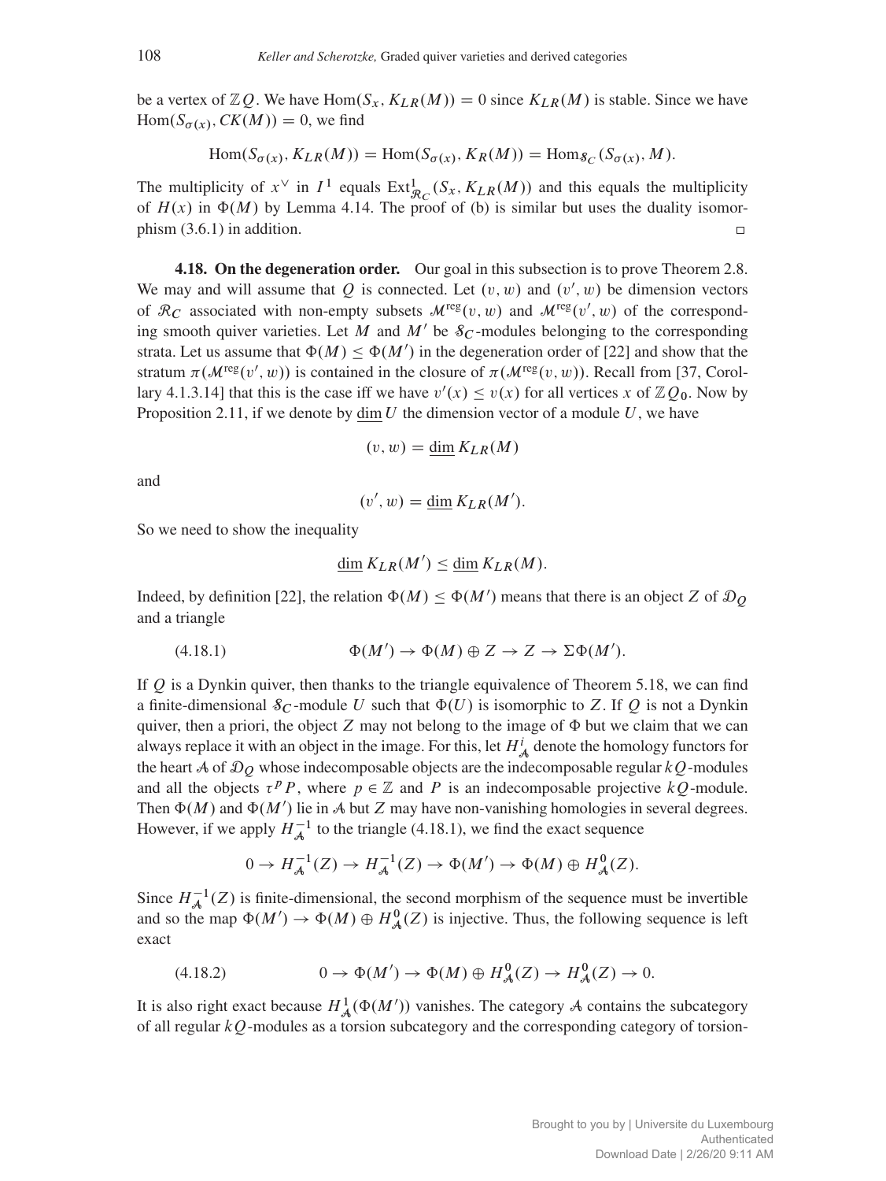be a vertex of $\mathbb{Z}Q$. We have $\operatorname{Hom}(S_x, K_{LR}(M)) = 0$ since $K_{LR}(M)$ is stable. Since we have $\operatorname{Hom}(S_{\sigma(x)}, CK(M)) = 0$, we find

$$\operatorname{Hom}(S_{\sigma(x)}, K_{LR}(M)) = \operatorname{Hom}(S_{\sigma(x)}, K_R(M)) = \operatorname{Hom}_{\mathcal{S}_C}(S_{\sigma(x)}, M).$$

The multiplicity of $x^\vee$ in $I^1$ equals $\operatorname{Ext}^1_{\mathcal{R}_C}(S_x, K_{LR}(M))$ and this equals the multiplicity of $H(x)$ in $\Phi(M)$ by Lemma 4.14. The proof of (b) is similar but uses the duality isomorphism (3.6.1) in addition. □

**4.18. On the degeneration order.** Our goal in this subsection is to prove Theorem 2.8. We may and will assume that $Q$ is connected. Let $(v, w)$ and $(v', w)$ be dimension vectors of $\mathcal{R}_C$ associated with non-empty subsets $\mathcal{M}^{\mathrm{reg}}(v, w)$ and $\mathcal{M}^{\mathrm{reg}}(v', w)$ of the corresponding smooth quiver varieties. Let $M$ and $M'$ be $\mathcal{S}_C$-modules belonging to the corresponding strata. Let us assume that $\Phi(M) \le \Phi(M')$ in the degeneration order of [22] and show that the stratum $\pi(\mathcal{M}^{\mathrm{reg}}(v', w))$ is contained in the closure of $\pi(\mathcal{M}^{\mathrm{reg}}(v, w))$. Recall from [37, Corollary 4.1.3.14] that this is the case iff we have $v'(x) \le v(x)$ for all vertices $x$ of $\mathbb{Z}Q_0$. Now by Proposition 2.11, if we denote by $\underline{\dim}\, U$ the dimension vector of a module $U$, we have

$$(v, w) = \underline{\dim}\, K_{LR}(M)$$

and

$$(v', w) = \underline{\dim}\, K_{LR}(M').$$

So we need to show the inequality

$$\underline{\dim}\, K_{LR}(M') \le \underline{\dim}\, K_{LR}(M).$$

Indeed, by definition [22], the relation $\Phi(M) \le \Phi(M')$ means that there is an object $Z$ of $\mathcal{D}_Q$ and a triangle

$$\Phi(M') \to \Phi(M) \oplus Z \to Z \to \Sigma\Phi(M'). \tag{4.18.1}$$

If $Q$ is a Dynkin quiver, then thanks to the triangle equivalence of Theorem 5.18, we can find a finite-dimensional $\mathcal{S}_C$-module $U$ such that $\Phi(U)$ is isomorphic to $Z$. If $Q$ is not a Dynkin quiver, then a priori, the object $Z$ may not belong to the image of $\Phi$ but we claim that we can always replace it with an object in the image. For this, let $H^i_{\mathcal{A}}$ denote the homology functors for the heart $\mathcal{A}$ of $\mathcal{D}_Q$ whose indecomposable objects are the indecomposable regular $kQ$-modules and all the objects $\tau^p P$, where $p \in \mathbb{Z}$ and $P$ is an indecomposable projective $kQ$-module. Then $\Phi(M)$ and $\Phi(M')$ lie in $\mathcal{A}$ but $Z$ may have non-vanishing homologies in several degrees. However, if we apply $H^{-1}_{\mathcal{A}}$ to the triangle (4.18.1), we find the exact sequence

$$0 \to H^{-1}_{\mathcal{A}}(Z) \to H^{-1}_{\mathcal{A}}(Z) \to \Phi(M') \to \Phi(M) \oplus H^0_{\mathcal{A}}(Z).$$

Since $H^{-1}_{\mathcal{A}}(Z)$ is finite-dimensional, the second morphism of the sequence must be invertible and so the map $\Phi(M') \to \Phi(M) \oplus H^0_{\mathcal{A}}(Z)$ is injective. Thus, the following sequence is left exact

$$0 \to \Phi(M') \to \Phi(M) \oplus H^0_{\mathcal{A}}(Z) \to H^0_{\mathcal{A}}(Z) \to 0. \tag{4.18.2}$$

It is also right exact because $H^1_{\mathcal{A}}(\Phi(M'))$ vanishes. The category $\mathcal{A}$ contains the subcategory of all regular $kQ$-modules as a torsion subcategory and the corresponding category of torsion-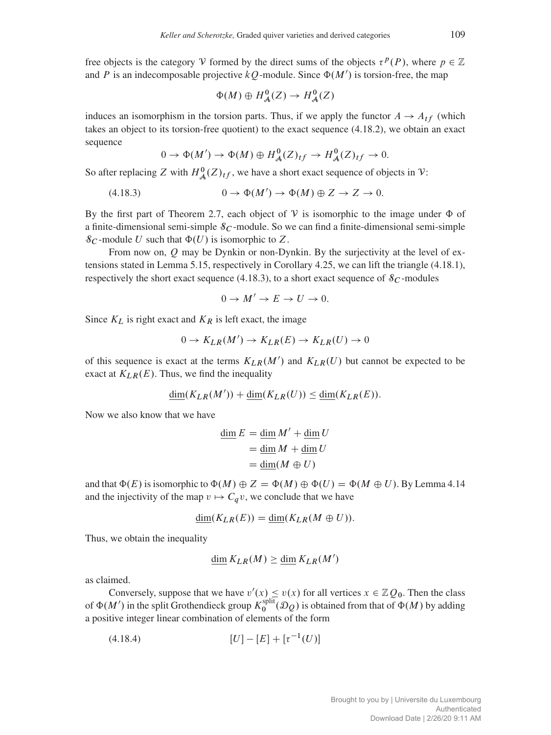free objects is the category $\mathcal{V}$ formed by the direct sums of the objects $\tau^p(P)$, where $p \in \mathbb{Z}$ and $P$ is an indecomposable projective $kQ$-module. Since $\Phi(M')$ is torsion-free, the map

$$\Phi(M) \oplus H^0_{\mathcal{A}}(Z) \to H^0_{\mathcal{A}}(Z)$$

induces an isomorphism in the torsion parts. Thus, if we apply the functor $A \to A_{tf}$ (which takes an object to its torsion-free quotient) to the exact sequence (4.18.2), we obtain an exact sequence

$$0 \to \Phi(M') \to \Phi(M) \oplus H^0_{\mathcal{A}}(Z)_{tf} \to H^0_{\mathcal{A}}(Z)_{tf} \to 0.$$

So after replacing $Z$ with $H^0_{\mathcal{A}}(Z)_{tf}$, we have a short exact sequence of objects in $\mathcal{V}$:

$$0 \to \Phi(M') \to \Phi(M) \oplus Z \to Z \to 0. \tag{4.18.3}$$

By the first part of Theorem 2.7, each object of $\mathcal{V}$ is isomorphic to the image under $\Phi$ of a finite-dimensional semi-simple $\mathcal{S}_C$-module. So we can find a finite-dimensional semi-simple $\mathcal{S}_C$-module $U$ such that $\Phi(U)$ is isomorphic to $Z$.

From now on, $Q$ may be Dynkin or non-Dynkin. By the surjectivity at the level of extensions stated in Lemma 5.15, respectively in Corollary 4.25, we can lift the triangle (4.18.1), respectively the short exact sequence (4.18.3), to a short exact sequence of $\mathcal{S}_C$-modules

$$0 \to M' \to E \to U \to 0.$$

Since $K_L$ is right exact and $K_R$ is left exact, the image

$$0 \to K_{LR}(M') \to K_{LR}(E) \to K_{LR}(U) \to 0$$

of this sequence is exact at the terms $K_{LR}(M')$ and $K_{LR}(U)$ but cannot be expected to be exact at $K_{LR}(E)$. Thus, we find the inequality

$$\underline{\dim}(K_{LR}(M')) + \underline{\dim}(K_{LR}(U)) \le \underline{\dim}(K_{LR}(E)).$$

Now we also know that we have

$$\begin{aligned}\underline{\dim}\, E &= \underline{\dim}\, M' + \underline{\dim}\, U \\ &= \underline{\dim}\, M + \underline{\dim}\, U \\ &= \underline{\dim}(M \oplus U)\end{aligned}$$

and that $\Phi(E)$ is isomorphic to $\Phi(M) \oplus Z = \Phi(M) \oplus \Phi(U) = \Phi(M \oplus U)$. By Lemma 4.14 and the injectivity of the map $v \mapsto C_q v$, we conclude that we have

$$\underline{\dim}(K_{LR}(E)) = \underline{\dim}(K_{LR}(M \oplus U)).$$

Thus, we obtain the inequality

$$\underline{\dim}\, K_{LR}(M) \ge \underline{\dim}\, K_{LR}(M')$$

as claimed.

Conversely, suppose that we have $v'(x) \le v(x)$ for all vertices $x \in \mathbb{Z}Q_0$. Then the class of $\Phi(M')$ in the split Grothendieck group $K_0^{\text{split}}(\mathcal{D}_Q)$ is obtained from that of $\Phi(M)$ by adding a positive integer linear combination of elements of the form

$$[U] - [E] + [\tau^{-1}(U)] \tag{4.18.4}$$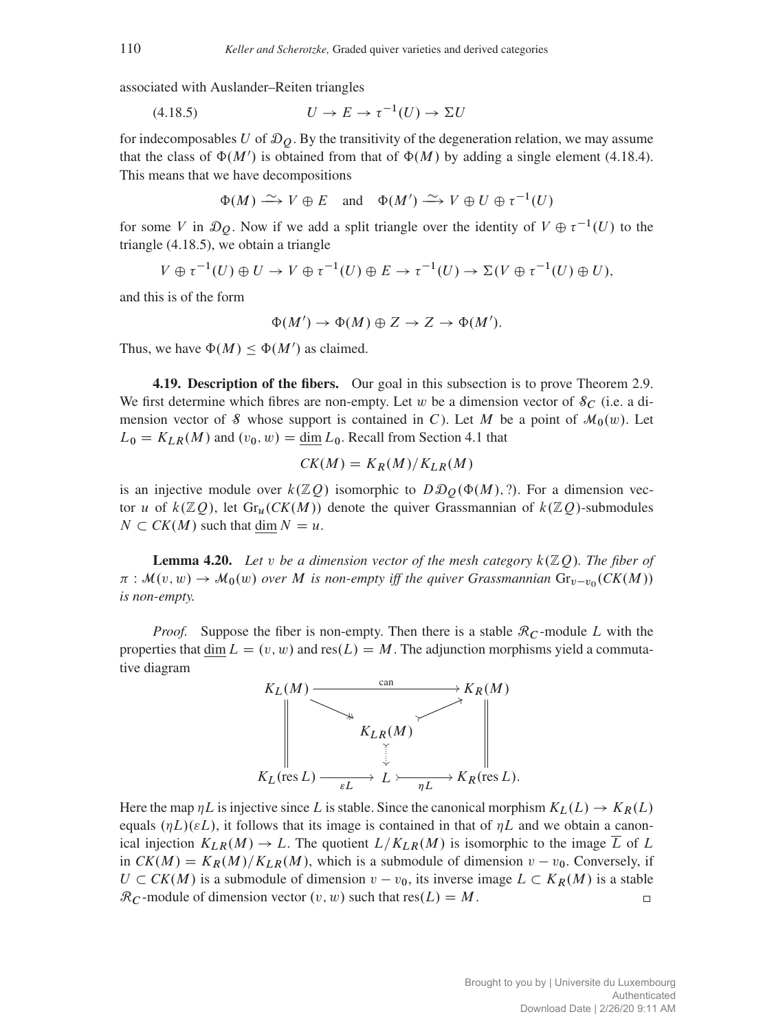associated with Auslander–Reiten triangles

$$U \to E \to \tau^{-1}(U) \to \Sigma U \tag{4.18.5}$$

for indecomposables $U$ of $\mathcal{D}_Q$. By the transitivity of the degeneration relation, we may assume that the class of $\Phi(M')$ is obtained from that of $\Phi(M)$ by adding a single element (4.18.4). This means that we have decompositions

$$\Phi(M) \xrightarrow{\sim} V \oplus E \quad \text{and} \quad \Phi(M') \xrightarrow{\sim} V \oplus U \oplus \tau^{-1}(U)$$

for some $V$ in $\mathcal{D}_Q$. Now if we add a split triangle over the identity of $V \oplus \tau^{-1}(U)$ to the triangle (4.18.5), we obtain a triangle

$$V \oplus \tau^{-1}(U) \oplus U \to V \oplus \tau^{-1}(U) \oplus E \to \tau^{-1}(U) \to \Sigma(V \oplus \tau^{-1}(U) \oplus U),$$

and this is of the form

$$\Phi(M') \to \Phi(M) \oplus Z \to Z \to \Phi(M').$$

Thus, we have $\Phi(M) \leq \Phi(M')$ as claimed.

**4.19. Description of the fibers.** Our goal in this subsection is to prove Theorem 2.9. We first determine which fibres are non-empty. Let $w$ be a dimension vector of $\mathcal{S}_C$ (i.e. a dimension vector of $\mathcal{S}$ whose support is contained in $C$). Let $M$ be a point of $\mathcal{M}_0(w)$. Let $L_0 = K_{LR}(M)$ and $(v_0, w) = \underline{\dim}\, L_0$. Recall from Section 4.1 that

$$CK(M) = K_R(M)/K_{LR}(M)$$

is an injective module over $k(\mathbb{Z}Q)$ isomorphic to $D\mathcal{D}_Q(\Phi(M), ?)$. For a dimension vector $u$ of $k(\mathbb{Z}Q)$, let $\mathrm{Gr}_u(CK(M))$ denote the quiver Grassmannian of $k(\mathbb{Z}Q)$-submodules $N \subset CK(M)$ such that $\underline{\dim}\, N = u$.

**Lemma 4.20.** *Let $v$ be a dimension vector of the mesh category $k(\mathbb{Z}Q)$. The fiber of $\pi : \mathcal{M}(v, w) \to \mathcal{M}_0(w)$ over $M$ is non-empty iff the quiver Grassmannian $\mathrm{Gr}_{v-v_0}(CK(M))$ is non-empty.*

*Proof.* Suppose the fiber is non-empty. Then there is a stable $\mathcal{R}_C$-module $L$ with the properties that $\underline{\dim}\, L = (v, w)$ and $\mathrm{res}(L) = M$. The adjunction morphisms yield a commutative diagram

$$\begin{array}{ccccc}
K_L(M) & \xrightarrow{\text{can}} & & \longrightarrow & K_R(M) \\
\| & \searrow & & \nearrow & \| \\
\| & & K_{LR}(M) & & \| \\
\| & & \downarrow & & \| \\
K_L(\mathrm{res}\, L) & \xrightarrow{\varepsilon L} & L & \xrightarrow{\eta L} & K_R(\mathrm{res}\, L).
\end{array}$$

Here the map $\eta L$ is injective since $L$ is stable. Since the canonical morphism $K_L(L) \to K_R(L)$ equals $(\eta L)(\varepsilon L)$, it follows that its image is contained in that of $\eta L$ and we obtain a canonical injection $K_{LR}(M) \to L$. The quotient $L/K_{LR}(M)$ is isomorphic to the image $\overline{L}$ of $L$ in $CK(M) = K_R(M)/K_{LR}(M)$, which is a submodule of dimension $v - v_0$. Conversely, if $U \subset CK(M)$ is a submodule of dimension $v - v_0$, its inverse image $L \subset K_R(M)$ is a stable $\mathcal{R}_C$-module of dimension vector $(v, w)$ such that $\mathrm{res}(L) = M$. $\square$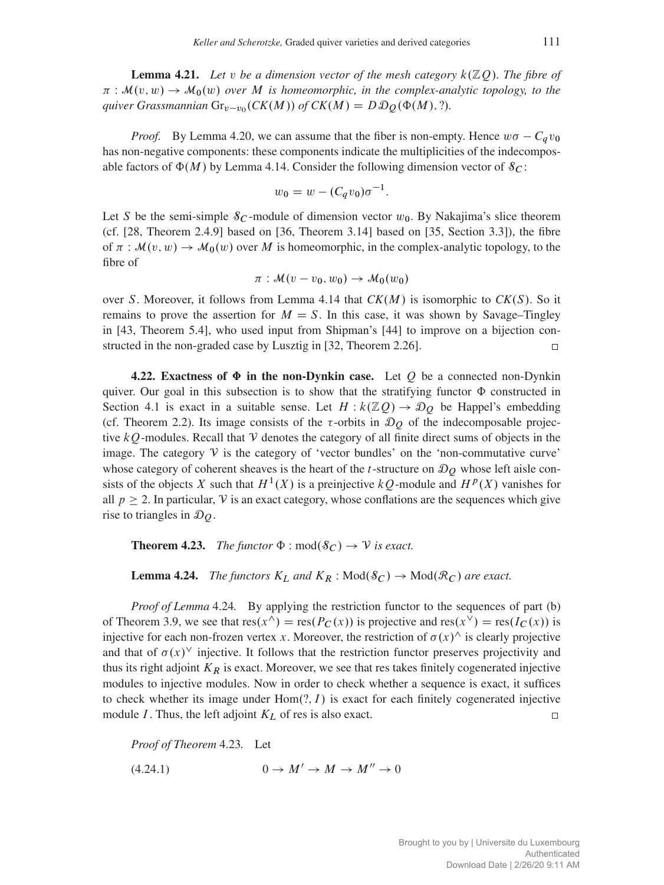**Lemma 4.21.** *Let $v$ be a dimension vector of the mesh category $k(\mathbb{Z}Q)$. The fibre of $\pi : \mathcal{M}(v, w) \to \mathcal{M}_0(w)$ over $M$ is homeomorphic, in the complex-analytic topology, to the quiver Grassmannian $\mathrm{Gr}_{v-v_0}(CK(M))$ of $CK(M) = D\,\mathcal{D}_Q(\Phi(M), ?)$.*

*Proof.* By Lemma 4.20, we can assume that the fiber is non-empty. Hence $w\sigma - C_q v_0$ has non-negative components: these components indicate the multiplicities of the indecomposable factors of $\Phi(M)$ by Lemma 4.14. Consider the following dimension vector of $\mathcal{S}_C$:

$$w_0 = w - (C_q v_0)\sigma^{-1}.$$

Let $S$ be the semi-simple $\mathcal{S}_C$-module of dimension vector $w_0$. By Nakajima's slice theorem (cf. [28, Theorem 2.4.9] based on [36, Theorem 3.14] based on [35, Section 3.3]), the fibre of $\pi : \mathcal{M}(v, w) \to \mathcal{M}_0(w)$ over $M$ is homeomorphic, in the complex-analytic topology, to the fibre of

$$\pi : \mathcal{M}(v - v_0, w_0) \to \mathcal{M}_0(w_0)$$

over $S$. Moreover, it follows from Lemma 4.14 that $CK(M)$ is isomorphic to $CK(S)$. So it remains to prove the assertion for $M = S$. In this case, it was shown by Savage–Tingley in [43, Theorem 5.4], who used input from Shipman's [44] to improve on a bijection constructed in the non-graded case by Lusztig in [32, Theorem 2.26]. □

**4.22. Exactness of $\Phi$ in the non-Dynkin case.** Let $Q$ be a connected non-Dynkin quiver. Our goal in this subsection is to show that the stratifying functor $\Phi$ constructed in Section 4.1 is exact in a suitable sense. Let $H : k(\mathbb{Z}Q) \to \mathcal{D}_Q$ be Happel's embedding (cf. Theorem 2.2). Its image consists of the $\tau$-orbits in $\mathcal{D}_Q$ of the indecomposable projective $kQ$-modules. Recall that $\mathcal{V}$ denotes the category of all finite direct sums of objects in the image. The category $\mathcal{V}$ is the category of 'vector bundles' on the 'non-commutative curve' whose category of coherent sheaves is the heart of the $t$-structure on $\mathcal{D}_Q$ whose left aisle consists of the objects $X$ such that $H^1(X)$ is a preinjective $kQ$-module and $H^p(X)$ vanishes for all $p \geq 2$. In particular, $\mathcal{V}$ is an exact category, whose conflations are the sequences which give rise to triangles in $\mathcal{D}_Q$.

**Theorem 4.23.** *The functor $\Phi : \mathrm{mod}(\mathcal{S}_C) \to \mathcal{V}$ is exact.*

**Lemma 4.24.** *The functors $K_L$ and $K_R : \mathrm{Mod}(\mathcal{S}_C) \to \mathrm{Mod}(\mathcal{R}_C)$ are exact.*

*Proof of Lemma* 4.24*.* By applying the restriction functor to the sequences of part (b) of Theorem 3.9, we see that $\mathrm{res}(x^{\wedge}) = \mathrm{res}(P_C(x))$ is projective and $\mathrm{res}(x^{\vee}) = \mathrm{res}(I_C(x))$ is injective for each non-frozen vertex $x$. Moreover, the restriction of $\sigma(x)^{\wedge}$ is clearly projective and that of $\sigma(x)^{\vee}$ injective. It follows that the restriction functor preserves projectivity and thus its right adjoint $K_R$ is exact. Moreover, we see that res takes finitely cogenerated injective modules to injective modules. Now in order to check whether a sequence is exact, it suffices to check whether its image under $\mathrm{Hom}(?, I)$ is exact for each finitely cogenerated injective module $I$. Thus, the left adjoint $K_L$ of res is also exact. □

*Proof of Theorem* 4.23*.* Let

$$0 \to M' \to M \to M'' \to 0 \tag{4.24.1}$$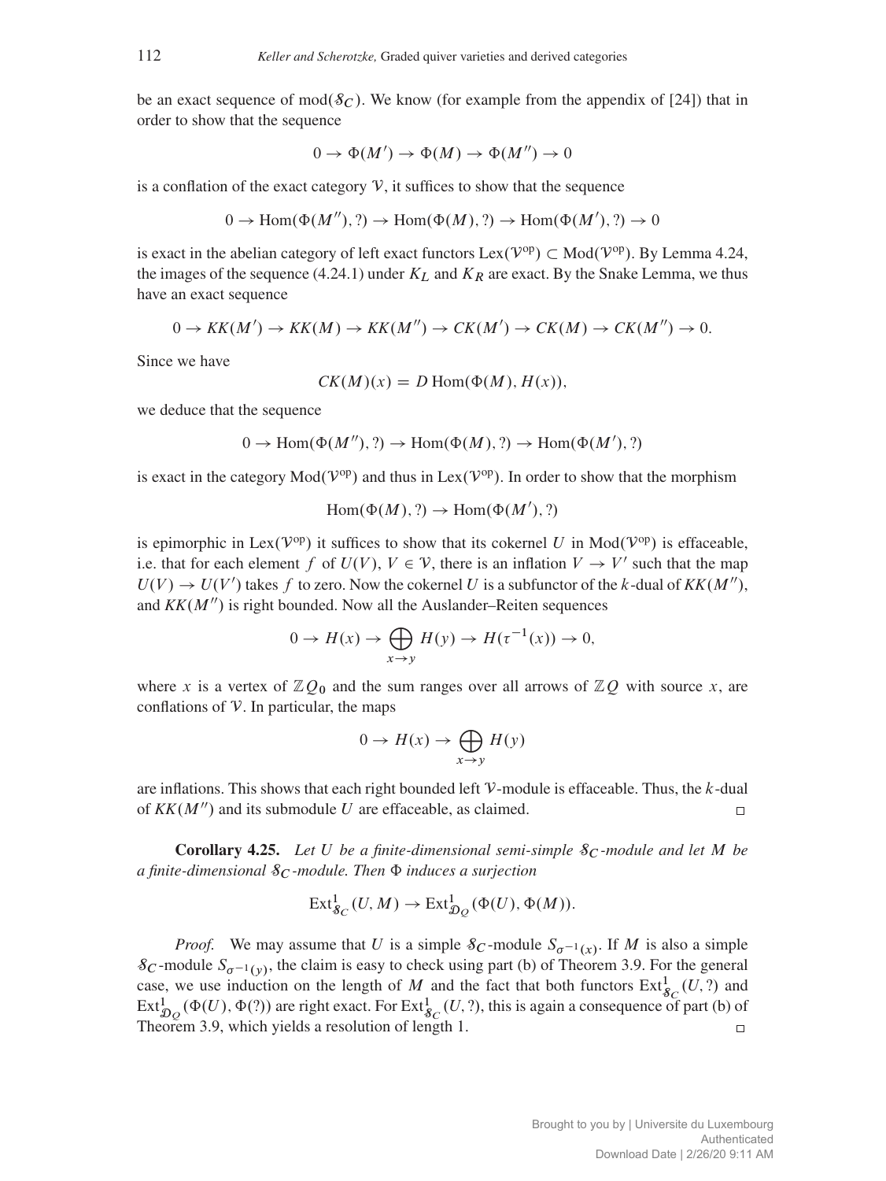be an exact sequence of $\operatorname{mod}(\mathcal{S}_C)$. We know (for example from the appendix of [24]) that in order to show that the sequence

$$0 \to \Phi(M') \to \Phi(M) \to \Phi(M'') \to 0$$

is a conflation of the exact category $\mathcal{V}$, it suffices to show that the sequence

$$0 \to \operatorname{Hom}(\Phi(M''), ?) \to \operatorname{Hom}(\Phi(M), ?) \to \operatorname{Hom}(\Phi(M'), ?) \to 0$$

is exact in the abelian category of left exact functors $\operatorname{Lex}(\mathcal{V}^{\mathrm{op}}) \subset \operatorname{Mod}(\mathcal{V}^{\mathrm{op}})$. By Lemma 4.24, the images of the sequence (4.24.1) under $K_L$ and $K_R$ are exact. By the Snake Lemma, we thus have an exact sequence

$$0 \to KK(M') \to KK(M) \to KK(M'') \to CK(M') \to CK(M) \to CK(M'') \to 0.$$

Since we have

$$CK(M)(x) = D \operatorname{Hom}(\Phi(M), H(x)),$$

we deduce that the sequence

$$0 \to \operatorname{Hom}(\Phi(M''), ?) \to \operatorname{Hom}(\Phi(M), ?) \to \operatorname{Hom}(\Phi(M'), ?)$$

is exact in the category $\operatorname{Mod}(\mathcal{V}^{\mathrm{op}})$ and thus in $\operatorname{Lex}(\mathcal{V}^{\mathrm{op}})$. In order to show that the morphism

$$\operatorname{Hom}(\Phi(M), ?) \to \operatorname{Hom}(\Phi(M'), ?)$$

is epimorphic in $\operatorname{Lex}(\mathcal{V}^{\mathrm{op}})$ it suffices to show that its cokernel $U$ in $\operatorname{Mod}(\mathcal{V}^{\mathrm{op}})$ is effaceable, i.e. that for each element $f$ of $U(V)$, $V \in \mathcal{V}$, there is an inflation $V \to V'$ such that the map $U(V) \to U(V')$ takes $f$ to zero. Now the cokernel $U$ is a subfunctor of the $k$-dual of $KK(M'')$, and $KK(M'')$ is right bounded. Now all the Auslander–Reiten sequences

$$0 \to H(x) \to \bigoplus_{x \to y} H(y) \to H(\tau^{-1}(x)) \to 0,$$

where $x$ is a vertex of $\mathbb{Z}Q_0$ and the sum ranges over all arrows of $\mathbb{Z}Q$ with source $x$, are conflations of $\mathcal{V}$. In particular, the maps

$$0 \to H(x) \to \bigoplus_{x \to y} H(y)$$

are inflations. This shows that each right bounded left $\mathcal{V}$-module is effaceable. Thus, the $k$-dual of $KK(M'')$ and its submodule $U$ are effaceable, as claimed. □

**Corollary 4.25.** *Let $U$ be a finite-dimensional semi-simple $\mathcal{S}_C$-module and let $M$ be a finite-dimensional $\mathcal{S}_C$-module. Then $\Phi$ induces a surjection*

$$\operatorname{Ext}^1_{\mathcal{S}_C}(U, M) \to \operatorname{Ext}^1_{\mathcal{D}_Q}(\Phi(U), \Phi(M)).$$

*Proof.* We may assume that $U$ is a simple $\mathcal{S}_C$-module $S_{\sigma^{-1}(x)}$. If $M$ is also a simple $\mathcal{S}_C$-module $S_{\sigma^{-1}(y)}$, the claim is easy to check using part (b) of Theorem 3.9. For the general case, we use induction on the length of $M$ and the fact that both functors $\operatorname{Ext}^1_{\mathcal{S}_C}(U, ?)$ and $\operatorname{Ext}^1_{\mathcal{D}_Q}(\Phi(U), \Phi(?))$ are right exact. For $\operatorname{Ext}^1_{\mathcal{S}_C}(U, ?)$, this is again a consequence of part (b) of Theorem 3.9, which yields a resolution of length 1. □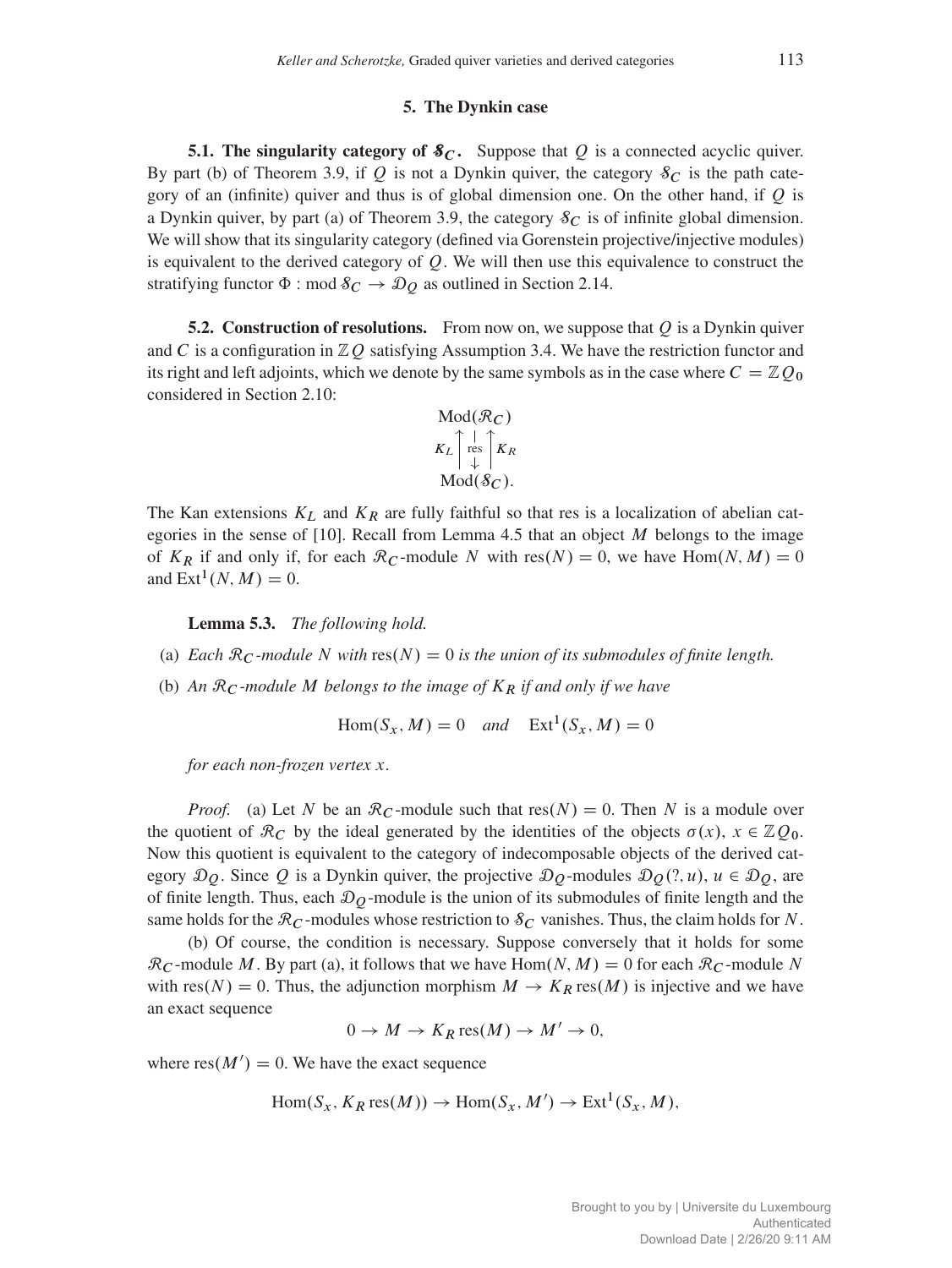## 5. The Dynkin case

**5.1. The singularity category of $\mathcal{S}_C$.** Suppose that $Q$ is a connected acyclic quiver. By part (b) of Theorem 3.9, if $Q$ is not a Dynkin quiver, the category $\mathcal{S}_C$ is the path category of an (infinite) quiver and thus is of global dimension one. On the other hand, if $Q$ is a Dynkin quiver, by part (a) of Theorem 3.9, the category $\mathcal{S}_C$ is of infinite global dimension. We will show that its singularity category (defined via Gorenstein projective/injective modules) is equivalent to the derived category of $Q$. We will then use this equivalence to construct the stratifying functor $\Phi : \operatorname{mod} \mathcal{S}_C \to \mathcal{D}_Q$ as outlined in Section 2.14.

**5.2. Construction of resolutions.** From now on, we suppose that $Q$ is a Dynkin quiver and $C$ is a configuration in $\mathbb{Z}Q$ satisfying Assumption 3.4. We have the restriction functor and its right and left adjoints, which we denote by the same symbols as in the case where $C = \mathbb{Z}Q_0$ considered in Section 2.10:

$$\begin{array}{c} \operatorname{Mod}(\mathcal{R}_C) \\ K_L \Big\uparrow \ \Big\downarrow \text{res} \ \Big\uparrow K_R \\ \operatorname{Mod}(\mathcal{S}_C). \end{array}$$

The Kan extensions $K_L$ and $K_R$ are fully faithful so that res is a localization of abelian categories in the sense of [10]. Recall from Lemma 4.5 that an object $M$ belongs to the image of $K_R$ if and only if, for each $\mathcal{R}_C$-module $N$ with $\operatorname{res}(N) = 0$, we have $\operatorname{Hom}(N, M) = 0$ and $\operatorname{Ext}^1(N, M) = 0$.

**Lemma 5.3.** *The following hold.*

(a) *Each $\mathcal{R}_C$-module $N$ with $\operatorname{res}(N) = 0$ is the union of its submodules of finite length.*

(b) *An $\mathcal{R}_C$-module $M$ belongs to the image of $K_R$ if and only if we have*

$$\operatorname{Hom}(S_x, M) = 0 \quad \textit{and} \quad \operatorname{Ext}^1(S_x, M) = 0$$

*for each non-frozen vertex $x$.*

*Proof.* (a) Let $N$ be an $\mathcal{R}_C$-module such that $\operatorname{res}(N) = 0$. Then $N$ is a module over the quotient of $\mathcal{R}_C$ by the ideal generated by the identities of the objects $\sigma(x)$, $x \in \mathbb{Z}Q_0$. Now this quotient is equivalent to the category of indecomposable objects of the derived category $\mathcal{D}_Q$. Since $Q$ is a Dynkin quiver, the projective $\mathcal{D}_Q$-modules $\mathcal{D}_Q(?, u)$, $u \in \mathcal{D}_Q$, are of finite length. Thus, each $\mathcal{D}_Q$-module is the union of its submodules of finite length and the same holds for the $\mathcal{R}_C$-modules whose restriction to $\mathcal{S}_C$ vanishes. Thus, the claim holds for $N$.

(b) Of course, the condition is necessary. Suppose conversely that it holds for some $\mathcal{R}_C$-module $M$. By part (a), it follows that we have $\operatorname{Hom}(N, M) = 0$ for each $\mathcal{R}_C$-module $N$ with $\operatorname{res}(N) = 0$. Thus, the adjunction morphism $M \to K_R \operatorname{res}(M)$ is injective and we have an exact sequence

$$0 \to M \to K_R \operatorname{res}(M) \to M' \to 0,$$

where $\operatorname{res}(M') = 0$. We have the exact sequence

$$\operatorname{Hom}(S_x, K_R \operatorname{res}(M)) \to \operatorname{Hom}(S_x, M') \to \operatorname{Ext}^1(S_x, M),$$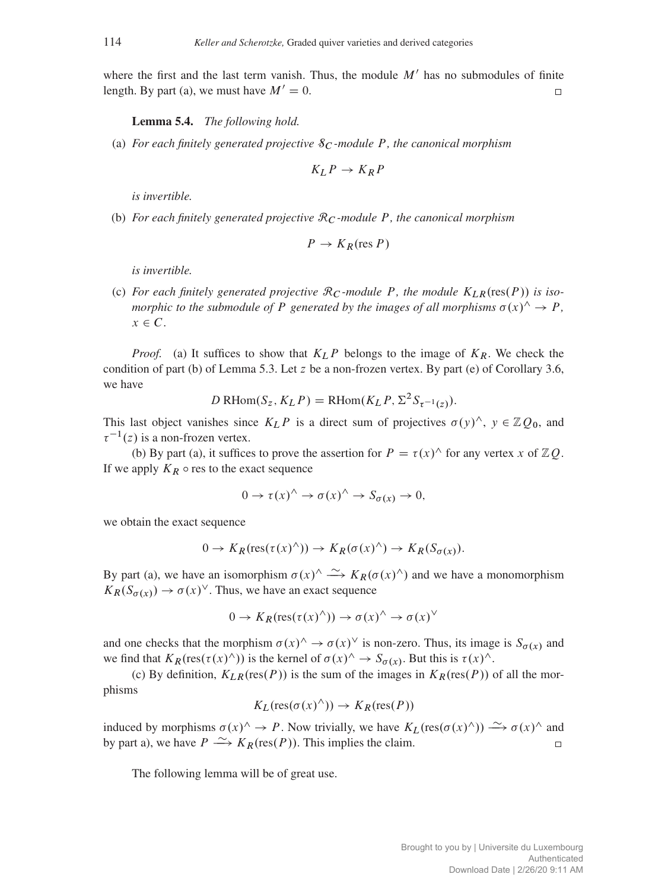where the first and the last term vanish. Thus, the module $M'$ has no submodules of finite length. By part (a), we must have $M' = 0$. $\square$

**Lemma 5.4.** *The following hold.*

(a) *For each finitely generated projective $\mathcal{S}_C$-module $P$, the canonical morphism*

$$K_L P \to K_R P$$

*is invertible.*

(b) *For each finitely generated projective $\mathcal{R}_C$-module $P$, the canonical morphism*

$$P \to K_R(\operatorname{res} P)$$

*is invertible.*

(c) *For each finitely generated projective $\mathcal{R}_C$-module $P$, the module $K_{LR}(\operatorname{res}(P))$ is isomorphic to the submodule of $P$ generated by the images of all morphisms $\sigma(x)^\wedge \to P$, $x \in C$.*

*Proof.* (a) It suffices to show that $K_L P$ belongs to the image of $K_R$. We check the condition of part (b) of Lemma 5.3. Let $z$ be a non-frozen vertex. By part (e) of Corollary 3.6, we have

$$D\,\operatorname{RHom}(S_z, K_L P) = \operatorname{RHom}(K_L P, \Sigma^2 S_{\tau^{-1}(z)}).$$

This last object vanishes since $K_L P$ is a direct sum of projectives $\sigma(y)^\wedge$, $y \in \mathbb{Z}Q_0$, and $\tau^{-1}(z)$ is a non-frozen vertex.

(b) By part (a), it suffices to prove the assertion for $P = \tau(x)^\wedge$ for any vertex $x$ of $\mathbb{Z}Q$. If we apply $K_R \circ \operatorname{res}$ to the exact sequence

$$0 \to \tau(x)^\wedge \to \sigma(x)^\wedge \to S_{\sigma(x)} \to 0,$$

we obtain the exact sequence

$$0 \to K_R(\operatorname{res}(\tau(x)^\wedge)) \to K_R(\sigma(x)^\wedge) \to K_R(S_{\sigma(x)}).$$

By part (a), we have an isomorphism $\sigma(x)^\wedge \xrightarrow{\sim} K_R(\sigma(x)^\wedge)$ and we have a monomorphism $K_R(S_{\sigma(x)}) \to \sigma(x)^\vee$. Thus, we have an exact sequence

$$0 \to K_R(\operatorname{res}(\tau(x)^\wedge)) \to \sigma(x)^\wedge \to \sigma(x)^\vee$$

and one checks that the morphism $\sigma(x)^\wedge \to \sigma(x)^\vee$ is non-zero. Thus, its image is $S_{\sigma(x)}$ and we find that $K_R(\operatorname{res}(\tau(x)^\wedge))$ is the kernel of $\sigma(x)^\wedge \to S_{\sigma(x)}$. But this is $\tau(x)^\wedge$.

(c) By definition, $K_{LR}(\operatorname{res}(P))$ is the sum of the images in $K_R(\operatorname{res}(P))$ of all the morphisms

$$K_L(\operatorname{res}(\sigma(x)^\wedge)) \to K_R(\operatorname{res}(P))$$

induced by morphisms $\sigma(x)^\wedge \to P$. Now trivially, we have $K_L(\operatorname{res}(\sigma(x)^\wedge)) \xrightarrow{\sim} \sigma(x)^\wedge$ and by part a), we have $P \xrightarrow{\sim} K_R(\operatorname{res}(P))$. This implies the claim. $\square$

The following lemma will be of great use.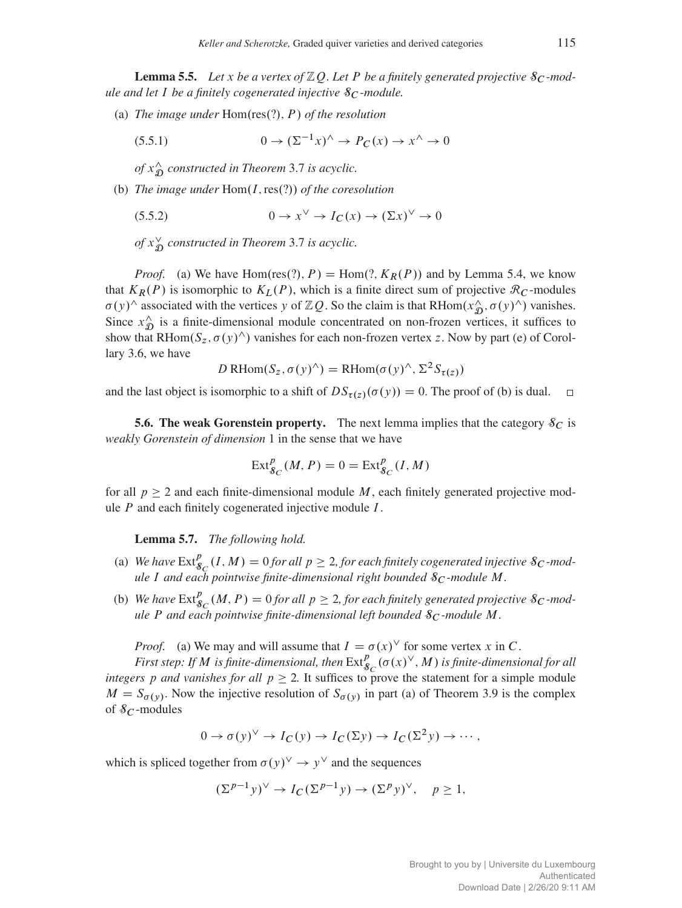**Lemma 5.5.** *Let $x$ be a vertex of $\mathbb{Z}Q$. Let $P$ be a finitely generated projective $\mathcal{S}_C$-module and let $I$ be a finitely cogenerated injective $\mathcal{S}_C$-module.*

(a) *The image under* $\operatorname{Hom}(\operatorname{res}(?), P)$ *of the resolution*

$$0 \to (\Sigma^{-1}x)^{\wedge} \to P_C(x) \to x^{\wedge} \to 0 \tag{5.5.1}$$

*of $x^{\wedge}_{\mathcal{D}}$ constructed in Theorem* 3.7 *is acyclic.*

(b) *The image under* $\operatorname{Hom}(I, \operatorname{res}(?))$ *of the coresolution*

$$0 \to x^{\vee} \to I_C(x) \to (\Sigma x)^{\vee} \to 0 \tag{5.5.2}$$

*of $x^{\vee}_{\mathcal{D}}$ constructed in Theorem* 3.7 *is acyclic.*

*Proof.* (a) We have $\operatorname{Hom}(\operatorname{res}(?), P) = \operatorname{Hom}(?, K_R(P))$ and by Lemma 5.4, we know that $K_R(P)$ is isomorphic to $K_L(P)$, which is a finite direct sum of projective $\mathcal{R}_C$-modules $\sigma(y)^{\wedge}$ associated with the vertices $y$ of $\mathbb{Z}Q$. So the claim is that $\operatorname{RHom}(x^{\wedge}_{\mathcal{D}}, \sigma(y)^{\wedge})$ vanishes. Since $x^{\wedge}_{\mathcal{D}}$ is a finite-dimensional module concentrated on non-frozen vertices, it suffices to show that $\operatorname{RHom}(S_z, \sigma(y)^{\wedge})$ vanishes for each non-frozen vertex $z$. Now by part (e) of Corollary 3.6, we have

$$D\operatorname{RHom}(S_z, \sigma(y)^{\wedge}) = \operatorname{RHom}(\sigma(y)^{\wedge}, \Sigma^2 S_{\tau(z)})$$

and the last object is isomorphic to a shift of $DS_{\tau(z)}(\sigma(y)) = 0$. The proof of (b) is dual. $\square$

**5.6. The weak Gorenstein property.** The next lemma implies that the category $\mathcal{S}_C$ is *weakly Gorenstein of dimension* 1 in the sense that we have

$$\operatorname{Ext}^p_{\mathcal{S}_C}(M, P) = 0 = \operatorname{Ext}^p_{\mathcal{S}_C}(I, M)$$

for all $p \geq 2$ and each finite-dimensional module $M$, each finitely generated projective module $P$ and each finitely cogenerated injective module $I$.

**Lemma 5.7.** *The following hold.*

(a) *We have $\operatorname{Ext}^p_{\mathcal{S}_C}(I, M) = 0$ for all $p \geq 2$, for each finitely cogenerated injective $\mathcal{S}_C$-module $I$ and each pointwise finite-dimensional right bounded $\mathcal{S}_C$-module $M$.*

(b) *We have $\operatorname{Ext}^p_{\mathcal{S}_C}(M, P) = 0$ for all $p \geq 2$, for each finitely generated projective $\mathcal{S}_C$-module $P$ and each pointwise finite-dimensional left bounded $\mathcal{S}_C$-module $M$.*

*Proof.* (a) We may and will assume that $I = \sigma(x)^{\vee}$ for some vertex $x$ in $C$.

*First step: If $M$ is finite-dimensional, then $\operatorname{Ext}^p_{\mathcal{S}_C}(\sigma(x)^{\vee}, M)$ is finite-dimensional for all integers $p$ and vanishes for all $p \geq 2$.* It suffices to prove the statement for a simple module $M = S_{\sigma(y)}$. Now the injective resolution of $S_{\sigma(y)}$ in part (a) of Theorem 3.9 is the complex of $\mathcal{S}_C$-modules

$$0 \to \sigma(y)^{\vee} \to I_C(y) \to I_C(\Sigma y) \to I_C(\Sigma^2 y) \to \cdots,$$

which is spliced together from $\sigma(y)^{\vee} \to y^{\vee}$ and the sequences

$$(\Sigma^{p-1}y)^{\vee} \to I_C(\Sigma^{p-1}y) \to (\Sigma^p y)^{\vee}, \quad p \geq 1,$$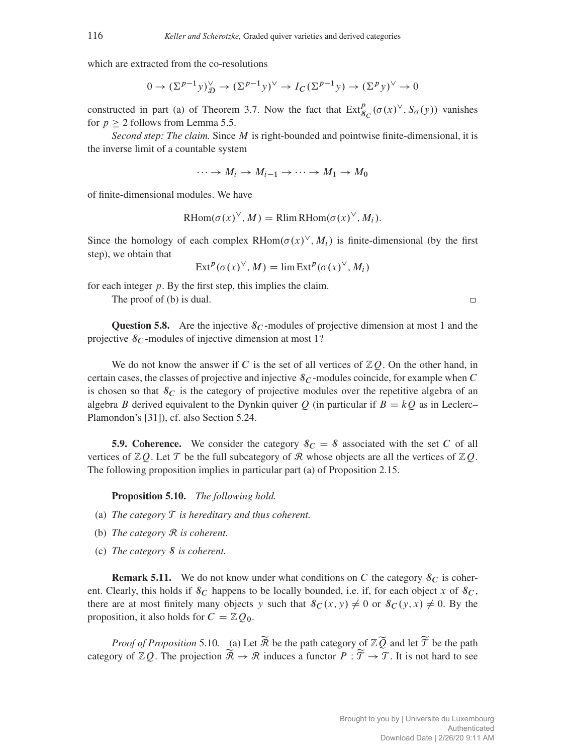which are extracted from the co-resolutions

$$0 \to (\Sigma^{p-1} y)^{\vee}_{\mathcal{D}} \to (\Sigma^{p-1} y)^{\vee} \to I_C(\Sigma^{p-1} y) \to (\Sigma^p y)^{\vee} \to 0$$

constructed in part (a) of Theorem 3.7. Now the fact that $\operatorname{Ext}^p_{\mathcal{S}_C}(\sigma(x)^{\vee}, S_\sigma(y))$ vanishes for $p \geq 2$ follows from Lemma 5.5.

*Second step: The claim.* Since $M$ is right-bounded and pointwise finite-dimensional, it is the inverse limit of a countable system

$$\cdots \to M_i \to M_{i-1} \to \cdots \to M_1 \to M_0$$

of finite-dimensional modules. We have

$$\operatorname{RHom}(\sigma(x)^{\vee}, M) = \operatorname{Rlim} \operatorname{RHom}(\sigma(x)^{\vee}, M_i).$$

Since the homology of each complex $\operatorname{RHom}(\sigma(x)^{\vee}, M_i)$ is finite-dimensional (by the first step), we obtain that

$$\operatorname{Ext}^p(\sigma(x)^{\vee}, M) = \lim \operatorname{Ext}^p(\sigma(x)^{\vee}, M_i)$$

for each integer $p$. By the first step, this implies the claim.

The proof of (b) is dual. □

**Question 5.8.** Are the injective $\mathcal{S}_C$-modules of projective dimension at most 1 and the projective $\mathcal{S}_C$-modules of injective dimension at most 1?

We do not know the answer if $C$ is the set of all vertices of $\mathbb{Z}Q$. On the other hand, in certain cases, the classes of projective and injective $\mathcal{S}_C$-modules coincide, for example when $C$ is chosen so that $\mathcal{S}_C$ is the category of projective modules over the repetitive algebra of an algebra $B$ derived equivalent to the Dynkin quiver $Q$ (in particular if $B = kQ$ as in Leclerc–Plamondon's [31]), cf. also Section 5.24.

**5.9. Coherence.** We consider the category $\mathcal{S}_C = \mathcal{S}$ associated with the set $C$ of all vertices of $\mathbb{Z}Q$. Let $\mathcal{T}$ be the full subcategory of $\mathcal{R}$ whose objects are all the vertices of $\mathbb{Z}Q$. The following proposition implies in particular part (a) of Proposition 2.15.

**Proposition 5.10.** *The following hold.*

(a) *The category $\mathcal{T}$ is hereditary and thus coherent.*

(b) *The category $\mathcal{R}$ is coherent.*

(c) *The category $\mathcal{S}$ is coherent.*

**Remark 5.11.** We do not know under what conditions on $C$ the category $\mathcal{S}_C$ is coherent. Clearly, this holds if $\mathcal{S}_C$ happens to be locally bounded, i.e. if, for each object $x$ of $\mathcal{S}_C$, there are at most finitely many objects $y$ such that $\mathcal{S}_C(x, y) \neq 0$ or $\mathcal{S}_C(y, x) \neq 0$. By the proposition, it also holds for $C = \mathbb{Z}Q_0$.

*Proof of Proposition* 5.10. (a) Let $\widetilde{\mathcal{R}}$ be the path category of $\mathbb{Z}\widetilde{Q}$ and let $\widetilde{\mathcal{T}}$ be the path category of $\mathbb{Z}Q$. The projection $\widetilde{\mathcal{R}} \to \mathcal{R}$ induces a functor $P : \widetilde{\mathcal{T}} \to \mathcal{T}$. It is not hard to see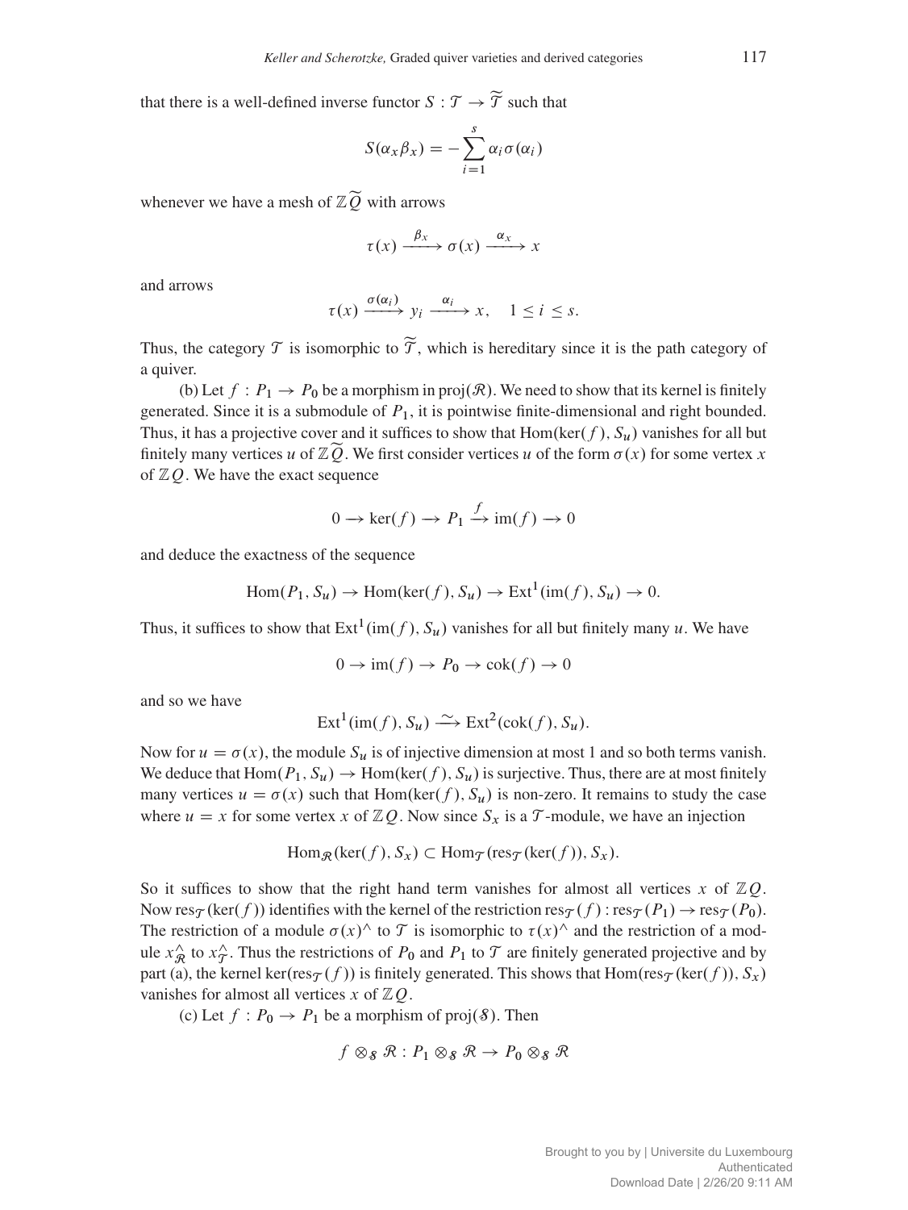that there is a well-defined inverse functor $S : \mathcal{T} \to \widetilde{\mathcal{T}}$ such that

$$S(\alpha_x \beta_x) = -\sum_{i=1}^{s} \alpha_i \sigma(\alpha_i)$$

whenever we have a mesh of $\mathbb{Z}\widetilde{Q}$ with arrows

$$\tau(x) \xrightarrow{\beta_x} \sigma(x) \xrightarrow{\alpha_x} x$$

and arrows

$$\tau(x) \xrightarrow{\sigma(\alpha_i)} y_i \xrightarrow{\alpha_i} x, \quad 1 \le i \le s.$$

Thus, the category $\mathcal{T}$ is isomorphic to $\widetilde{\mathcal{T}}$, which is hereditary since it is the path category of a quiver.

(b) Let $f : P_1 \to P_0$ be a morphism in $\operatorname{proj}(\mathcal{R})$. We need to show that its kernel is finitely generated. Since it is a submodule of $P_1$, it is pointwise finite-dimensional and right bounded. Thus, it has a projective cover and it suffices to show that $\operatorname{Hom}(\ker(f), S_u)$ vanishes for all but finitely many vertices $u$ of $\mathbb{Z}\widetilde{Q}$. We first consider vertices $u$ of the form $\sigma(x)$ for some vertex $x$ of $\mathbb{Z}Q$. We have the exact sequence

$$0 \to \ker(f) \to P_1 \xrightarrow{f} \operatorname{im}(f) \to 0$$

and deduce the exactness of the sequence

$$\operatorname{Hom}(P_1, S_u) \to \operatorname{Hom}(\ker(f), S_u) \to \operatorname{Ext}^1(\operatorname{im}(f), S_u) \to 0.$$

Thus, it suffices to show that $\operatorname{Ext}^1(\operatorname{im}(f), S_u)$ vanishes for all but finitely many $u$. We have

$$0 \to \operatorname{im}(f) \to P_0 \to \operatorname{cok}(f) \to 0$$

and so we have

$$\operatorname{Ext}^1(\operatorname{im}(f), S_u) \xrightarrow{\sim} \operatorname{Ext}^2(\operatorname{cok}(f), S_u).$$

Now for $u = \sigma(x)$, the module $S_u$ is of injective dimension at most 1 and so both terms vanish. We deduce that $\operatorname{Hom}(P_1, S_u) \to \operatorname{Hom}(\ker(f), S_u)$ is surjective. Thus, there are at most finitely many vertices $u = \sigma(x)$ such that $\operatorname{Hom}(\ker(f), S_u)$ is non-zero. It remains to study the case where $u = x$ for some vertex $x$ of $\mathbb{Z}Q$. Now since $S_x$ is a $\mathcal{T}$-module, we have an injection

$$\operatorname{Hom}_{\mathcal{R}}(\ker(f), S_x) \subset \operatorname{Hom}_{\mathcal{T}}(\operatorname{res}_{\mathcal{T}}(\ker(f)), S_x).$$

So it suffices to show that the right hand term vanishes for almost all vertices $x$ of $\mathbb{Z}Q$. Now $\operatorname{res}_{\mathcal{T}}(\ker(f))$ identifies with the kernel of the restriction $\operatorname{res}_{\mathcal{T}}(f) : \operatorname{res}_{\mathcal{T}}(P_1) \to \operatorname{res}_{\mathcal{T}}(P_0)$. The restriction of a module $\sigma(x)^\wedge$ to $\mathcal{T}$ is isomorphic to $\tau(x)^\wedge$ and the restriction of a module $x^\wedge_{\mathcal{R}}$ to $x^\wedge_{\mathcal{T}}$. Thus the restrictions of $P_0$ and $P_1$ to $\mathcal{T}$ are finitely generated projective and by part (a), the kernel $\ker(\operatorname{res}_{\mathcal{T}}(f))$ is finitely generated. This shows that $\operatorname{Hom}(\operatorname{res}_{\mathcal{T}}(\ker(f)), S_x)$ vanishes for almost all vertices $x$ of $\mathbb{Z}Q$.

(c) Let $f : P_0 \to P_1$ be a morphism of $\operatorname{proj}(\mathcal{S})$. Then

$$f \otimes_{\mathcal{S}} \mathcal{R} : P_1 \otimes_{\mathcal{S}} \mathcal{R} \to P_0 \otimes_{\mathcal{S}} \mathcal{R}$$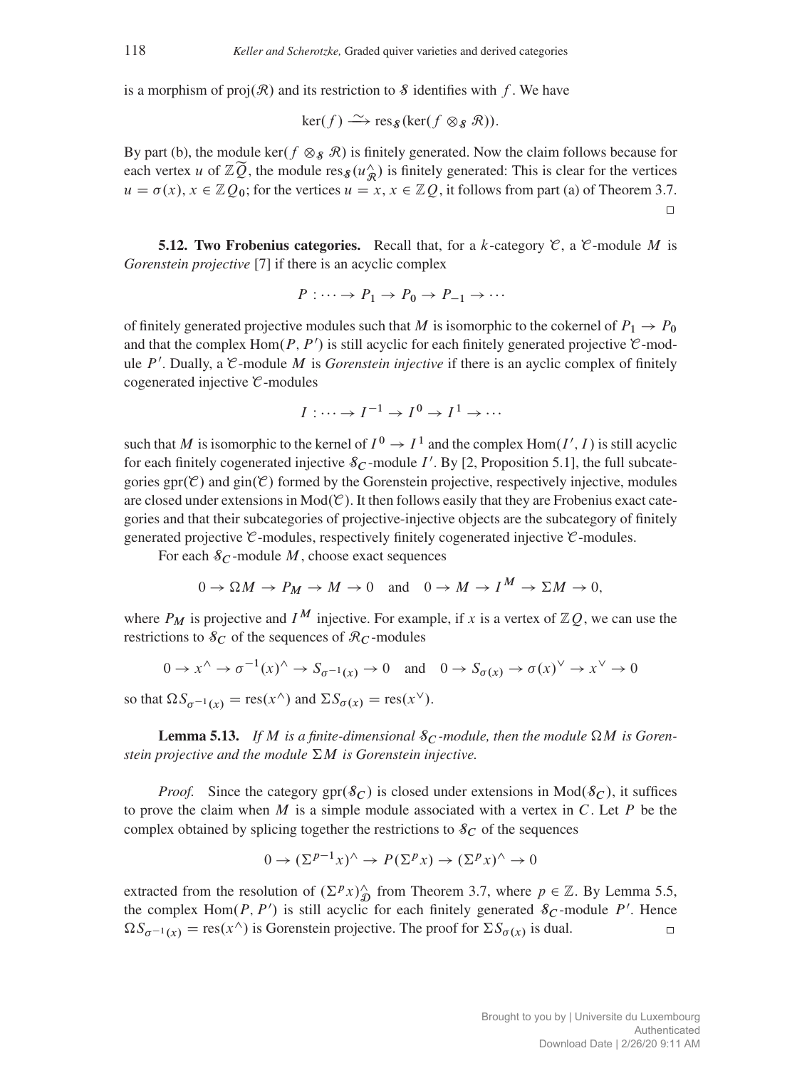is a morphism of $\mathrm{proj}(\mathcal{R})$ and its restriction to $\mathcal{S}$ identifies with $f$. We have

$$\ker(f) \xrightarrow{\sim} \mathrm{res}_{\mathcal{S}}(\ker(f \otimes_{\mathcal{S}} \mathcal{R})).$$

By part (b), the module $\ker(f \otimes_{\mathcal{S}} \mathcal{R})$ is finitely generated. Now the claim follows because for each vertex $u$ of $\mathbb{Z}\widetilde{Q}$, the module $\mathrm{res}_{\mathcal{S}}(u^{\wedge}_{\mathcal{R}})$ is finitely generated: This is clear for the vertices $u = \sigma(x)$, $x \in \mathbb{Z}Q_0$; for the vertices $u = x$, $x \in \mathbb{Z}Q$, it follows from part (a) of Theorem 3.7. $\square$

**5.12. Two Frobenius categories.** Recall that, for a $k$-category $\mathcal{C}$, a $\mathcal{C}$-module $M$ is *Gorenstein projective* [7] if there is an acyclic complex

$$P : \cdots \to P_1 \to P_0 \to P_{-1} \to \cdots$$

of finitely generated projective modules such that $M$ is isomorphic to the cokernel of $P_1 \to P_0$ and that the complex $\mathrm{Hom}(P, P')$ is still acyclic for each finitely generated projective $\mathcal{C}$-module $P'$. Dually, a $\mathcal{C}$-module $M$ is *Gorenstein injective* if there is an ayclic complex of finitely cogenerated injective $\mathcal{C}$-modules

$$I : \cdots \to I^{-1} \to I^0 \to I^1 \to \cdots$$

such that $M$ is isomorphic to the kernel of $I^0 \to I^1$ and the complex $\mathrm{Hom}(I', I)$ is still acyclic for each finitely cogenerated injective $\mathcal{S}_C$-module $I'$. By [2, Proposition 5.1], the full subcategories $\mathrm{gpr}(\mathcal{C})$ and $\mathrm{gin}(\mathcal{C})$ formed by the Gorenstein projective, respectively injective, modules are closed under extensions in $\mathrm{Mod}(\mathcal{C})$. It then follows easily that they are Frobenius exact categories and that their subcategories of projective-injective objects are the subcategory of finitely generated projective $\mathcal{C}$-modules, respectively finitely cogenerated injective $\mathcal{C}$-modules.

For each $\mathcal{S}_C$-module $M$, choose exact sequences

$$0 \to \Omega M \to P_M \to M \to 0 \quad \text{and} \quad 0 \to M \to I^M \to \Sigma M \to 0,$$

where $P_M$ is projective and $I^M$ injective. For example, if $x$ is a vertex of $\mathbb{Z}Q$, we can use the restrictions to $\mathcal{S}_C$ of the sequences of $\mathcal{R}_C$-modules

$$0 \to x^{\wedge} \to \sigma^{-1}(x)^{\wedge} \to S_{\sigma^{-1}(x)} \to 0 \quad \text{and} \quad 0 \to S_{\sigma(x)} \to \sigma(x)^{\vee} \to x^{\vee} \to 0$$

so that $\Omega S_{\sigma^{-1}(x)} = \mathrm{res}(x^{\wedge})$ and $\Sigma S_{\sigma(x)} = \mathrm{res}(x^{\vee})$.

**Lemma 5.13.** *If $M$ is a finite-dimensional $\mathcal{S}_C$-module, then the module $\Omega M$ is Gorenstein projective and the module $\Sigma M$ is Gorenstein injective.*

*Proof.* Since the category $\mathrm{gpr}(\mathcal{S}_C)$ is closed under extensions in $\mathrm{Mod}(\mathcal{S}_C)$, it suffices to prove the claim when $M$ is a simple module associated with a vertex in $C$. Let $P$ be the complex obtained by splicing together the restrictions to $\mathcal{S}_C$ of the sequences

$$0 \to (\Sigma^{p-1}x)^{\wedge} \to P(\Sigma^p x) \to (\Sigma^p x)^{\wedge} \to 0$$

extracted from the resolution of $(\Sigma^p x)^{\wedge}_{\mathcal{D}}$ from Theorem 3.7, where $p \in \mathbb{Z}$. By Lemma 5.5, the complex $\mathrm{Hom}(P, P')$ is still acyclic for each finitely generated $\mathcal{S}_C$-module $P'$. Hence $\Omega S_{\sigma^{-1}(x)} = \mathrm{res}(x^{\wedge})$ is Gorenstein projective. The proof for $\Sigma S_{\sigma(x)}$ is dual. $\square$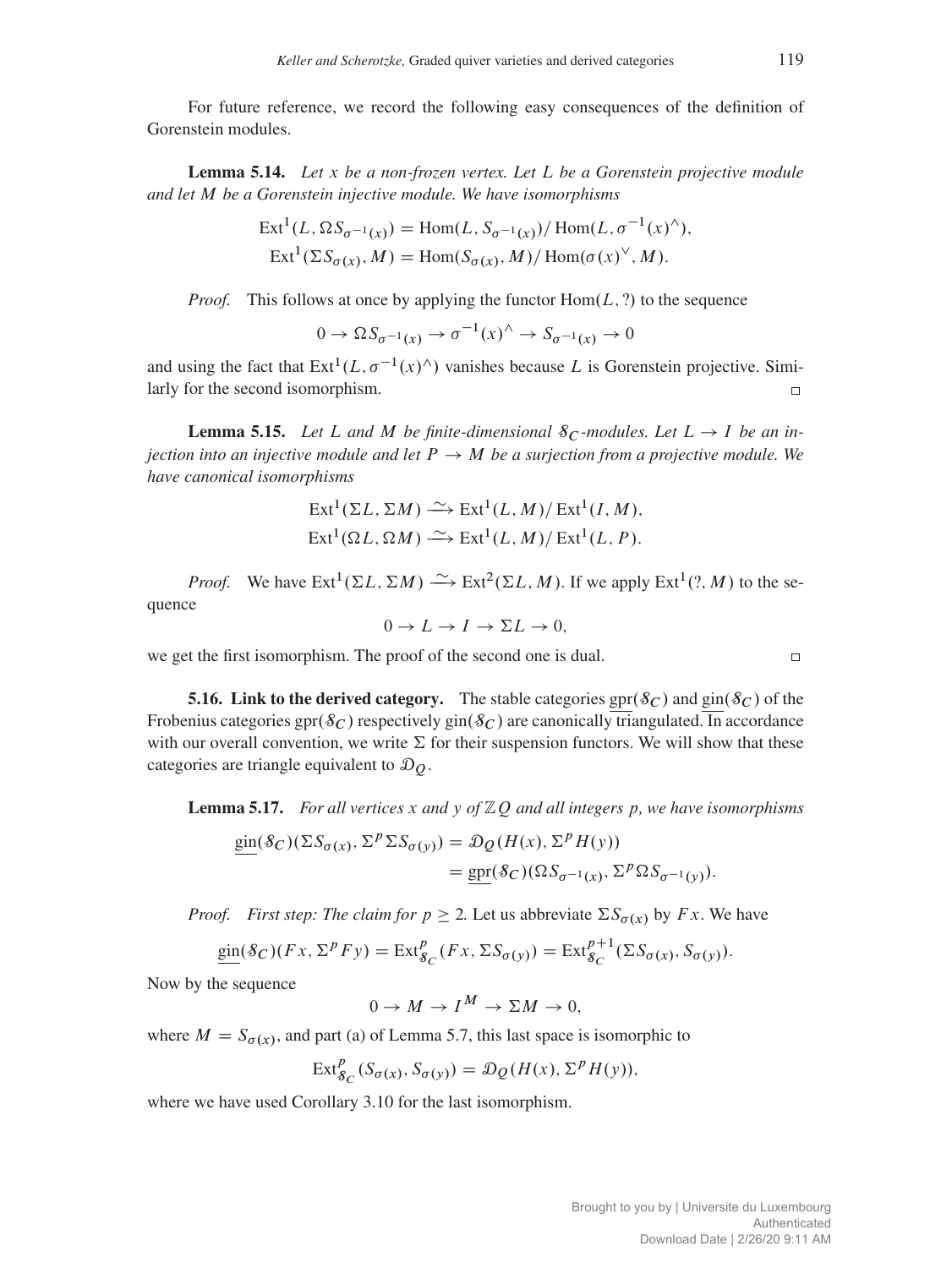For future reference, we record the following easy consequences of the definition of Gorenstein modules.

**Lemma 5.14.** *Let $x$ be a non-frozen vertex. Let $L$ be a Gorenstein projective module and let $M$ be a Gorenstein injective module. We have isomorphisms*

$$\operatorname{Ext}^1(L, \Omega S_{\sigma^{-1}(x)}) = \operatorname{Hom}(L, S_{\sigma^{-1}(x)}) / \operatorname{Hom}(L, \sigma^{-1}(x)^{\wedge}),$$
$$\operatorname{Ext}^1(\Sigma S_{\sigma(x)}, M) = \operatorname{Hom}(S_{\sigma(x)}, M) / \operatorname{Hom}(\sigma(x)^{\vee}, M).$$

*Proof.* This follows at once by applying the functor $\operatorname{Hom}(L, ?)$ to the sequence

$$0 \to \Omega S_{\sigma^{-1}(x)} \to \sigma^{-1}(x)^{\wedge} \to S_{\sigma^{-1}(x)} \to 0$$

and using the fact that $\operatorname{Ext}^1(L, \sigma^{-1}(x)^{\wedge})$ vanishes because $L$ is Gorenstein projective. Similarly for the second isomorphism. □

**Lemma 5.15.** *Let $L$ and $M$ be finite-dimensional $\mathcal{S}_C$-modules. Let $L \to I$ be an injection into an injective module and let $P \to M$ be a surjection from a projective module. We have canonical isomorphisms*

$$\operatorname{Ext}^1(\Sigma L, \Sigma M) \xrightarrow{\sim} \operatorname{Ext}^1(L, M) / \operatorname{Ext}^1(I, M),$$
$$\operatorname{Ext}^1(\Omega L, \Omega M) \xrightarrow{\sim} \operatorname{Ext}^1(L, M) / \operatorname{Ext}^1(L, P).$$

*Proof.* We have $\operatorname{Ext}^1(\Sigma L, \Sigma M) \xrightarrow{\sim} \operatorname{Ext}^2(\Sigma L, M)$. If we apply $\operatorname{Ext}^1(?, M)$ to the sequence

$$0 \to L \to I \to \Sigma L \to 0,$$

we get the first isomorphism. The proof of the second one is dual. □

**5.16. Link to the derived category.** The stable categories $\underline{\operatorname{gpr}}(\mathcal{S}_C)$ and $\underline{\operatorname{gin}}(\mathcal{S}_C)$ of the Frobenius categories $\operatorname{gpr}(\mathcal{S}_C)$ respectively $\operatorname{gin}(\mathcal{S}_C)$ are canonically triangulated. In accordance with our overall convention, we write $\Sigma$ for their suspension functors. We will show that these categories are triangle equivalent to $\mathcal{D}_Q$.

**Lemma 5.17.** *For all vertices $x$ and $y$ of $\mathbb{Z}Q$ and all integers $p$, we have isomorphisms*

$$\begin{aligned}\underline{\operatorname{gin}}(\mathcal{S}_C)(\Sigma S_{\sigma(x)}, \Sigma^p \Sigma S_{\sigma(y)}) &= \mathcal{D}_Q(H(x), \Sigma^p H(y)) \\ &= \underline{\operatorname{gpr}}(\mathcal{S}_C)(\Omega S_{\sigma^{-1}(x)}, \Sigma^p \Omega S_{\sigma^{-1}(y)}).\end{aligned}$$

*Proof. First step: The claim for $p \geq 2$.* Let us abbreviate $\Sigma S_{\sigma(x)}$ by $Fx$. We have

$$\underline{\operatorname{gin}}(\mathcal{S}_C)(Fx, \Sigma^p Fy) = \operatorname{Ext}^p_{\mathcal{S}_C}(Fx, \Sigma S_{\sigma(y)}) = \operatorname{Ext}^{p+1}_{\mathcal{S}_C}(\Sigma S_{\sigma(x)}, S_{\sigma(y)}).$$

Now by the sequence

$$0 \to M \to I^M \to \Sigma M \to 0,$$

where $M = S_{\sigma(x)}$, and part (a) of Lemma 5.7, this last space is isomorphic to

$$\operatorname{Ext}^p_{\mathcal{S}_C}(S_{\sigma(x)}, S_{\sigma(y)}) = \mathcal{D}_Q(H(x), \Sigma^p H(y)),$$

where we have used Corollary 3.10 for the last isomorphism.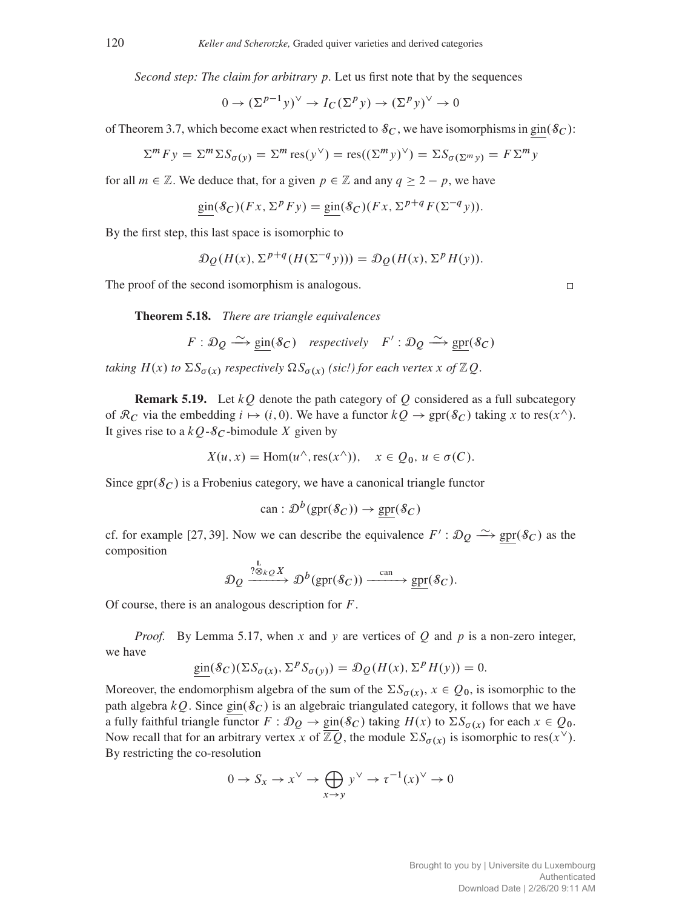*Second step: The claim for arbitrary $p$.* Let us first note that by the sequences

$$0 \to (\Sigma^{p-1} y)^\vee \to I_C(\Sigma^p y) \to (\Sigma^p y)^\vee \to 0$$

of Theorem 3.7, which become exact when restricted to $\mathcal{S}_C$, we have isomorphisms in $\underline{\mathrm{gin}}(\mathcal{S}_C)$:

$$\Sigma^m F y = \Sigma^m \Sigma S_{\sigma(y)} = \Sigma^m \operatorname{res}(y^\vee) = \operatorname{res}((\Sigma^m y)^\vee) = \Sigma S_{\sigma(\Sigma^m y)} = F \Sigma^m y$$

for all $m \in \mathbb{Z}$. We deduce that, for a given $p \in \mathbb{Z}$ and any $q \geq 2 - p$, we have

$$\underline{\mathrm{gin}}(\mathcal{S}_C)(Fx, \Sigma^p F y) = \underline{\mathrm{gin}}(\mathcal{S}_C)(Fx, \Sigma^{p+q} F(\Sigma^{-q} y)).$$

By the first step, this last space is isomorphic to

$$\mathcal{D}_Q(H(x), \Sigma^{p+q}(H(\Sigma^{-q} y))) = \mathcal{D}_Q(H(x), \Sigma^p H(y)).$$

The proof of the second isomorphism is analogous. $\square$

**Theorem 5.18.** *There are triangle equivalences*

$$F : \mathcal{D}_Q \xrightarrow{\sim} \underline{\mathrm{gin}}(\mathcal{S}_C) \quad \textit{respectively} \quad F' : \mathcal{D}_Q \xrightarrow{\sim} \underline{\mathrm{gpr}}(\mathcal{S}_C)$$

*taking $H(x)$ to $\Sigma S_{\sigma(x)}$ respectively $\Omega S_{\sigma(x)}$ (sic!) for each vertex $x$ of $\mathbb{Z}Q$.*

**Remark 5.19.** Let $kQ$ denote the path category of $Q$ considered as a full subcategory of $\mathcal{R}_C$ via the embedding $i \mapsto (i, 0)$. We have a functor $kQ \to \mathrm{gpr}(\mathcal{S}_C)$ taking $x$ to $\operatorname{res}(x^\wedge)$. It gives rise to a $kQ$-$\mathcal{S}_C$-bimodule $X$ given by

$$X(u, x) = \operatorname{Hom}(u^\wedge, \operatorname{res}(x^\wedge)), \quad x \in Q_0, \ u \in \sigma(C).$$

Since $\mathrm{gpr}(\mathcal{S}_C)$ is a Frobenius category, we have a canonical triangle functor

$$\operatorname{can} : \mathcal{D}^b(\mathrm{gpr}(\mathcal{S}_C)) \to \underline{\mathrm{gpr}}(\mathcal{S}_C)$$

cf. for example [27, 39]. Now we can describe the equivalence $F' : \mathcal{D}_Q \xrightarrow{\sim} \underline{\mathrm{gpr}}(\mathcal{S}_C)$ as the composition

$$\mathcal{D}_Q \xrightarrow{?\overset{\mathrm{L}}{\otimes}_{kQ} X} \mathcal{D}^b(\mathrm{gpr}(\mathcal{S}_C)) \xrightarrow{\operatorname{can}} \underline{\mathrm{gpr}}(\mathcal{S}_C).$$

Of course, there is an analogous description for $F$.

*Proof.* By Lemma 5.17, when $x$ and $y$ are vertices of $Q$ and $p$ is a non-zero integer, we have

$$\underline{\mathrm{gin}}(\mathcal{S}_C)(\Sigma S_{\sigma(x)}, \Sigma^p S_{\sigma(y)}) = \mathcal{D}_Q(H(x), \Sigma^p H(y)) = 0.$$

Moreover, the endomorphism algebra of the sum of the $\Sigma S_{\sigma(x)}$, $x \in Q_0$, is isomorphic to the path algebra $kQ$. Since $\underline{\mathrm{gin}}(\mathcal{S}_C)$ is an algebraic triangulated category, it follows that we have a fully faithful triangle functor $F : \mathcal{D}_Q \to \underline{\mathrm{gin}}(\mathcal{S}_C)$ taking $H(x)$ to $\Sigma S_{\sigma(x)}$ for each $x \in Q_0$. Now recall that for an arbitrary vertex $x$ of $\overline{\mathbb{Z}Q}$, the module $\Sigma S_{\sigma(x)}$ is isomorphic to $\operatorname{res}(x^\vee)$. By restricting the co-resolution

$$0 \to S_x \to x^\vee \to \bigoplus_{x \to y} y^\vee \to \tau^{-1}(x)^\vee \to 0$$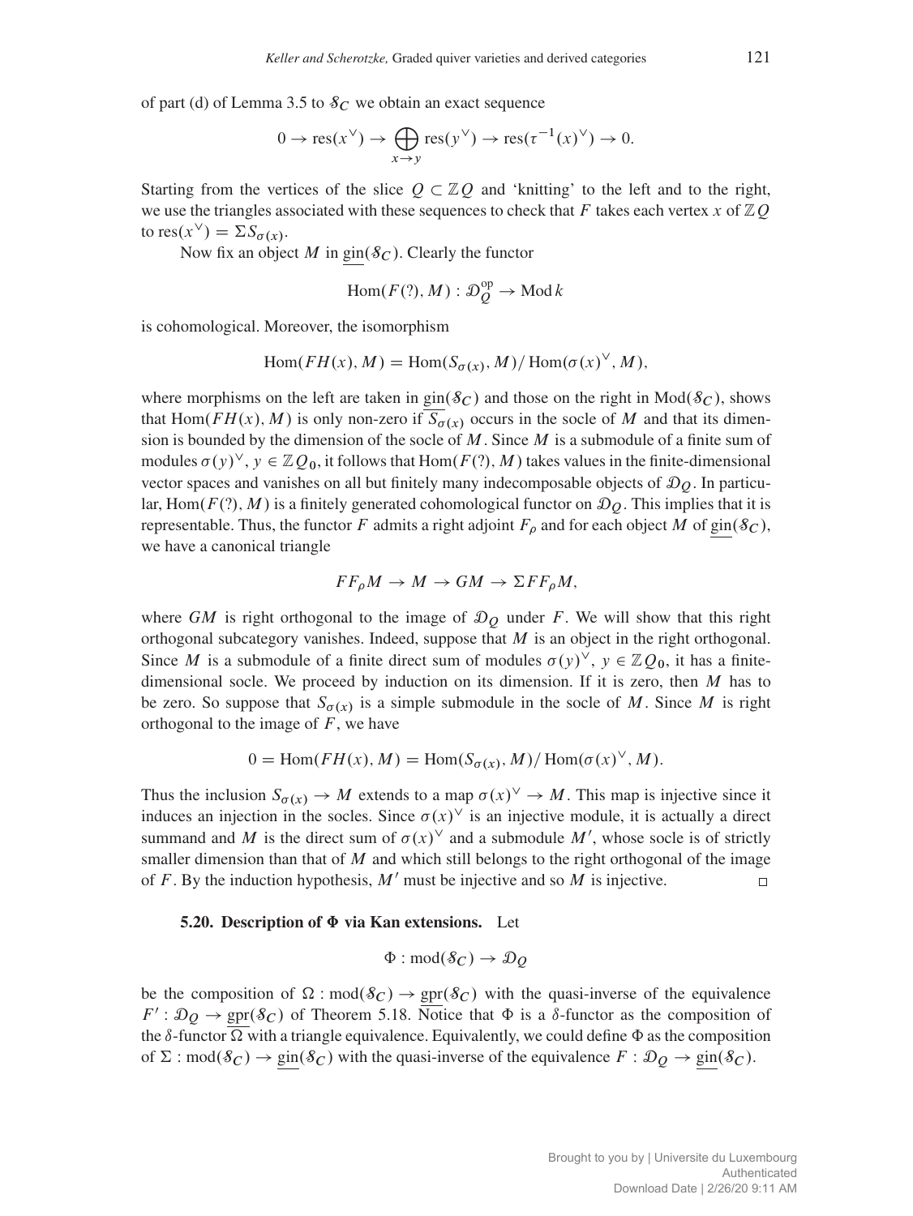of part (d) of Lemma 3.5 to $\mathcal{S}_C$ we obtain an exact sequence

$$0 \to \operatorname{res}(x^\vee) \to \bigoplus_{x \to y} \operatorname{res}(y^\vee) \to \operatorname{res}(\tau^{-1}(x)^\vee) \to 0.$$

Starting from the vertices of the slice $Q \subset \mathbb{Z}Q$ and 'knitting' to the left and to the right, we use the triangles associated with these sequences to check that $F$ takes each vertex $x$ of $\mathbb{Z}Q$ to $\operatorname{res}(x^\vee) = \Sigma S_{\sigma(x)}$.

Now fix an object $M$ in $\underline{\operatorname{gin}}(\mathcal{S}_C)$. Clearly the functor

$$\operatorname{Hom}(F(?), M) : \mathcal{D}_Q^{\mathrm{op}} \to \operatorname{Mod} k$$

is cohomological. Moreover, the isomorphism

$$\operatorname{Hom}(FH(x), M) = \operatorname{Hom}(S_{\sigma(x)}, M)/\operatorname{Hom}(\sigma(x)^\vee, M),$$

where morphisms on the left are taken in $\underline{\operatorname{gin}}(\mathcal{S}_C)$ and those on the right in $\operatorname{Mod}(\mathcal{S}_C)$, shows that $\operatorname{Hom}(FH(x), M)$ is only non-zero if $S_{\sigma(x)}$ occurs in the socle of $M$ and that its dimension is bounded by the dimension of the socle of $M$. Since $M$ is a submodule of a finite sum of modules $\sigma(y)^\vee$, $y \in \mathbb{Z}Q_0$, it follows that $\operatorname{Hom}(F(?), M)$ takes values in the finite-dimensional vector spaces and vanishes on all but finitely many indecomposable objects of $\mathcal{D}_Q$. In particular, $\operatorname{Hom}(F(?), M)$ is a finitely generated cohomological functor on $\mathcal{D}_Q$. This implies that it is representable. Thus, the functor $F$ admits a right adjoint $F_\rho$ and for each object $M$ of $\underline{\operatorname{gin}}(\mathcal{S}_C)$, we have a canonical triangle

$$FF_\rho M \to M \to GM \to \Sigma FF_\rho M,$$

where $GM$ is right orthogonal to the image of $\mathcal{D}_Q$ under $F$. We will show that this right orthogonal subcategory vanishes. Indeed, suppose that $M$ is an object in the right orthogonal. Since $M$ is a submodule of a finite direct sum of modules $\sigma(y)^\vee$, $y \in \mathbb{Z}Q_0$, it has a finite-dimensional socle. We proceed by induction on its dimension. If it is zero, then $M$ has to be zero. So suppose that $S_{\sigma(x)}$ is a simple submodule in the socle of $M$. Since $M$ is right orthogonal to the image of $F$, we have

$$0 = \operatorname{Hom}(FH(x), M) = \operatorname{Hom}(S_{\sigma(x)}, M)/\operatorname{Hom}(\sigma(x)^\vee, M).$$

Thus the inclusion $S_{\sigma(x)} \to M$ extends to a map $\sigma(x)^\vee \to M$. This map is injective since it induces an injection in the socles. Since $\sigma(x)^\vee$ is an injective module, it is actually a direct summand and $M$ is the direct sum of $\sigma(x)^\vee$ and a submodule $M'$, whose socle is of strictly smaller dimension than that of $M$ and which still belongs to the right orthogonal of the image of $F$. By the induction hypothesis, $M'$ must be injective and so $M$ is injective. $\square$

**5.20. Description of $\Phi$ via Kan extensions.** Let

$$\Phi : \operatorname{mod}(\mathcal{S}_C) \to \mathcal{D}_Q$$

be the composition of $\Omega : \operatorname{mod}(\mathcal{S}_C) \to \underline{\operatorname{gpr}}(\mathcal{S}_C)$ with the quasi-inverse of the equivalence $F' : \mathcal{D}_Q \to \underline{\operatorname{gpr}}(\mathcal{S}_C)$ of Theorem 5.18. Notice that $\Phi$ is a $\delta$-functor as the composition of the $\delta$-functor $\Omega$ with a triangle equivalence. Equivalently, we could define $\Phi$ as the composition of $\Sigma : \operatorname{mod}(\mathcal{S}_C) \to \underline{\operatorname{gin}}(\mathcal{S}_C)$ with the quasi-inverse of the equivalence $F : \mathcal{D}_Q \to \underline{\operatorname{gin}}(\mathcal{S}_C)$.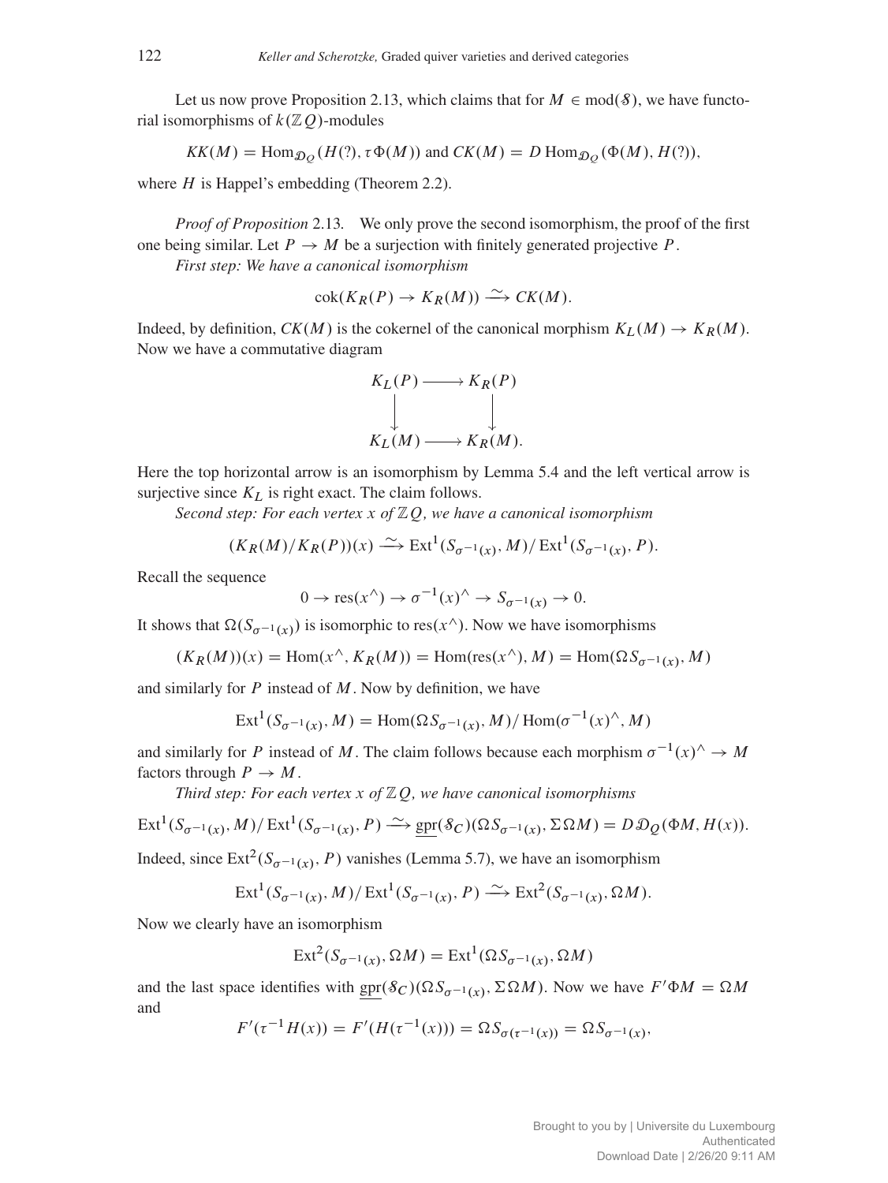Let us now prove Proposition 2.13, which claims that for $M \in \mathrm{mod}(\mathcal{S})$, we have functorial isomorphisms of $k(\mathbb{Z}Q)$-modules

$$KK(M) = \mathrm{Hom}_{\mathcal{D}_Q}(H(?), \tau\Phi(M)) \text{ and } CK(M) = D\,\mathrm{Hom}_{\mathcal{D}_Q}(\Phi(M), H(?)),$$

where $H$ is Happel's embedding (Theorem 2.2).

*Proof of Proposition* 2.13. We only prove the second isomorphism, the proof of the first one being similar. Let $P \to M$ be a surjection with finitely generated projective $P$.

*First step: We have a canonical isomorphism*

$$\mathrm{cok}(K_R(P) \to K_R(M)) \xrightarrow{\sim} CK(M).$$

Indeed, by definition, $CK(M)$ is the cokernel of the canonical morphism $K_L(M) \to K_R(M)$. Now we have a commutative diagram

$$\begin{array}{ccc} K_L(P) & \longrightarrow & K_R(P) \\ \downarrow & & \downarrow \\ K_L(M) & \longrightarrow & K_R(M). \end{array}$$

Here the top horizontal arrow is an isomorphism by Lemma 5.4 and the left vertical arrow is surjective since $K_L$ is right exact. The claim follows.

*Second step: For each vertex $x$ of $\mathbb{Z}Q$, we have a canonical isomorphism*

$$(K_R(M)/K_R(P))(x) \xrightarrow{\sim} \mathrm{Ext}^1(S_{\sigma^{-1}(x)}, M)/\,\mathrm{Ext}^1(S_{\sigma^{-1}(x)}, P).$$

Recall the sequence

$$0 \to \mathrm{res}(x^\wedge) \to \sigma^{-1}(x)^\wedge \to S_{\sigma^{-1}(x)} \to 0.$$

It shows that $\Omega(S_{\sigma^{-1}(x)})$ is isomorphic to $\mathrm{res}(x^\wedge)$. Now we have isomorphisms

$$(K_R(M))(x) = \mathrm{Hom}(x^\wedge, K_R(M)) = \mathrm{Hom}(\mathrm{res}(x^\wedge), M) = \mathrm{Hom}(\Omega S_{\sigma^{-1}(x)}, M)$$

and similarly for $P$ instead of $M$. Now by definition, we have

$$\mathrm{Ext}^1(S_{\sigma^{-1}(x)}, M) = \mathrm{Hom}(\Omega S_{\sigma^{-1}(x)}, M)/\,\mathrm{Hom}(\sigma^{-1}(x)^\wedge, M)$$

and similarly for $P$ instead of $M$. The claim follows because each morphism $\sigma^{-1}(x)^\wedge \to M$ factors through $P \to M$.

*Third step: For each vertex $x$ of $\mathbb{Z}Q$, we have canonical isomorphisms*

$$\mathrm{Ext}^1(S_{\sigma^{-1}(x)}, M)/\,\mathrm{Ext}^1(S_{\sigma^{-1}(x)}, P) \xrightarrow{\sim} \underline{\mathrm{gpr}}(\mathcal{S}_C)(\Omega S_{\sigma^{-1}(x)}, \Sigma\Omega M) = D\,\mathcal{D}_Q(\Phi M, H(x)).$$

Indeed, since $\mathrm{Ext}^2(S_{\sigma^{-1}(x)}, P)$ vanishes (Lemma 5.7), we have an isomorphism

$$\mathrm{Ext}^1(S_{\sigma^{-1}(x)}, M)/\,\mathrm{Ext}^1(S_{\sigma^{-1}(x)}, P) \xrightarrow{\sim} \mathrm{Ext}^2(S_{\sigma^{-1}(x)}, \Omega M).$$

Now we clearly have an isomorphism

$$\mathrm{Ext}^2(S_{\sigma^{-1}(x)}, \Omega M) = \mathrm{Ext}^1(\Omega S_{\sigma^{-1}(x)}, \Omega M)$$

and the last space identifies with $\underline{\mathrm{gpr}}(\mathcal{S}_C)(\Omega S_{\sigma^{-1}(x)}, \Sigma\Omega M)$. Now we have $F'\Phi M = \Omega M$ and

$$F'(\tau^{-1}H(x)) = F'(H(\tau^{-1}(x))) = \Omega S_{\sigma(\tau^{-1}(x))} = \Omega S_{\sigma^{-1}(x)},$$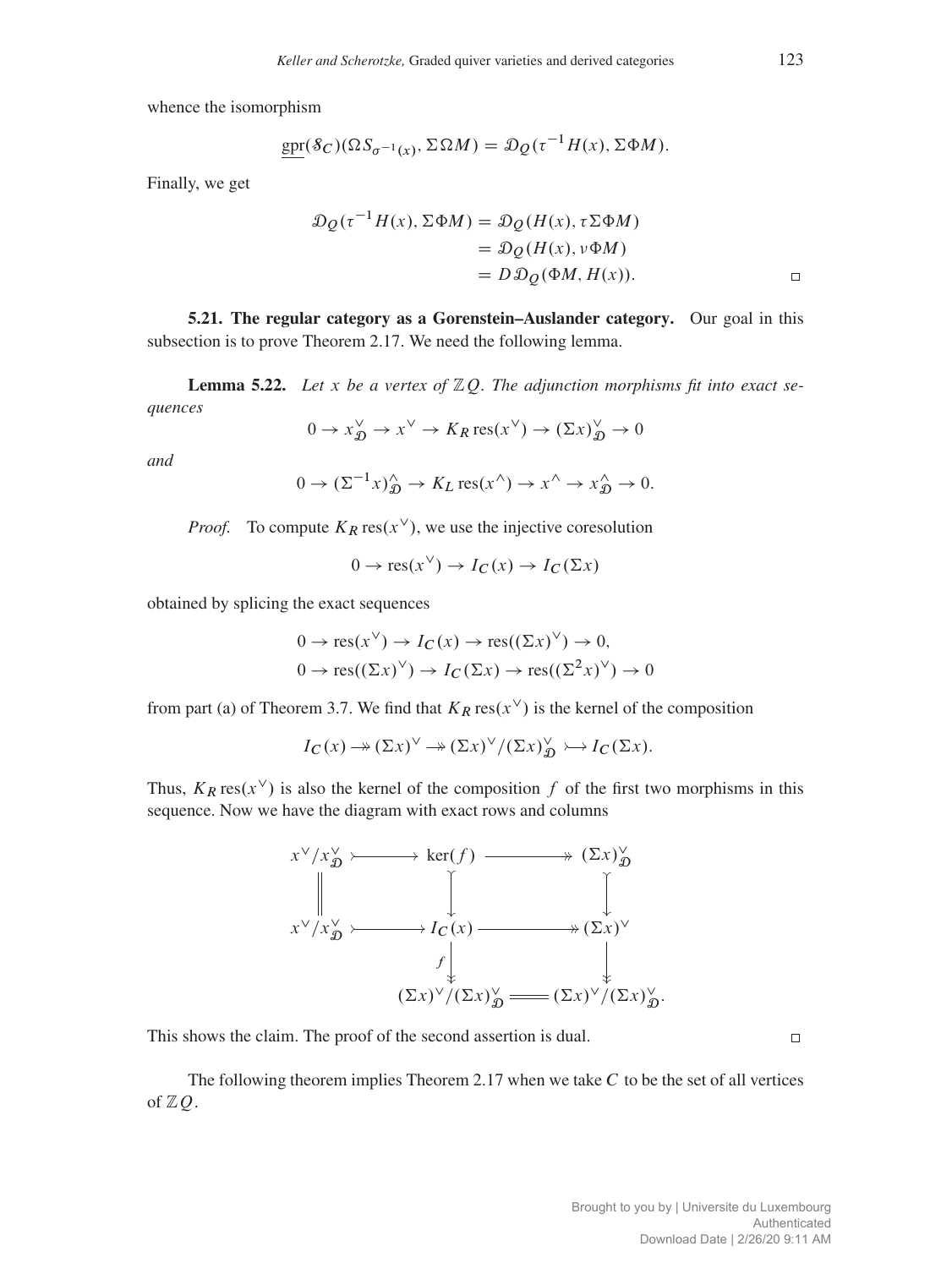whence the isomorphism

$$\underline{\mathrm{gpr}}(\mathcal{S}_C)(\Omega S_{\sigma^{-1}(x)}, \Sigma\Omega M) = \mathcal{D}_Q(\tau^{-1}H(x), \Sigma\Phi M).$$

Finally, we get

$$\begin{aligned}\mathcal{D}_Q(\tau^{-1}H(x), \Sigma\Phi M) &= \mathcal{D}_Q(H(x), \tau\Sigma\Phi M)\\ &= \mathcal{D}_Q(H(x), \nu\Phi M)\\ &= D\mathcal{D}_Q(\Phi M, H(x)).\end{aligned}$$

□

**5.21. The regular category as a Gorenstein–Auslander category.** Our goal in this subsection is to prove Theorem 2.17. We need the following lemma.

**Lemma 5.22.** *Let $x$ be a vertex of $\mathbb{Z}Q$. The adjunction morphisms fit into exact sequences*

$$0 \to x^{\vee}_{\mathcal{D}} \to x^{\vee} \to K_R\operatorname{res}(x^{\vee}) \to (\Sigma x)^{\vee}_{\mathcal{D}} \to 0$$

*and*

$$0 \to (\Sigma^{-1}x)^{\wedge}_{\mathcal{D}} \to K_L\operatorname{res}(x^{\wedge}) \to x^{\wedge} \to x^{\wedge}_{\mathcal{D}} \to 0.$$

*Proof.* To compute $K_R\operatorname{res}(x^{\vee})$, we use the injective coresolution

$$0 \to \operatorname{res}(x^{\vee}) \to I_C(x) \to I_C(\Sigma x)$$

obtained by splicing the exact sequences

$$\begin{aligned}&0 \to \operatorname{res}(x^{\vee}) \to I_C(x) \to \operatorname{res}((\Sigma x)^{\vee}) \to 0,\\ &0 \to \operatorname{res}((\Sigma x)^{\vee}) \to I_C(\Sigma x) \to \operatorname{res}((\Sigma^2 x)^{\vee}) \to 0\end{aligned}$$

from part (a) of Theorem 3.7. We find that $K_R\operatorname{res}(x^{\vee})$ is the kernel of the composition

$$I_C(x) \twoheadrightarrow (\Sigma x)^{\vee} \twoheadrightarrow (\Sigma x)^{\vee}/(\Sigma x)^{\vee}_{\mathcal{D}} \rightarrowtail I_C(\Sigma x).$$

Thus, $K_R\operatorname{res}(x^{\vee})$ is also the kernel of the composition $f$ of the first two morphisms in this sequence. Now we have the diagram with exact rows and columns

$$\begin{array}{ccccc}
x^{\vee}/x^{\vee}_{\mathcal{D}} & \rightarrowtail & \ker(f) & \twoheadrightarrow & (\Sigma x)^{\vee}_{\mathcal{D}}\\
\| & & \downarrow & & \downarrow\\
x^{\vee}/x^{\vee}_{\mathcal{D}} & \rightarrowtail & I_C(x) & \twoheadrightarrow & (\Sigma x)^{\vee}\\
 & & {\scriptstyle f}\downarrow & & \downarrow\\
 & & (\Sigma x)^{\vee}/(\Sigma x)^{\vee}_{\mathcal{D}} & = & (\Sigma x)^{\vee}/(\Sigma x)^{\vee}_{\mathcal{D}}.
\end{array}$$

This shows the claim. The proof of the second assertion is dual. □

The following theorem implies Theorem 2.17 when we take $C$ to be the set of all vertices of $\mathbb{Z}Q$.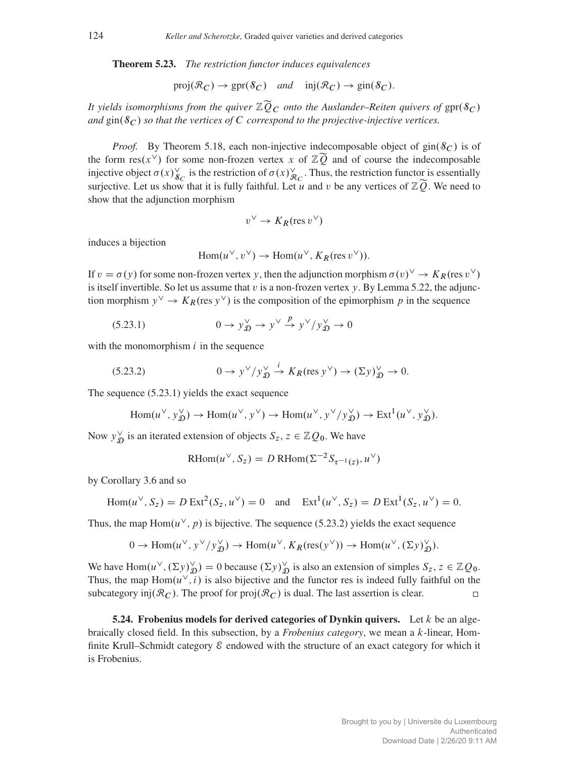**Theorem 5.23.** *The restriction functor induces equivalences*

$$\operatorname{proj}(\mathcal{R}_C) \to \operatorname{gpr}(\mathcal{S}_C) \quad \textit{and} \quad \operatorname{inj}(\mathcal{R}_C) \to \operatorname{gin}(\mathcal{S}_C).$$

*It yields isomorphisms from the quiver $\mathbb{Z}\widetilde{Q}_C$ onto the Auslander–Reiten quivers of* $\operatorname{gpr}(\mathcal{S}_C)$ *and* $\operatorname{gin}(\mathcal{S}_C)$ *so that the vertices of $C$ correspond to the projective-injective vertices.*

*Proof.* By Theorem 5.18, each non-injective indecomposable object of $\operatorname{gin}(\mathcal{S}_C)$ is of the form $\operatorname{res}(x^\vee)$ for some non-frozen vertex $x$ of $\mathbb{Z}\widetilde{Q}$ and of course the indecomposable injective object $\sigma(x)^\vee_{\mathcal{S}_C}$ is the restriction of $\sigma(x)^\vee_{\mathcal{R}_C}$. Thus, the restriction functor is essentially surjective. Let us show that it is fully faithful. Let $u$ and $v$ be any vertices of $\mathbb{Z}\widetilde{Q}$. We need to show that the adjunction morphism

$$v^\vee \to K_R(\operatorname{res} v^\vee)$$

induces a bijection

$$\operatorname{Hom}(u^\vee, v^\vee) \to \operatorname{Hom}(u^\vee, K_R(\operatorname{res} v^\vee)).$$

If $v = \sigma(y)$ for some non-frozen vertex $y$, then the adjunction morphism $\sigma(v)^\vee \to K_R(\operatorname{res} v^\vee)$ is itself invertible. So let us assume that $v$ is a non-frozen vertex $y$. By Lemma 5.22, the adjunction morphism $y^\vee \to K_R(\operatorname{res} y^\vee)$ is the composition of the epimorphism $p$ in the sequence

$$0 \to y^\vee_{\mathcal{D}} \to y^\vee \xrightarrow{p} y^\vee / y^\vee_{\mathcal{D}} \to 0 \tag{5.23.1}$$

with the monomorphism $i$ in the sequence

$$0 \to y^\vee / y^\vee_{\mathcal{D}} \xrightarrow{i} K_R(\operatorname{res} y^\vee) \to (\Sigma y)^\vee_{\mathcal{D}} \to 0. \tag{5.23.2}$$

The sequence (5.23.1) yields the exact sequence

$$\operatorname{Hom}(u^\vee, y^\vee_{\mathcal{D}}) \to \operatorname{Hom}(u^\vee, y^\vee) \to \operatorname{Hom}(u^\vee, y^\vee/y^\vee_{\mathcal{D}}) \to \operatorname{Ext}^1(u^\vee, y^\vee_{\mathcal{D}}).$$

Now $y^\vee_{\mathcal{D}}$ is an iterated extension of objects $S_z$, $z \in \mathbb{Z}Q_0$. We have

$$\operatorname{RHom}(u^\vee, S_z) = D\operatorname{RHom}(\Sigma^{-2} S_{\tau^{-1}(z)}, u^\vee)$$

by Corollary 3.6 and so

$$\operatorname{Hom}(u^\vee, S_z) = D\operatorname{Ext}^2(S_z, u^\vee) = 0 \quad \text{and} \quad \operatorname{Ext}^1(u^\vee, S_z) = D\operatorname{Ext}^1(S_z, u^\vee) = 0.$$

Thus, the map $\operatorname{Hom}(u^\vee, p)$ is bijective. The sequence (5.23.2) yields the exact sequence

$$0 \to \operatorname{Hom}(u^\vee, y^\vee/y^\vee_{\mathcal{D}}) \to \operatorname{Hom}(u^\vee, K_R(\operatorname{res}(y^\vee)) \to \operatorname{Hom}(u^\vee, (\Sigma y)^\vee_{\mathcal{D}}).$$

We have $\operatorname{Hom}(u^\vee, (\Sigma y)^\vee_{\mathcal{D}}) = 0$ because $(\Sigma y)^\vee_{\mathcal{D}}$ is also an extension of simples $S_z$, $z \in \mathbb{Z}Q_0$. Thus, the map $\operatorname{Hom}(u^\vee, i)$ is also bijective and the functor res is indeed fully faithful on the subcategory $\operatorname{inj}(\mathcal{R}_C)$. The proof for $\operatorname{proj}(\mathcal{R}_C)$ is dual. The last assertion is clear. □

**5.24. Frobenius models for derived categories of Dynkin quivers.** Let $k$ be an algebraically closed field. In this subsection, by a *Frobenius category*, we mean a $k$-linear, Hom-finite Krull–Schmidt category $\mathcal{E}$ endowed with the structure of an exact category for which it is Frobenius.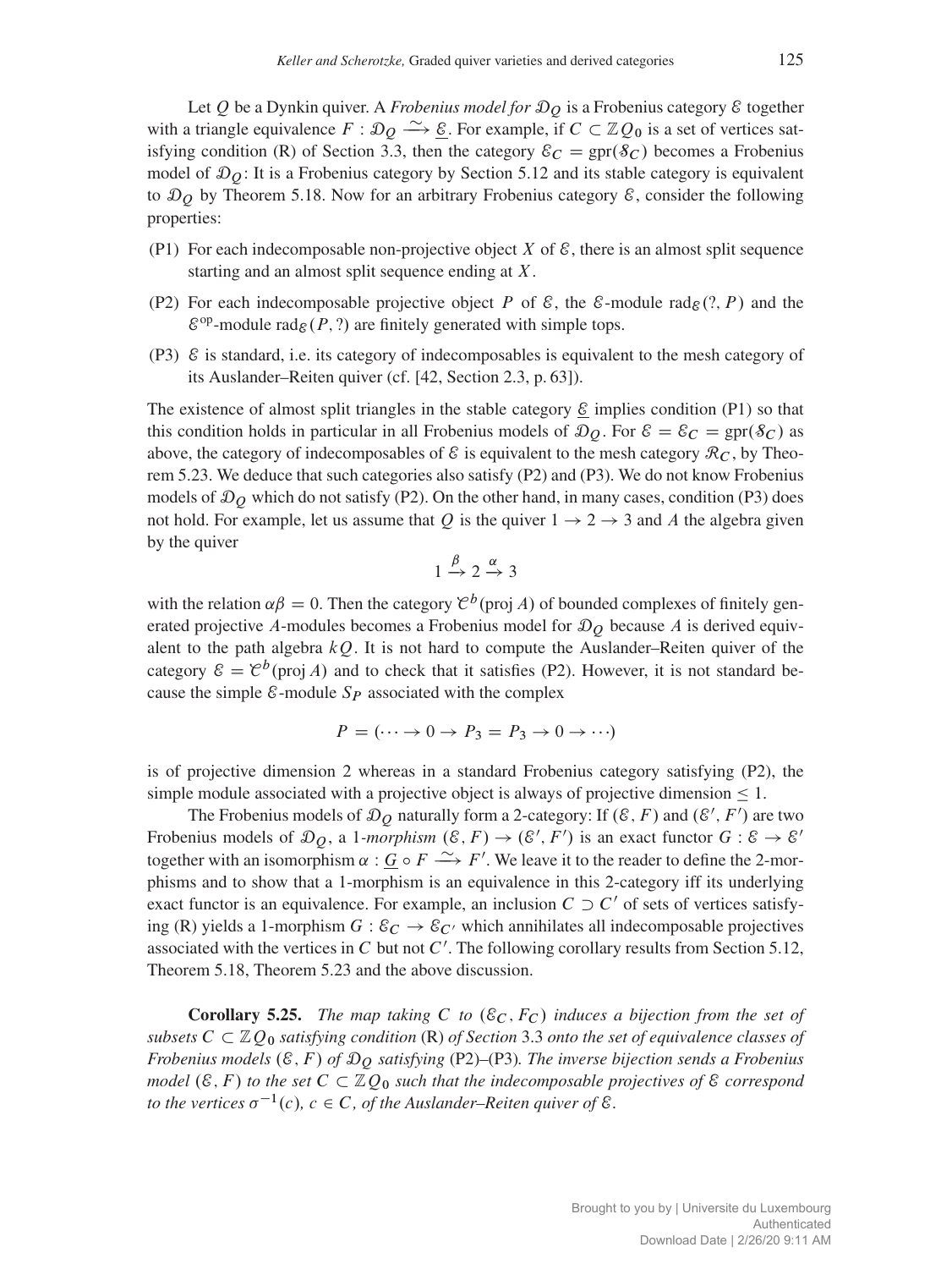Let $Q$ be a Dynkin quiver. A *Frobenius model for* $\mathcal{D}_Q$ is a Frobenius category $\mathcal{E}$ together with a triangle equivalence $F : \mathcal{D}_Q \xrightarrow{\sim} \underline{\mathcal{E}}$. For example, if $C \subset \mathbb{Z}Q_0$ is a set of vertices satisfying condition (R) of Section 3.3, then the category $\mathcal{E}_C = \mathrm{gpr}(\mathcal{S}_C)$ becomes a Frobenius model of $\mathcal{D}_Q$: It is a Frobenius category by Section 5.12 and its stable category is equivalent to $\mathcal{D}_Q$ by Theorem 5.18. Now for an arbitrary Frobenius category $\mathcal{E}$, consider the following properties:

- (P1) For each indecomposable non-projective object $X$ of $\mathcal{E}$, there is an almost split sequence starting and an almost split sequence ending at $X$.
- (P2) For each indecomposable projective object $P$ of $\mathcal{E}$, the $\mathcal{E}$-module $\mathrm{rad}_{\mathcal{E}}(?, P)$ and the $\mathcal{E}^{\mathrm{op}}$-module $\mathrm{rad}_{\mathcal{E}}(P, ?)$ are finitely generated with simple tops.
- (P3) $\mathcal{E}$ is standard, i.e. its category of indecomposables is equivalent to the mesh category of its Auslander–Reiten quiver (cf. [42, Section 2.3, p. 63]).

The existence of almost split triangles in the stable category $\underline{\mathcal{E}}$ implies condition (P1) so that this condition holds in particular in all Frobenius models of $\mathcal{D}_Q$. For $\mathcal{E} = \mathcal{E}_C = \mathrm{gpr}(\mathcal{S}_C)$ as above, the category of indecomposables of $\mathcal{E}$ is equivalent to the mesh category $\mathcal{R}_C$, by Theorem 5.23. We deduce that such categories also satisfy (P2) and (P3). We do not know Frobenius models of $\mathcal{D}_Q$ which do not satisfy (P2). On the other hand, in many cases, condition (P3) does not hold. For example, let us assume that $Q$ is the quiver $1 \to 2 \to 3$ and $A$ the algebra given by the quiver

$$1 \xrightarrow{\beta} 2 \xrightarrow{\alpha} 3$$

with the relation $\alpha\beta = 0$. Then the category $\mathcal{C}^b(\mathrm{proj}\, A)$ of bounded complexes of finitely generated projective $A$-modules becomes a Frobenius model for $\mathcal{D}_Q$ because $A$ is derived equivalent to the path algebra $kQ$. It is not hard to compute the Auslander–Reiten quiver of the category $\mathcal{E} = \mathcal{C}^b(\mathrm{proj}\, A)$ and to check that it satisfies (P2). However, it is not standard because the simple $\mathcal{E}$-module $S_P$ associated with the complex

$$P = (\cdots \to 0 \to P_3 = P_3 \to 0 \to \cdots)$$

is of projective dimension 2 whereas in a standard Frobenius category satisfying (P2), the simple module associated with a projective object is always of projective dimension $\leq 1$.

The Frobenius models of $\mathcal{D}_Q$ naturally form a 2-category: If $(\mathcal{E}, F)$ and $(\mathcal{E}', F')$ are two Frobenius models of $\mathcal{D}_Q$, a 1-*morphism* $(\mathcal{E}, F) \to (\mathcal{E}', F')$ is an exact functor $G : \mathcal{E} \to \mathcal{E}'$ together with an isomorphism $\alpha : \underline{G} \circ F \xrightarrow{\sim} F'$. We leave it to the reader to define the 2-morphisms and to show that a 1-morphism is an equivalence in this 2-category iff its underlying exact functor is an equivalence. For example, an inclusion $C \supset C'$ of sets of vertices satisfying (R) yields a 1-morphism $G : \mathcal{E}_C \to \mathcal{E}_{C'}$ which annihilates all indecomposable projectives associated with the vertices in $C$ but not $C'$. The following corollary results from Section 5.12, Theorem 5.18, Theorem 5.23 and the above discussion.

**Corollary 5.25.** *The map taking $C$ to $(\mathcal{E}_C, F_C)$ induces a bijection from the set of subsets $C \subset \mathbb{Z}Q_0$ satisfying condition* (R) *of Section* 3.3 *onto the set of equivalence classes of Frobenius models $(\mathcal{E}, F)$ of $\mathcal{D}_Q$ satisfying* (P2)–(P3)*. The inverse bijection sends a Frobenius model $(\mathcal{E}, F)$ to the set $C \subset \mathbb{Z}Q_0$ such that the indecomposable projectives of $\mathcal{E}$ correspond to the vertices $\sigma^{-1}(c)$, $c \in C$, of the Auslander–Reiten quiver of $\mathcal{E}$.*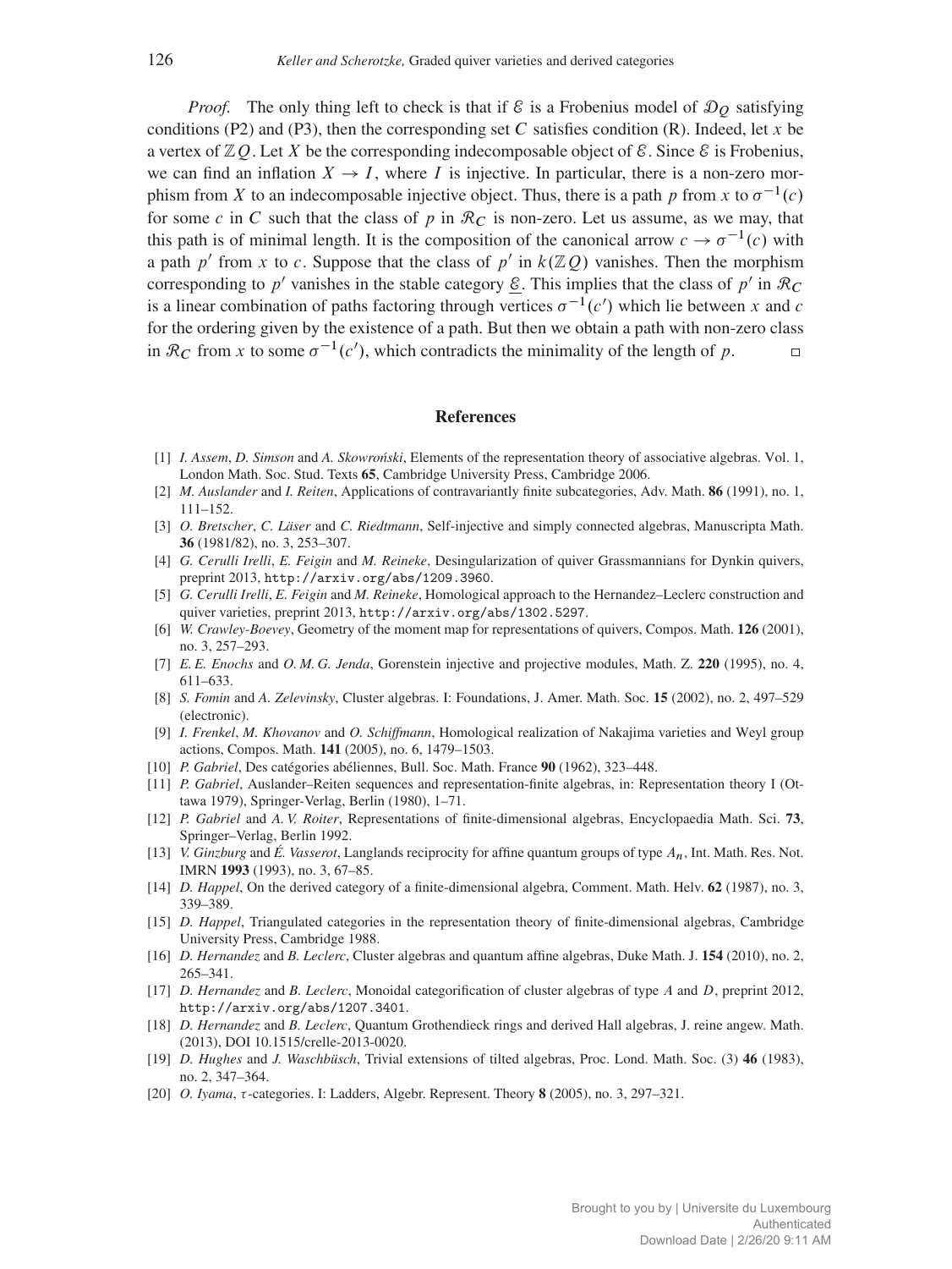*Proof.* The only thing left to check is that if $\mathcal{E}$ is a Frobenius model of $\mathcal{D}_Q$ satisfying conditions (P2) and (P3), then the corresponding set $C$ satisfies condition (R). Indeed, let $x$ be a vertex of $\mathbb{Z}Q$. Let $X$ be the corresponding indecomposable object of $\mathcal{E}$. Since $\mathcal{E}$ is Frobenius, we can find an inflation $X \to I$, where $I$ is injective. In particular, there is a non-zero morphism from $X$ to an indecomposable injective object. Thus, there is a path $p$ from $x$ to $\sigma^{-1}(c)$ for some $c$ in $C$ such that the class of $p$ in $\mathcal{R}_C$ is non-zero. Let us assume, as we may, that this path is of minimal length. It is the composition of the canonical arrow $c \to \sigma^{-1}(c)$ with a path $p'$ from $x$ to $c$. Suppose that the class of $p'$ in $k(\mathbb{Z}Q)$ vanishes. Then the morphism corresponding to $p'$ vanishes in the stable category $\underline{\mathcal{E}}$. This implies that the class of $p'$ in $\mathcal{R}_C$ is a linear combination of paths factoring through vertices $\sigma^{-1}(c')$ which lie between $x$ and $c$ for the ordering given by the existence of a path. But then we obtain a path with non-zero class in $\mathcal{R}_C$ from $x$ to some $\sigma^{-1}(c')$, which contradicts the minimality of the length of $p$. □

## References

[1] *I. Assem*, *D. Simson* and *A. Skowroński*, Elements of the representation theory of associative algebras. Vol. 1, London Math. Soc. Stud. Texts **65**, Cambridge University Press, Cambridge 2006.

[2] *M. Auslander* and *I. Reiten*, Applications of contravariantly finite subcategories, Adv. Math. **86** (1991), no. 1, 111–152.

[3] *O. Bretscher*, *C. Läser* and *C. Riedtmann*, Self-injective and simply connected algebras, Manuscripta Math. **36** (1981/82), no. 3, 253–307.

[4] *G. Cerulli Irelli*, *E. Feigin* and *M. Reineke*, Desingularization of quiver Grassmannians for Dynkin quivers, preprint 2013, `http://arxiv.org/abs/1209.3960`.

[5] *G. Cerulli Irelli*, *E. Feigin* and *M. Reineke*, Homological approach to the Hernandez–Leclerc construction and quiver varieties, preprint 2013, `http://arxiv.org/abs/1302.5297`.

[6] *W. Crawley-Boevey*, Geometry of the moment map for representations of quivers, Compos. Math. **126** (2001), no. 3, 257–293.

[7] *E. E. Enochs* and *O. M. G. Jenda*, Gorenstein injective and projective modules, Math. Z. **220** (1995), no. 4, 611–633.

[8] *S. Fomin* and *A. Zelevinsky*, Cluster algebras. I: Foundations, J. Amer. Math. Soc. **15** (2002), no. 2, 497–529 (electronic).

[9] *I. Frenkel*, *M. Khovanov* and *O. Schiffmann*, Homological realization of Nakajima varieties and Weyl group actions, Compos. Math. **141** (2005), no. 6, 1479–1503.

[10] *P. Gabriel*, Des catégories abéliennes, Bull. Soc. Math. France **90** (1962), 323–448.

[11] *P. Gabriel*, Auslander–Reiten sequences and representation-finite algebras, in: Representation theory I (Ottawa 1979), Springer-Verlag, Berlin (1980), 1–71.

[12] *P. Gabriel* and *A. V. Roiter*, Representations of finite-dimensional algebras, Encyclopaedia Math. Sci. **73**, Springer–Verlag, Berlin 1992.

[13] *V. Ginzburg* and *É. Vasserot*, Langlands reciprocity for affine quantum groups of type $A_n$, Int. Math. Res. Not. IMRN **1993** (1993), no. 3, 67–85.

[14] *D. Happel*, On the derived category of a finite-dimensional algebra, Comment. Math. Helv. **62** (1987), no. 3, 339–389.

[15] *D. Happel*, Triangulated categories in the representation theory of finite-dimensional algebras, Cambridge University Press, Cambridge 1988.

[16] *D. Hernandez* and *B. Leclerc*, Cluster algebras and quantum affine algebras, Duke Math. J. **154** (2010), no. 2, 265–341.

[17] *D. Hernandez* and *B. Leclerc*, Monoidal categorification of cluster algebras of type $A$ and $D$, preprint 2012, `http://arxiv.org/abs/1207.3401`.

[18] *D. Hernandez* and *B. Leclerc*, Quantum Grothendieck rings and derived Hall algebras, J. reine angew. Math. (2013), DOI 10.1515/crelle-2013-0020.

[19] *D. Hughes* and *J. Waschbüsch*, Trivial extensions of tilted algebras, Proc. Lond. Math. Soc. (3) **46** (1983), no. 2, 347–364.

[20] *O. Iyama*, $\tau$-categories. I: Ladders, Algebr. Represent. Theory **8** (2005), no. 3, 297–321.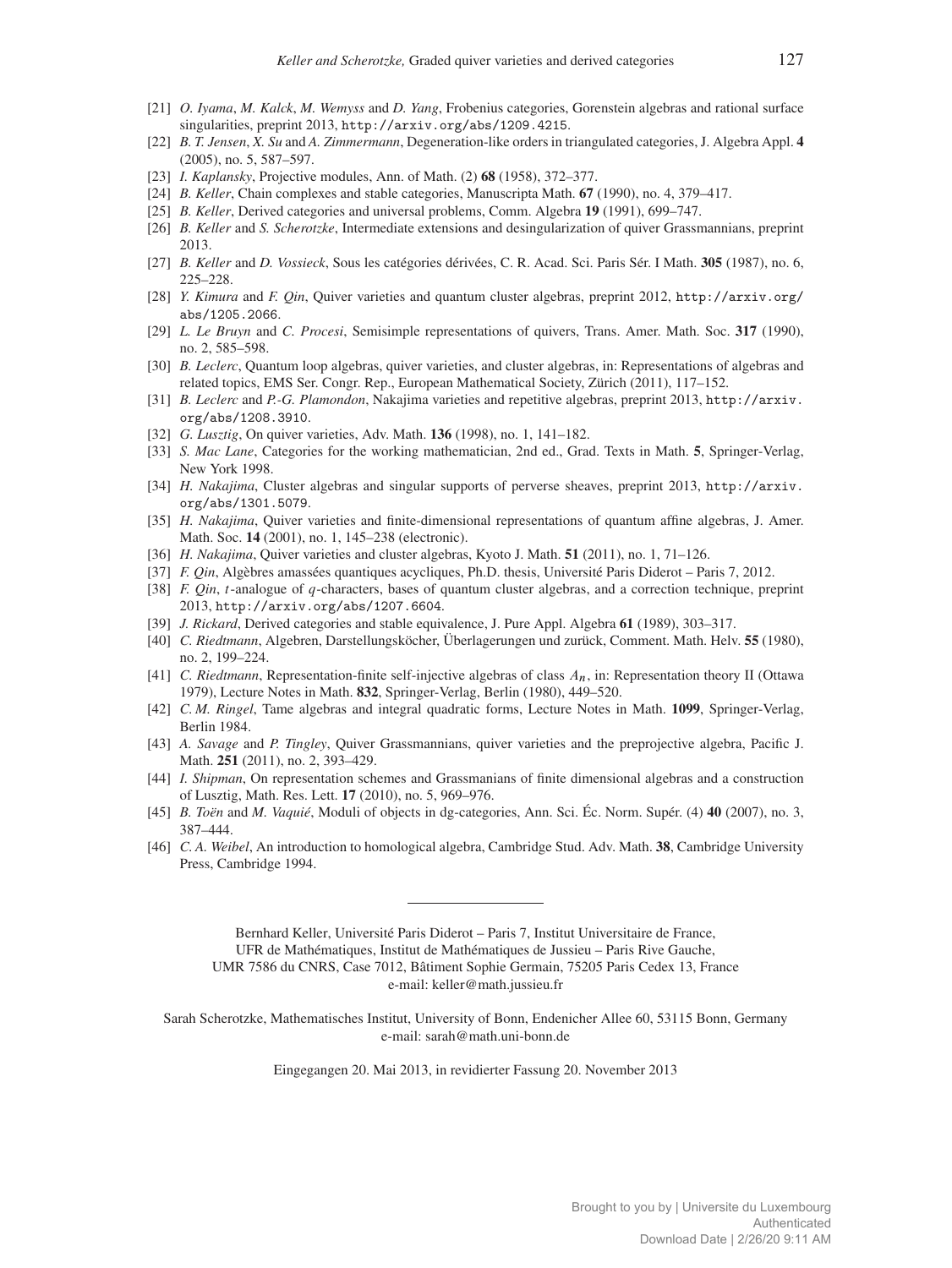[21] *O. Iyama*, *M. Kalck*, *M. Wemyss* and *D. Yang*, Frobenius categories, Gorenstein algebras and rational surface singularities, preprint 2013, http://arxiv.org/abs/1209.4215.

[22] *B. T. Jensen*, *X. Su* and *A. Zimmermann*, Degeneration-like orders in triangulated categories, J. Algebra Appl. **4** (2005), no. 5, 587–597.

[23] *I. Kaplansky*, Projective modules, Ann. of Math. (2) **68** (1958), 372–377.

[24] *B. Keller*, Chain complexes and stable categories, Manuscripta Math. **67** (1990), no. 4, 379–417.

[25] *B. Keller*, Derived categories and universal problems, Comm. Algebra **19** (1991), 699–747.

[26] *B. Keller* and *S. Scherotzke*, Intermediate extensions and desingularization of quiver Grassmannians, preprint 2013.

[27] *B. Keller* and *D. Vossieck*, Sous les catégories dérivées, C. R. Acad. Sci. Paris Sér. I Math. **305** (1987), no. 6, 225–228.

[28] *Y. Kimura* and *F. Qin*, Quiver varieties and quantum cluster algebras, preprint 2012, http://arxiv.org/abs/1205.2066.

[29] *L. Le Bruyn* and *C. Procesi*, Semisimple representations of quivers, Trans. Amer. Math. Soc. **317** (1990), no. 2, 585–598.

[30] *B. Leclerc*, Quantum loop algebras, quiver varieties, and cluster algebras, in: Representations of algebras and related topics, EMS Ser. Congr. Rep., European Mathematical Society, Zürich (2011), 117–152.

[31] *B. Leclerc* and *P.-G. Plamondon*, Nakajima varieties and repetitive algebras, preprint 2013, http://arxiv.org/abs/1208.3910.

[32] *G. Lusztig*, On quiver varieties, Adv. Math. **136** (1998), no. 1, 141–182.

[33] *S. Mac Lane*, Categories for the working mathematician, 2nd ed., Grad. Texts in Math. **5**, Springer-Verlag, New York 1998.

[34] *H. Nakajima*, Cluster algebras and singular supports of perverse sheaves, preprint 2013, http://arxiv.org/abs/1301.5079.

[35] *H. Nakajima*, Quiver varieties and finite-dimensional representations of quantum affine algebras, J. Amer. Math. Soc. **14** (2001), no. 1, 145–238 (electronic).

[36] *H. Nakajima*, Quiver varieties and cluster algebras, Kyoto J. Math. **51** (2011), no. 1, 71–126.

[37] *F. Qin*, Algèbres amassées quantiques acycliques, Ph.D. thesis, Université Paris Diderot – Paris 7, 2012.

[38] *F. Qin*, $t$-analogue of $q$-characters, bases of quantum cluster algebras, and a correction technique, preprint 2013, http://arxiv.org/abs/1207.6604.

[39] *J. Rickard*, Derived categories and stable equivalence, J. Pure Appl. Algebra **61** (1989), 303–317.

[40] *C. Riedtmann*, Algebren, Darstellungsköcher, Überlagerungen und zurück, Comment. Math. Helv. **55** (1980), no. 2, 199–224.

[41] *C. Riedtmann*, Representation-finite self-injective algebras of class $A_n$, in: Representation theory II (Ottawa 1979), Lecture Notes in Math. **832**, Springer-Verlag, Berlin (1980), 449–520.

[42] *C. M. Ringel*, Tame algebras and integral quadratic forms, Lecture Notes in Math. **1099**, Springer-Verlag, Berlin 1984.

[43] *A. Savage* and *P. Tingley*, Quiver Grassmannians, quiver varieties and the preprojective algebra, Pacific J. Math. **251** (2011), no. 2, 393–429.

[44] *I. Shipman*, On representation schemes and Grassmanians of finite dimensional algebras and a construction of Lusztig, Math. Res. Lett. **17** (2010), no. 5, 969–976.

[45] *B. Toën* and *M. Vaquié*, Moduli of objects in dg-categories, Ann. Sci. Éc. Norm. Supér. (4) **40** (2007), no. 3, 387–444.

[46] *C. A. Weibel*, An introduction to homological algebra, Cambridge Stud. Adv. Math. **38**, Cambridge University Press, Cambridge 1994.

---

Bernhard Keller, Université Paris Diderot – Paris 7, Institut Universitaire de France,
UFR de Mathématiques, Institut de Mathématiques de Jussieu – Paris Rive Gauche,
UMR 7586 du CNRS, Case 7012, Bâtiment Sophie Germain, 75205 Paris Cedex 13, France
e-mail: keller@math.jussieu.fr

Sarah Scherotzke, Mathematisches Institut, University of Bonn, Endenicher Allee 60, 53115 Bonn, Germany
e-mail: sarah@math.uni-bonn.de

Eingegangen 20. Mai 2013, in revidierter Fassung 20. November 2013